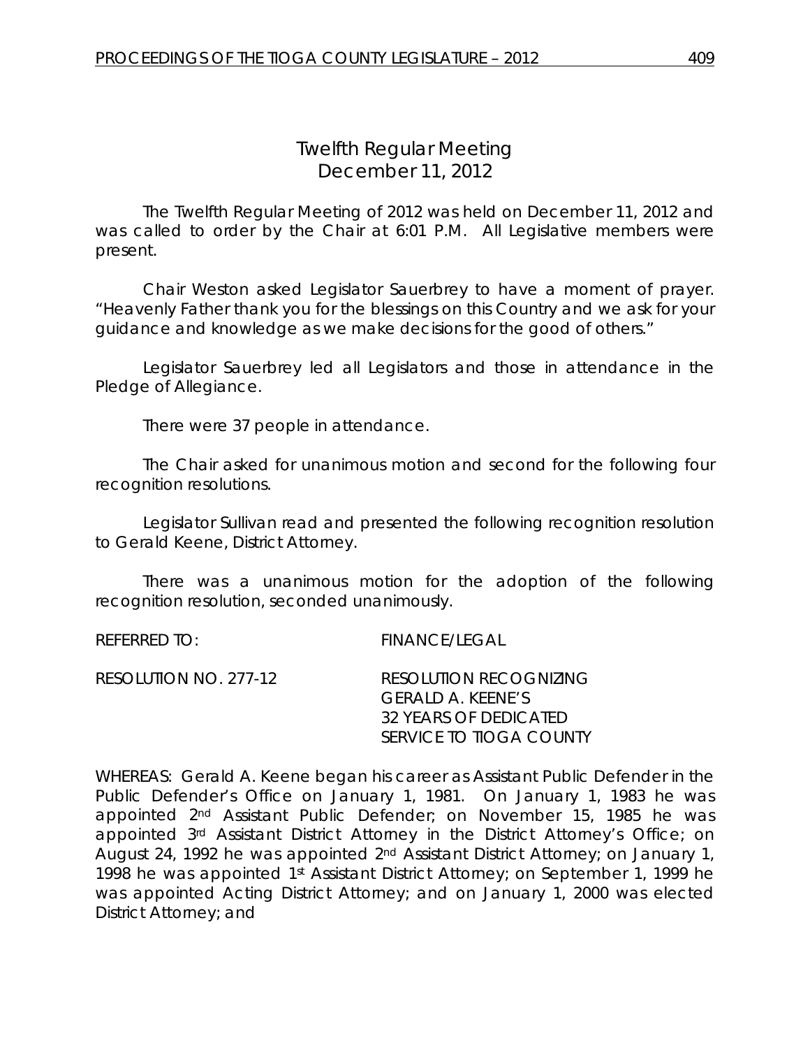# Twelfth Regular Meeting
## December 11, 2012

The Twelfth Regular Meeting of 2012 was held on December 11, 2012 and was called to order by the Chair at 6:01 P.M. All Legislative members were present.

Chair Weston asked Legislator Sauerbrey to have a moment of prayer. "Heavenly Father thank you for the blessings on this Country and we ask for your guidance and knowledge as we make decisions for the good of others."

Legislator Sauerbrey led all Legislators and those in attendance in the Pledge of Allegiance.

There were 37 people in attendance.

The Chair asked for unanimous motion and second for the following four recognition resolutions.

Legislator Sullivan read and presented the following recognition resolution to Gerald Keene, District Attorney.

There was a unanimous motion for the adoption of the following recognition resolution, seconded unanimously.

REFERRED TO: FINANCE/LEGAL

RESOLUTION NO. 277-12 RESOLUTION RECOGNIZING GERALD A. KEENE'S 32 YEARS OF DEDICATED SERVICE TO TIOGA COUNTY

WHEREAS: Gerald A. Keene began his career as Assistant Public Defender in the Public Defender's Office on January 1, 1981. On January 1, 1983 he was appointed 2nd Assistant Public Defender; on November 15, 1985 he was appointed 3rd Assistant District Attorney in the District Attorney's Office; on August 24, 1992 he was appointed 2nd Assistant District Attorney; on January 1, 1998 he was appointed 1st Assistant District Attorney; on September 1, 1999 he was appointed Acting District Attorney; and on January 1, 2000 was elected District Attorney; and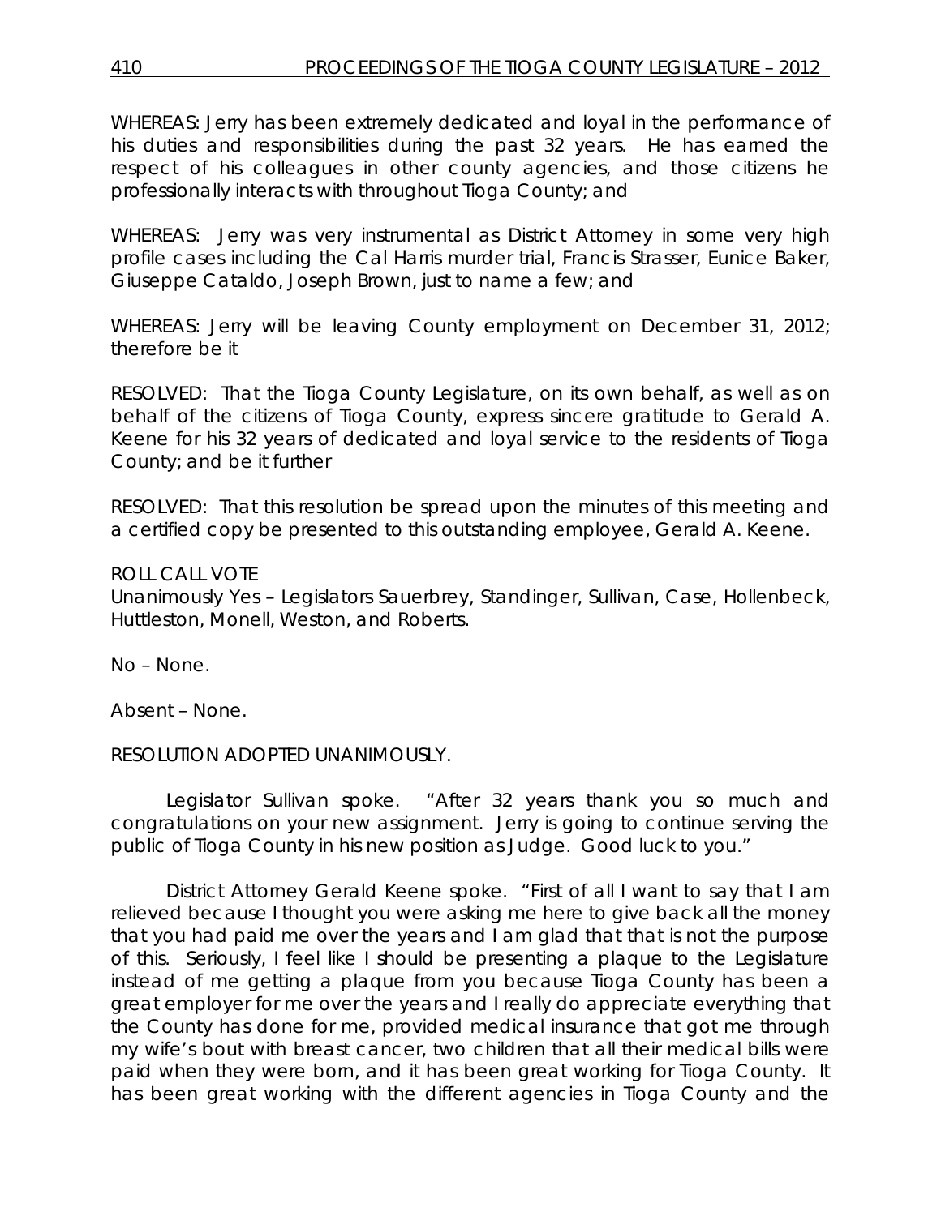WHEREAS: Jerry has been extremely dedicated and loyal in the performance of his duties and responsibilities during the past 32 years. He has earned the respect of his colleagues in other county agencies, and those citizens he professionally interacts with throughout Tioga County; and

WHEREAS: Jerry was very instrumental as District Attorney in some very high profile cases including the Cal Harris murder trial, Francis Strasser, Eunice Baker, Giuseppe Cataldo, Joseph Brown, just to name a few; and

WHEREAS: Jerry will be leaving County employment on December 31, 2012; therefore be it

RESOLVED: That the Tioga County Legislature, on its own behalf, as well as on behalf of the citizens of Tioga County, express sincere gratitude to Gerald A. Keene for his 32 years of dedicated and loyal service to the residents of Tioga County; and be it further

RESOLVED: That this resolution be spread upon the minutes of this meeting and a certified copy be presented to this outstanding employee, Gerald A. Keene.

ROLL CALL VOTE
Unanimously Yes – Legislators Sauerbrey, Standinger, Sullivan, Case, Hollenbeck, Huttleston, Monell, Weston, and Roberts.

No – None.

Absent – None.

RESOLUTION ADOPTED UNANIMOUSLY.

Legislator Sullivan spoke. "After 32 years thank you so much and congratulations on your new assignment. Jerry is going to continue serving the public of Tioga County in his new position as Judge. Good luck to you."

District Attorney Gerald Keene spoke. "First of all I want to say that I am relieved because I thought you were asking me here to give back all the money that you had paid me over the years and I am glad that that is not the purpose of this. Seriously, I feel like I should be presenting a plaque to the Legislature instead of me getting a plaque from you because Tioga County has been a great employer for me over the years and I really do appreciate everything that the County has done for me, provided medical insurance that got me through my wife's bout with breast cancer, two children that all their medical bills were paid when they were born, and it has been great working for Tioga County. It has been great working with the different agencies in Tioga County and the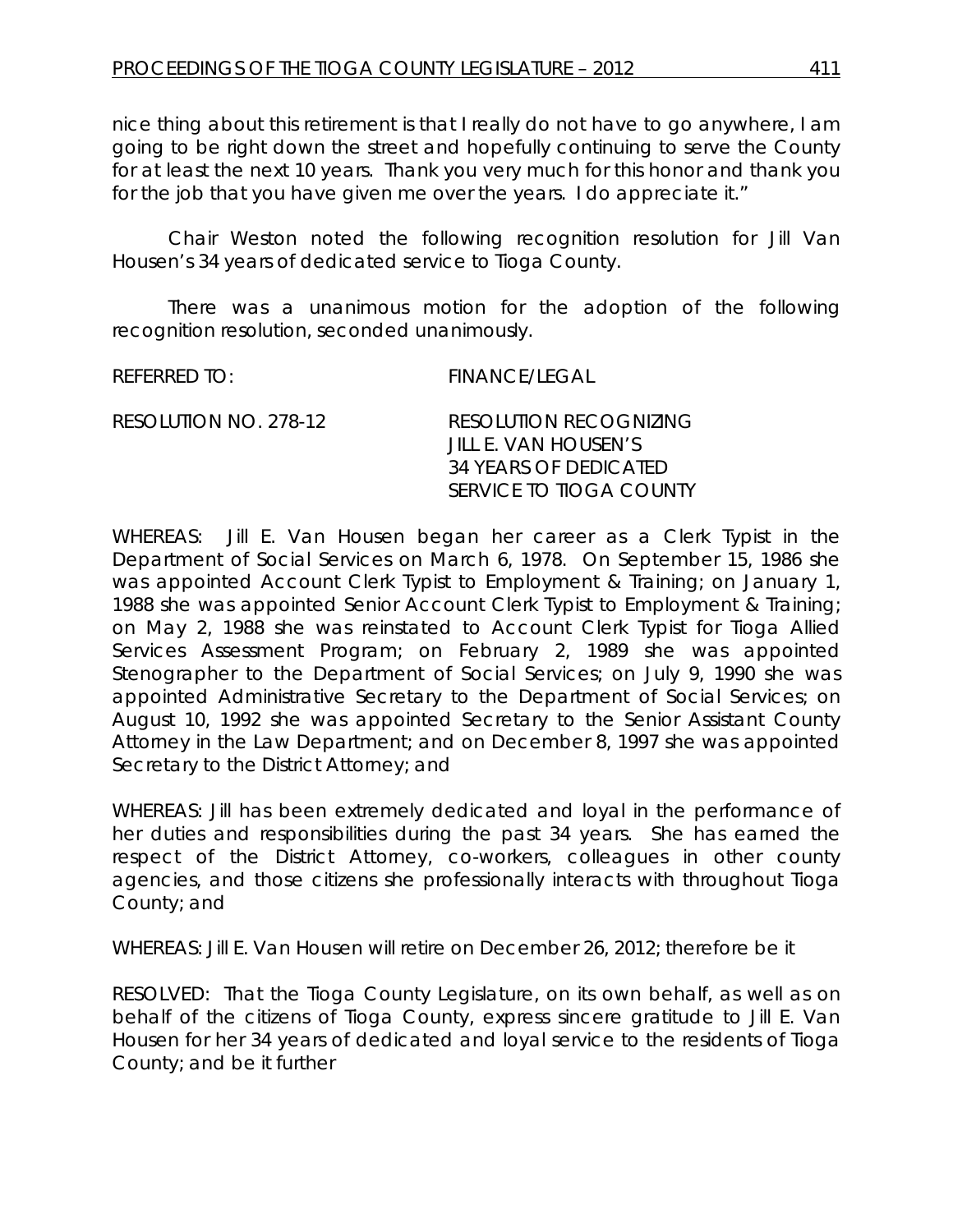nice thing about this retirement is that I really do not have to go anywhere, I am going to be right down the street and hopefully continuing to serve the County for at least the next 10 years. Thank you very much for this honor and thank you for the job that you have given me over the years. I do appreciate it."

Chair Weston noted the following recognition resolution for Jill Van Housen's 34 years of dedicated service to Tioga County.

There was a unanimous motion for the adoption of the following recognition resolution, seconded unanimously.

REFERRED TO: FINANCE/LEGAL

RESOLUTION NO. 278-12 RESOLUTION RECOGNIZING JILL E. VAN HOUSEN'S 34 YEARS OF DEDICATED SERVICE TO TIOGA COUNTY

WHEREAS: Jill E. Van Housen began her career as a Clerk Typist in the Department of Social Services on March 6, 1978. On September 15, 1986 she was appointed Account Clerk Typist to Employment & Training; on January 1, 1988 she was appointed Senior Account Clerk Typist to Employment & Training; on May 2, 1988 she was reinstated to Account Clerk Typist for Tioga Allied Services Assessment Program; on February 2, 1989 she was appointed Stenographer to the Department of Social Services; on July 9, 1990 she was appointed Administrative Secretary to the Department of Social Services; on August 10, 1992 she was appointed Secretary to the Senior Assistant County Attorney in the Law Department; and on December 8, 1997 she was appointed Secretary to the District Attorney; and

WHEREAS: Jill has been extremely dedicated and loyal in the performance of her duties and responsibilities during the past 34 years. She has earned the respect of the District Attorney, co-workers, colleagues in other county agencies, and those citizens she professionally interacts with throughout Tioga County; and

WHEREAS: Jill E. Van Housen will retire on December 26, 2012; therefore be it

RESOLVED: That the Tioga County Legislature, on its own behalf, as well as on behalf of the citizens of Tioga County, express sincere gratitude to Jill E. Van Housen for her 34 years of dedicated and loyal service to the residents of Tioga County; and be it further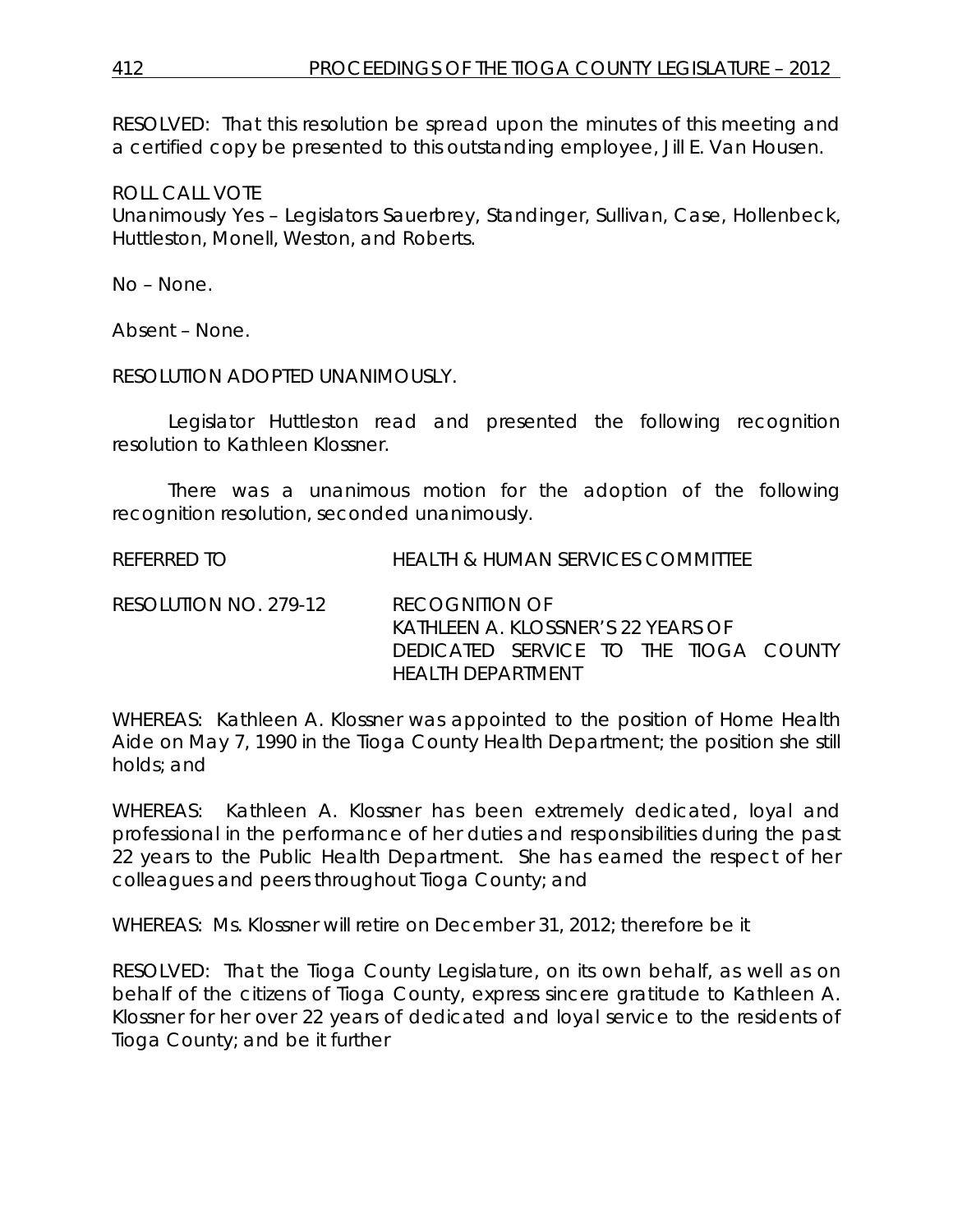RESOLVED: That this resolution be spread upon the minutes of this meeting and a certified copy be presented to this outstanding employee, Jill E. Van Housen.

ROLL CALL VOTE
Unanimously Yes – Legislators Sauerbrey, Standinger, Sullivan, Case, Hollenbeck, Huttleston, Monell, Weston, and Roberts.

No – None.

Absent – None.

RESOLUTION ADOPTED UNANIMOUSLY.

Legislator Huttleston read and presented the following recognition resolution to Kathleen Klossner.

There was a unanimous motion for the adoption of the following recognition resolution, seconded unanimously.

REFERRED TO HEALTH & HUMAN SERVICES COMMITTEE

RESOLUTION NO. 279-12 RECOGNITION OF KATHLEEN A. KLOSSNER'S 22 YEARS OF DEDICATED SERVICE TO THE TIOGA COUNTY HEALTH DEPARTMENT

WHEREAS: Kathleen A. Klossner was appointed to the position of Home Health Aide on May 7, 1990 in the Tioga County Health Department; the position she still holds; and

WHEREAS: Kathleen A. Klossner has been extremely dedicated, loyal and professional in the performance of her duties and responsibilities during the past 22 years to the Public Health Department. She has earned the respect of her colleagues and peers throughout Tioga County; and

WHEREAS: Ms. Klossner will retire on December 31, 2012; therefore be it

RESOLVED: That the Tioga County Legislature, on its own behalf, as well as on behalf of the citizens of Tioga County, express sincere gratitude to Kathleen A. Klossner for her over 22 years of dedicated and loyal service to the residents of Tioga County; and be it further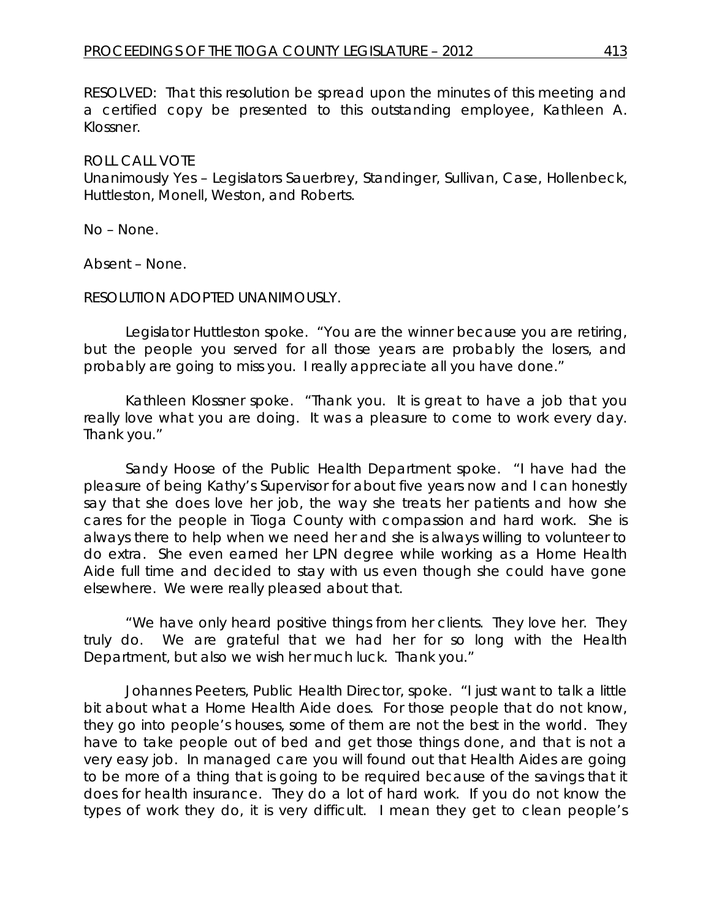RESOLVED: That this resolution be spread upon the minutes of this meeting and a certified copy be presented to this outstanding employee, Kathleen A. Klossner.

ROLL CALL VOTE
Unanimously Yes – Legislators Sauerbrey, Standinger, Sullivan, Case, Hollenbeck, Huttleston, Monell, Weston, and Roberts.

No – None.

Absent – None.

RESOLUTION ADOPTED UNANIMOUSLY.

Legislator Huttleston spoke. "You are the winner because you are retiring, but the people you served for all those years are probably the losers, and probably are going to miss you. I really appreciate all you have done."

Kathleen Klossner spoke. "Thank you. It is great to have a job that you really love what you are doing. It was a pleasure to come to work every day. Thank you."

Sandy Hoose of the Public Health Department spoke. "I have had the pleasure of being Kathy's Supervisor for about five years now and I can honestly say that she does love her job, the way she treats her patients and how she cares for the people in Tioga County with compassion and hard work. She is always there to help when we need her and she is always willing to volunteer to do extra. She even earned her LPN degree while working as a Home Health Aide full time and decided to stay with us even though she could have gone elsewhere. We were really pleased about that.

"We have only heard positive things from her clients. They love her. They truly do. We are grateful that we had her for so long with the Health Department, but also we wish her much luck. Thank you."

Johannes Peeters, Public Health Director, spoke. "I just want to talk a little bit about what a Home Health Aide does. For those people that do not know, they go into people's houses, some of them are not the best in the world. They have to take people out of bed and get those things done, and that is not a very easy job. In managed care you will found out that Health Aides are going to be more of a thing that is going to be required because of the savings that it does for health insurance. They do a lot of hard work. If you do not know the types of work they do, it is very difficult. I mean they get to clean people's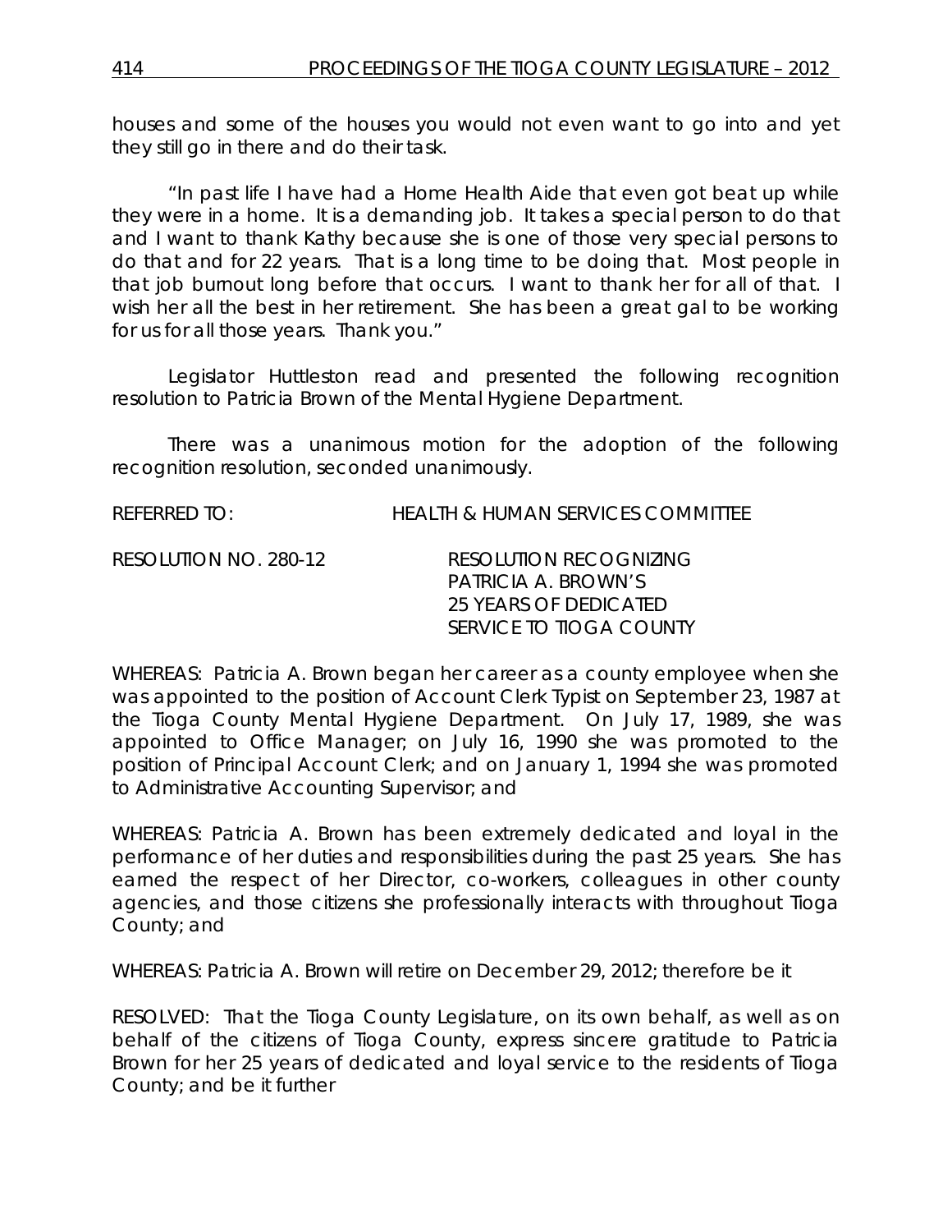houses and some of the houses you would not even want to go into and yet they still go in there and do their task.

"In past life I have had a Home Health Aide that even got beat up while they were in a home. It is a demanding job. It takes a special person to do that and I want to thank Kathy because she is one of those very special persons to do that and for 22 years. That is a long time to be doing that. Most people in that job burnout long before that occurs. I want to thank her for all of that. I wish her all the best in her retirement. She has been a great gal to be working for us for all those years. Thank you."

Legislator Huttleston read and presented the following recognition resolution to Patricia Brown of the Mental Hygiene Department.

There was a unanimous motion for the adoption of the following recognition resolution, seconded unanimously.

REFERRED TO: HEALTH & HUMAN SERVICES COMMITTEE

RESOLUTION NO. 280-12 RESOLUTION RECOGNIZING PATRICIA A. BROWN'S 25 YEARS OF DEDICATED SERVICE TO TIOGA COUNTY

WHEREAS: Patricia A. Brown began her career as a county employee when she was appointed to the position of Account Clerk Typist on September 23, 1987 at the Tioga County Mental Hygiene Department. On July 17, 1989, she was appointed to Office Manager; on July 16, 1990 she was promoted to the position of Principal Account Clerk; and on January 1, 1994 she was promoted to Administrative Accounting Supervisor; and

WHEREAS: Patricia A. Brown has been extremely dedicated and loyal in the performance of her duties and responsibilities during the past 25 years. She has earned the respect of her Director, co-workers, colleagues in other county agencies, and those citizens she professionally interacts with throughout Tioga County; and

WHEREAS: Patricia A. Brown will retire on December 29, 2012; therefore be it

RESOLVED: That the Tioga County Legislature, on its own behalf, as well as on behalf of the citizens of Tioga County, express sincere gratitude to Patricia Brown for her 25 years of dedicated and loyal service to the residents of Tioga County; and be it further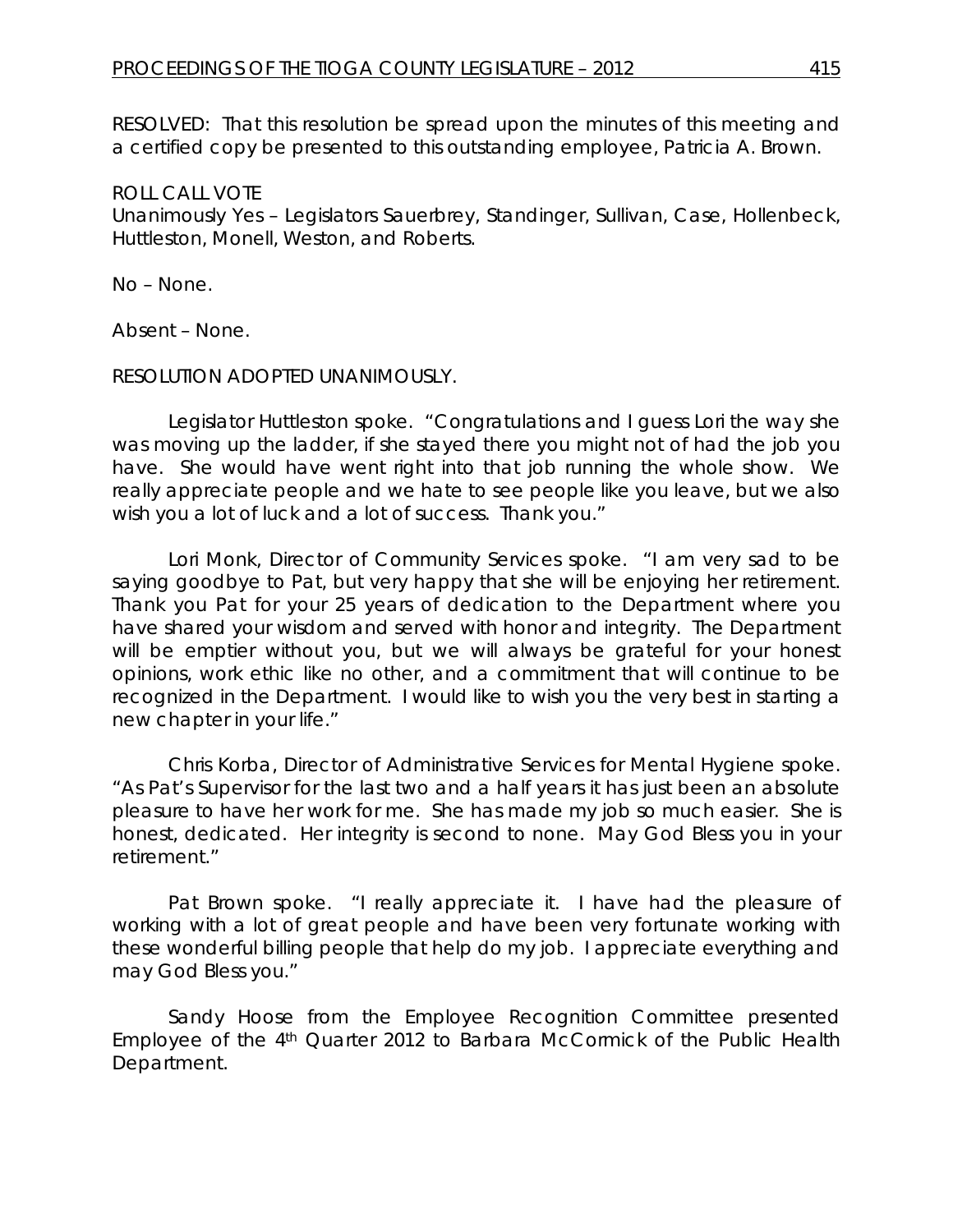RESOLVED: That this resolution be spread upon the minutes of this meeting and a certified copy be presented to this outstanding employee, Patricia A. Brown.

ROLL CALL VOTE
Unanimously Yes – Legislators Sauerbrey, Standinger, Sullivan, Case, Hollenbeck, Huttleston, Monell, Weston, and Roberts.

No – None.

Absent – None.

RESOLUTION ADOPTED UNANIMOUSLY.

Legislator Huttleston spoke. "Congratulations and I guess Lori the way she was moving up the ladder, if she stayed there you might not of had the job you have. She would have went right into that job running the whole show. We really appreciate people and we hate to see people like you leave, but we also wish you a lot of luck and a lot of success. Thank you."

Lori Monk, Director of Community Services spoke. "I am very sad to be saying goodbye to Pat, but very happy that she will be enjoying her retirement. Thank you Pat for your 25 years of dedication to the Department where you have shared your wisdom and served with honor and integrity. The Department will be emptier without you, but we will always be grateful for your honest opinions, work ethic like no other, and a commitment that will continue to be recognized in the Department. I would like to wish you the very best in starting a new chapter in your life."

Chris Korba, Director of Administrative Services for Mental Hygiene spoke. "As Pat's Supervisor for the last two and a half years it has just been an absolute pleasure to have her work for me. She has made my job so much easier. She is honest, dedicated. Her integrity is second to none. May God Bless you in your retirement."

Pat Brown spoke. "I really appreciate it. I have had the pleasure of working with a lot of great people and have been very fortunate working with these wonderful billing people that help do my job. I appreciate everything and may God Bless you."

Sandy Hoose from the Employee Recognition Committee presented Employee of the 4th Quarter 2012 to Barbara McCormick of the Public Health Department.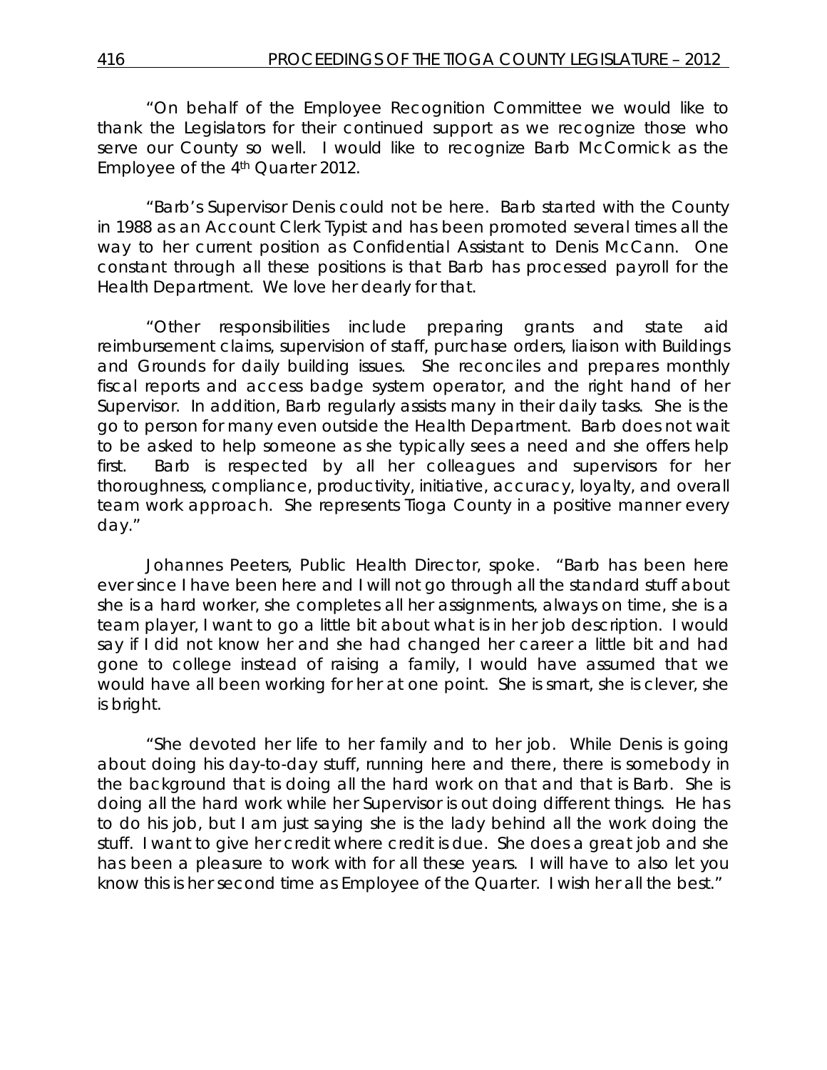"On behalf of the Employee Recognition Committee we would like to thank the Legislators for their continued support as we recognize those who serve our County so well. I would like to recognize Barb McCormick as the Employee of the 4th Quarter 2012.

"Barb's Supervisor Denis could not be here. Barb started with the County in 1988 as an Account Clerk Typist and has been promoted several times all the way to her current position as Confidential Assistant to Denis McCann. One constant through all these positions is that Barb has processed payroll for the Health Department. We love her dearly for that.

"Other responsibilities include preparing grants and state aid reimbursement claims, supervision of staff, purchase orders, liaison with Buildings and Grounds for daily building issues. She reconciles and prepares monthly fiscal reports and access badge system operator, and the right hand of her Supervisor. In addition, Barb regularly assists many in their daily tasks. She is the go to person for many even outside the Health Department. Barb does not wait to be asked to help someone as she typically sees a need and she offers help first. Barb is respected by all her colleagues and supervisors for her thoroughness, compliance, productivity, initiative, accuracy, loyalty, and overall team work approach. She represents Tioga County in a positive manner every day."

Johannes Peeters, Public Health Director, spoke. "Barb has been here ever since I have been here and I will not go through all the standard stuff about she is a hard worker, she completes all her assignments, always on time, she is a team player, I want to go a little bit about what is in her job description. I would say if I did not know her and she had changed her career a little bit and had gone to college instead of raising a family, I would have assumed that we would have all been working for her at one point. She is smart, she is clever, she is bright.

"She devoted her life to her family and to her job. While Denis is going about doing his day-to-day stuff, running here and there, there is somebody in the background that is doing all the hard work on that and that is Barb. She is doing all the hard work while her Supervisor is out doing different things. He has to do his job, but I am just saying she is the lady behind all the work doing the stuff. I want to give her credit where credit is due. She does a great job and she has been a pleasure to work with for all these years. I will have to also let you know this is her second time as Employee of the Quarter. I wish her all the best."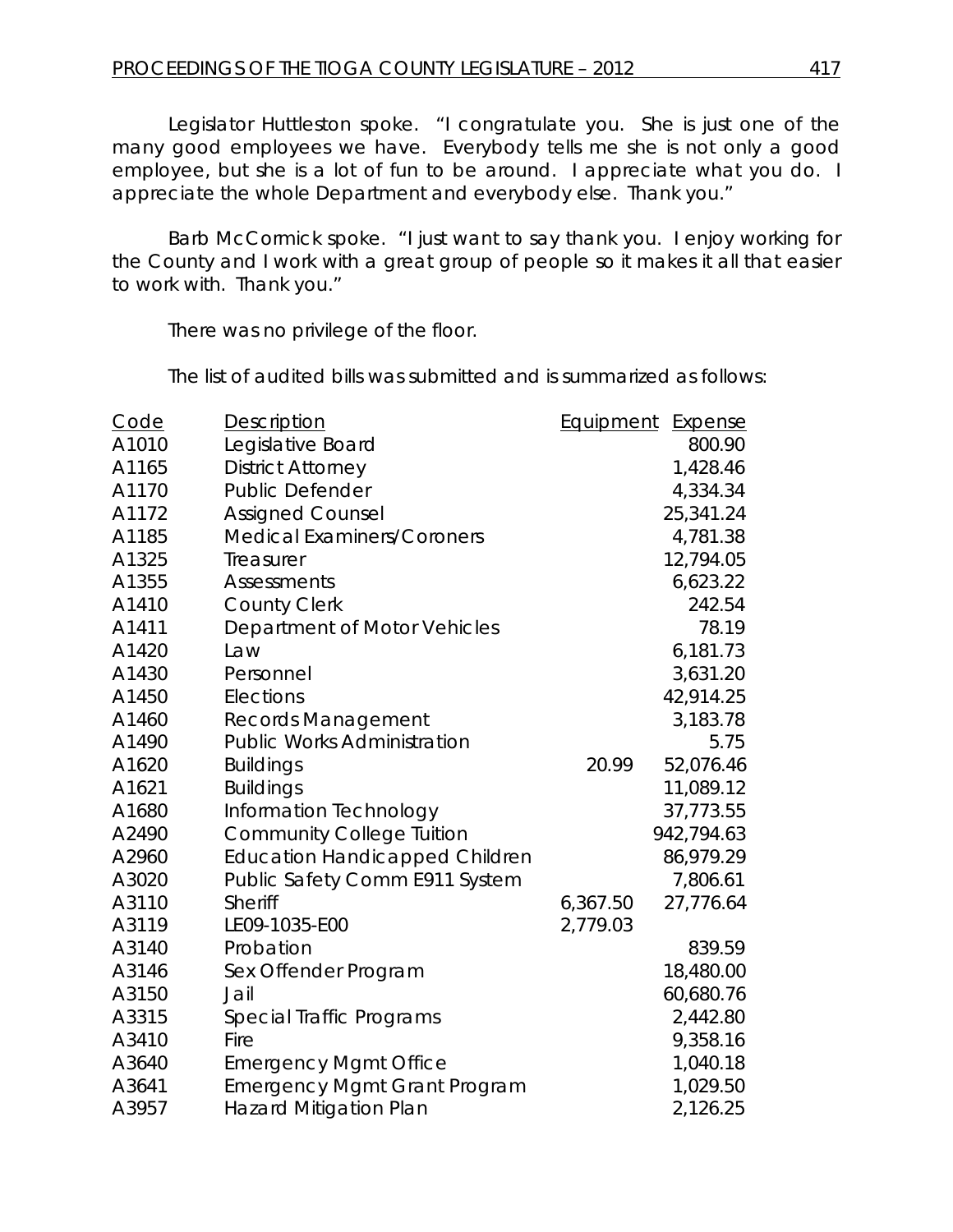Legislator Huttleston spoke. "I congratulate you. She is just one of the many good employees we have. Everybody tells me she is not only a good employee, but she is a lot of fun to be around. I appreciate what you do. I appreciate the whole Department and everybody else. Thank you."

Barb McCormick spoke. "I just want to say thank you. I enjoy working for the County and I work with a great group of people so it makes it all that easier to work with. Thank you."

There was no privilege of the floor.

The list of audited bills was submitted and is summarized as follows:

| Code | Description | Equipment | Expense |
|---|---|---|---|
| A1010 | Legislative Board | | 800.90 |
| A1165 | District Attorney | | 1,428.46 |
| A1170 | Public Defender | | 4,334.34 |
| A1172 | Assigned Counsel | | 25,341.24 |
| A1185 | Medical Examiners/Coroners | | 4,781.38 |
| A1325 | Treasurer | | 12,794.05 |
| A1355 | Assessments | | 6,623.22 |
| A1410 | County Clerk | | 242.54 |
| A1411 | Department of Motor Vehicles | | 78.19 |
| A1420 | Law | | 6,181.73 |
| A1430 | Personnel | | 3,631.20 |
| A1450 | Elections | | 42,914.25 |
| A1460 | Records Management | | 3,183.78 |
| A1490 | Public Works Administration | | 5.75 |
| A1620 | Buildings | 20.99 | 52,076.46 |
| A1621 | Buildings | | 11,089.12 |
| A1680 | Information Technology | | 37,773.55 |
| A2490 | Community College Tuition | | 942,794.63 |
| A2960 | Education Handicapped Children | | 86,979.29 |
| A3020 | Public Safety Comm E911 System | | 7,806.61 |
| A3110 | Sheriff | 6,367.50 | 27,776.64 |
| A3119 | LE09-1035-E00 | 2,779.03 | |
| A3140 | Probation | | 839.59 |
| A3146 | Sex Offender Program | | 18,480.00 |
| A3150 | Jail | | 60,680.76 |
| A3315 | Special Traffic Programs | | 2,442.80 |
| A3410 | Fire | | 9,358.16 |
| A3640 | Emergency Mgmt Office | | 1,040.18 |
| A3641 | Emergency Mgmt Grant Program | | 1,029.50 |
| A3957 | Hazard Mitigation Plan | | 2,126.25 |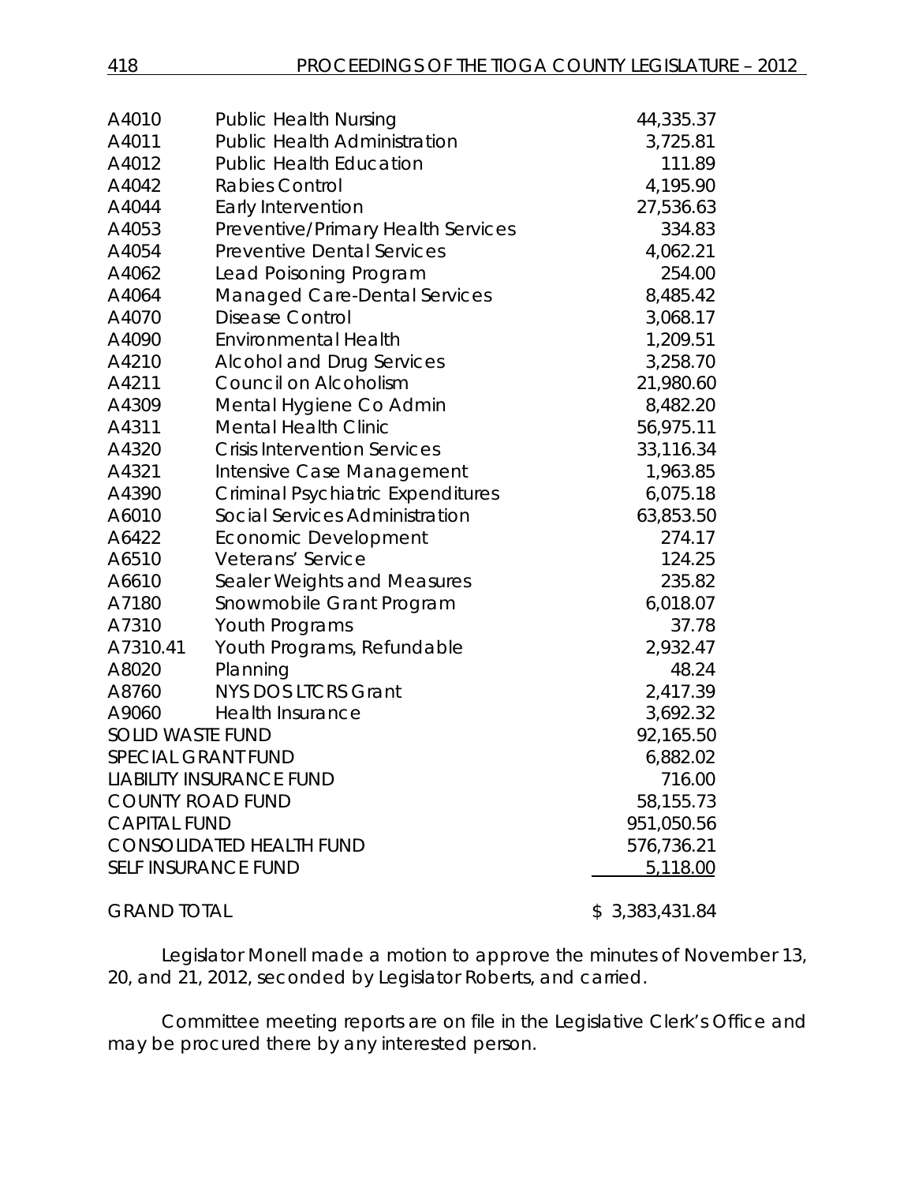| | | |
|---|---|---|
| A4010 | Public Health Nursing | 44,335.37 |
| A4011 | Public Health Administration | 3,725.81 |
| A4012 | Public Health Education | 111.89 |
| A4042 | Rabies Control | 4,195.90 |
| A4044 | Early Intervention | 27,536.63 |
| A4053 | Preventive/Primary Health Services | 334.83 |
| A4054 | Preventive Dental Services | 4,062.21 |
| A4062 | Lead Poisoning Program | 254.00 |
| A4064 | Managed Care-Dental Services | 8,485.42 |
| A4070 | Disease Control | 3,068.17 |
| A4090 | Environmental Health | 1,209.51 |
| A4210 | Alcohol and Drug Services | 3,258.70 |
| A4211 | Council on Alcoholism | 21,980.60 |
| A4309 | Mental Hygiene Co Admin | 8,482.20 |
| A4311 | Mental Health Clinic | 56,975.11 |
| A4320 | Crisis Intervention Services | 33,116.34 |
| A4321 | Intensive Case Management | 1,963.85 |
| A4390 | Criminal Psychiatric Expenditures | 6,075.18 |
| A6010 | Social Services Administration | 63,853.50 |
| A6422 | Economic Development | 274.17 |
| A6510 | Veterans' Service | 124.25 |
| A6610 | Sealer Weights and Measures | 235.82 |
| A7180 | Snowmobile Grant Program | 6,018.07 |
| A7310 | Youth Programs | 37.78 |
| A7310.41 | Youth Programs, Refundable | 2,932.47 |
| A8020 | Planning | 48.24 |
| A8760 | NYS DOS LTCRS Grant | 2,417.39 |
| A9060 | Health Insurance | 3,692.32 |
| SOLID WASTE FUND | | 92,165.50 |
| SPECIAL GRANT FUND | | 6,882.02 |
| LIABILITY INSURANCE FUND | | 716.00 |
| COUNTY ROAD FUND | | 58,155.73 |
| CAPITAL FUND | | 951,050.56 |
| CONSOLIDATED HEALTH FUND | | 576,736.21 |
| SELF INSURANCE FUND | | 5,118.00 |
| GRAND TOTAL | | $ 3,383,431.84 |

*Legislator Monell made a motion to approve the minutes of November 13, 20, and 21, 2012, seconded by Legislator Roberts, and carried.*

*Committee meeting reports are on file in the Legislative Clerk's Office and may be procured there by any interested person.*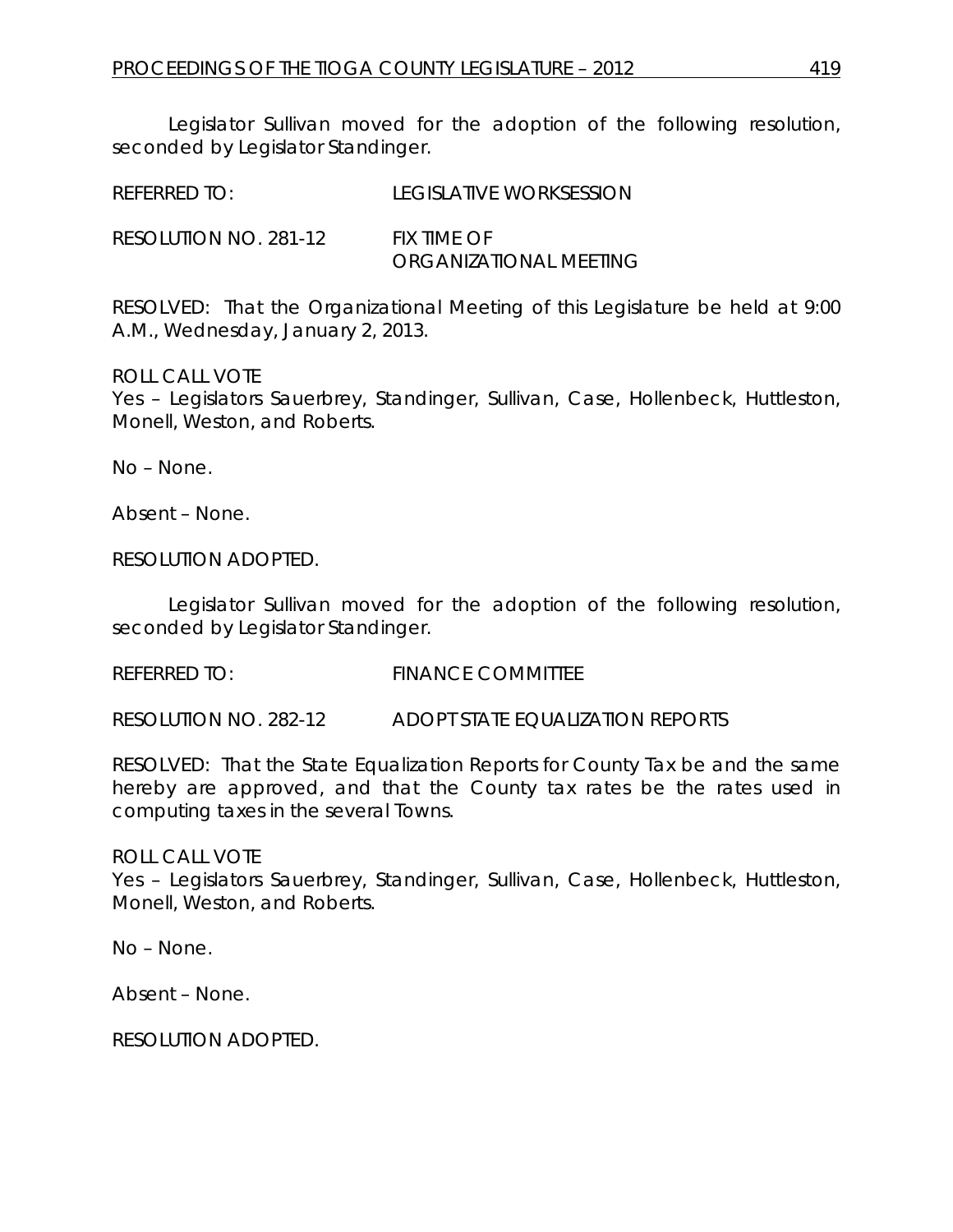Legislator Sullivan moved for the adoption of the following resolution, seconded by Legislator Standinger.

REFERRED TO: LEGISLATIVE WORKSESSION

RESOLUTION NO. 281-12 FIX TIME OF ORGANIZATIONAL MEETING

RESOLVED: That the Organizational Meeting of this Legislature be held at 9:00 A.M., Wednesday, January 2, 2013.

ROLL CALL VOTE
Yes – Legislators Sauerbrey, Standinger, Sullivan, Case, Hollenbeck, Huttleston, Monell, Weston, and Roberts.

No – None.

Absent – None.

RESOLUTION ADOPTED.

Legislator Sullivan moved for the adoption of the following resolution, seconded by Legislator Standinger.

REFERRED TO: FINANCE COMMITTEE

RESOLUTION NO. 282-12 ADOPT STATE EQUALIZATION REPORTS

RESOLVED: That the State Equalization Reports for County Tax be and the same hereby are approved, and that the County tax rates be the rates used in computing taxes in the several Towns.

ROLL CALL VOTE
Yes – Legislators Sauerbrey, Standinger, Sullivan, Case, Hollenbeck, Huttleston, Monell, Weston, and Roberts.

No – None.

Absent – None.

RESOLUTION ADOPTED.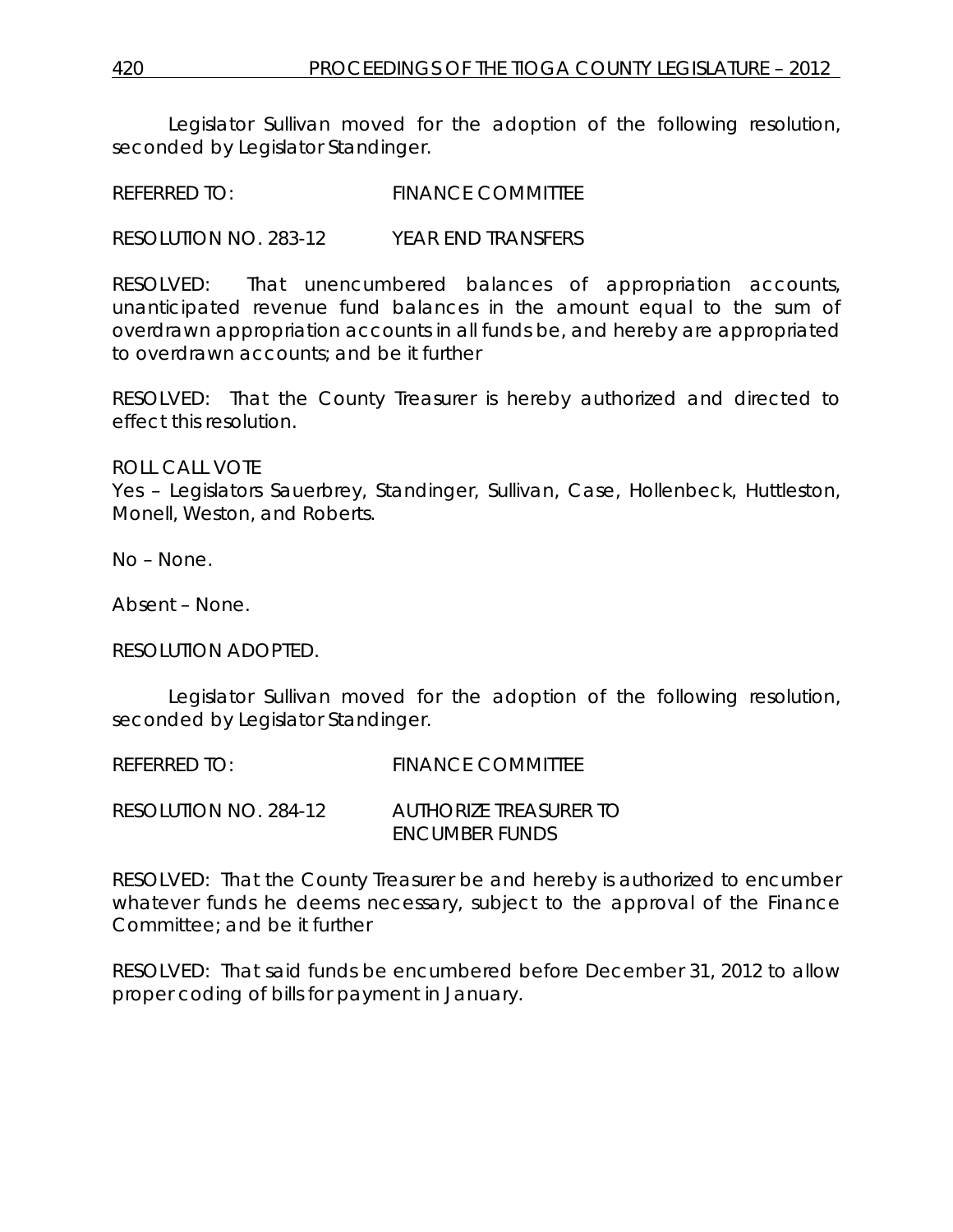Legislator Sullivan moved for the adoption of the following resolution, seconded by Legislator Standinger.

REFERRED TO: FINANCE COMMITTEE

RESOLUTION NO. 283-12 YEAR END TRANSFERS

RESOLVED: That unencumbered balances of appropriation accounts, unanticipated revenue fund balances in the amount equal to the sum of overdrawn appropriation accounts in all funds be, and hereby are appropriated to overdrawn accounts; and be it further

RESOLVED: That the County Treasurer is hereby authorized and directed to effect this resolution.

ROLL CALL VOTE
Yes – Legislators Sauerbrey, Standinger, Sullivan, Case, Hollenbeck, Huttleston, Monell, Weston, and Roberts.

No – None.

Absent – None.

RESOLUTION ADOPTED.

Legislator Sullivan moved for the adoption of the following resolution, seconded by Legislator Standinger.

REFERRED TO: FINANCE COMMITTEE

RESOLUTION NO. 284-12 AUTHORIZE TREASURER TO ENCUMBER FUNDS

RESOLVED: That the County Treasurer be and hereby is authorized to encumber whatever funds he deems necessary, subject to the approval of the Finance Committee; and be it further

RESOLVED: That said funds be encumbered before December 31, 2012 to allow proper coding of bills for payment in January.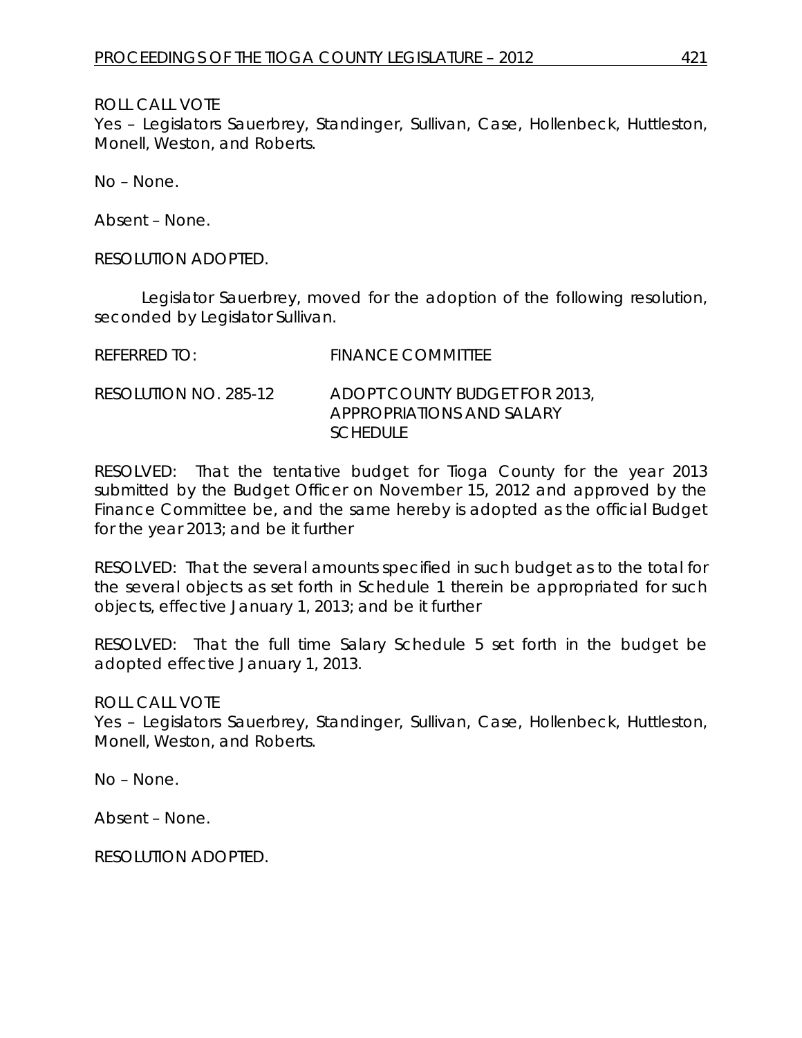ROLL CALL VOTE
Yes – Legislators Sauerbrey, Standinger, Sullivan, Case, Hollenbeck, Huttleston, Monell, Weston, and Roberts.

No – None.

Absent – None.

RESOLUTION ADOPTED.

Legislator Sauerbrey, moved for the adoption of the following resolution, seconded by Legislator Sullivan.

REFERRED TO: FINANCE COMMITTEE

RESOLUTION NO. 285-12 ADOPT COUNTY BUDGET FOR 2013, APPROPRIATIONS AND SALARY SCHEDULE

RESOLVED: That the tentative budget for Tioga County for the year 2013 submitted by the Budget Officer on November 15, 2012 and approved by the Finance Committee be, and the same hereby is adopted as the official Budget for the year 2013; and be it further

RESOLVED: That the several amounts specified in such budget as to the total for the several objects as set forth in Schedule 1 therein be appropriated for such objects, effective January 1, 2013; and be it further

RESOLVED: That the full time Salary Schedule 5 set forth in the budget be adopted effective January 1, 2013.

ROLL CALL VOTE
Yes – Legislators Sauerbrey, Standinger, Sullivan, Case, Hollenbeck, Huttleston, Monell, Weston, and Roberts.

No – None.

Absent – None.

RESOLUTION ADOPTED.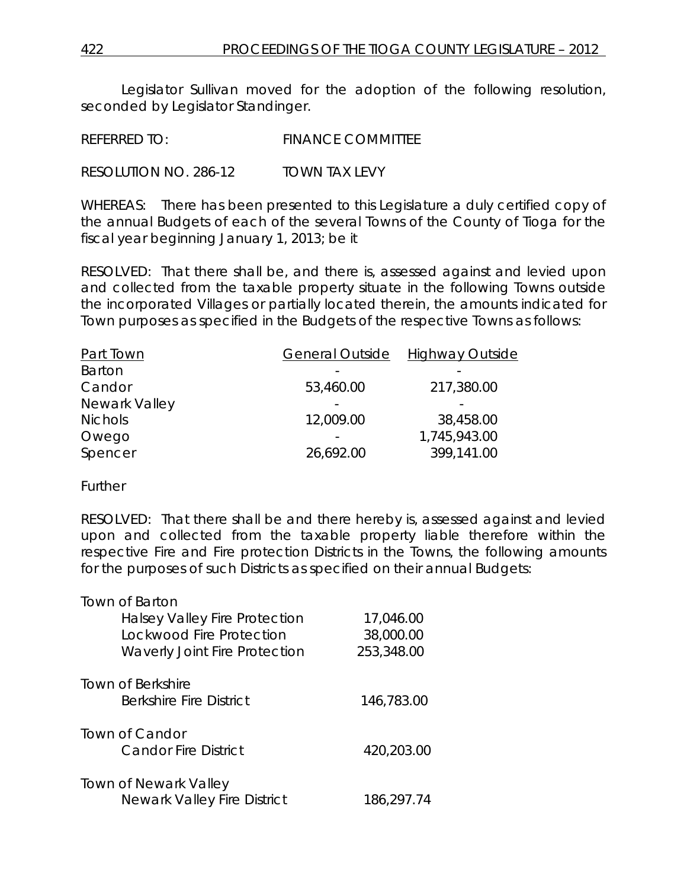Legislator Sullivan moved for the adoption of the following resolution, seconded by Legislator Standinger.

REFERRED TO: FINANCE COMMITTEE

RESOLUTION NO. 286-12 TOWN TAX LEVY

WHEREAS: There has been presented to this Legislature a duly certified copy of the annual Budgets of each of the several Towns of the County of Tioga for the fiscal year beginning January 1, 2013; be it

RESOLVED: That there shall be, and there is, assessed against and levied upon and collected from the taxable property situate in the following Towns outside the incorporated Villages or partially located therein, the amounts indicated for Town purposes as specified in the Budgets of the respective Towns as follows:

| Part Town | General Outside | Highway Outside |
|---|---|---|
| Barton | - | - |
| Candor | 53,460.00 | 217,380.00 |
| Newark Valley | - | - |
| Nichols | 12,009.00 | 38,458.00 |
| Owego | - | 1,745,943.00 |
| Spencer | 26,692.00 | 399,141.00 |

Further

RESOLVED: That there shall be and there hereby is, assessed against and levied upon and collected from the taxable property liable therefore within the respective Fire and Fire protection Districts in the Towns, the following amounts for the purposes of such Districts as specified on their annual Budgets:

| | |
|---|---|
| **Town of Barton** | |
| Halsey Valley Fire Protection | 17,046.00 |
| Lockwood Fire Protection | 38,000.00 |
| Waverly Joint Fire Protection | 253,348.00 |
| **Town of Berkshire** | |
| Berkshire Fire District | 146,783.00 |
| **Town of Candor** | |
| Candor Fire District | 420,203.00 |
| **Town of Newark Valley** | |
| Newark Valley Fire District | 186,297.74 |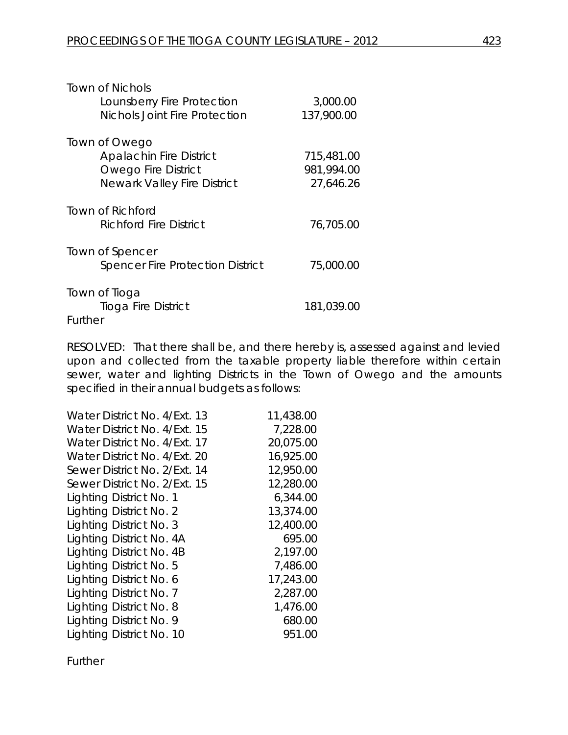Town of Nichols

| | |
|---|---|
| Lounsberry Fire Protection | 3,000.00 |
| Nichols Joint Fire Protection | 137,900.00 |

Town of Owego

| | |
|---|---|
| Apalachin Fire District | 715,481.00 |
| Owego Fire District | 981,994.00 |
| Newark Valley Fire District | 27,646.26 |

Town of Richford

| | |
|---|---|
| Richford Fire District | 76,705.00 |

Town of Spencer

| | |
|---|---|
| Spencer Fire Protection District | 75,000.00 |

Town of Tioga

| | |
|---|---|
| Tioga Fire District | 181,039.00 |

Further

RESOLVED: That there shall be, and there hereby is, assessed against and levied upon and collected from the taxable property liable therefore within certain sewer, water and lighting Districts in the Town of Owego and the amounts specified in their annual budgets as follows:

| | |
|---|---|
| Water District No. 4/Ext. 13 | 11,438.00 |
| Water District No. 4/Ext. 15 | 7,228.00 |
| Water District No. 4/Ext. 17 | 20,075.00 |
| Water District No. 4/Ext. 20 | 16,925.00 |
| Sewer District No. 2/Ext. 14 | 12,950.00 |
| Sewer District No. 2/Ext. 15 | 12,280.00 |
| Lighting District No. 1 | 6,344.00 |
| Lighting District No. 2 | 13,374.00 |
| Lighting District No. 3 | 12,400.00 |
| Lighting District No. 4A | 695.00 |
| Lighting District No. 4B | 2,197.00 |
| Lighting District No. 5 | 7,486.00 |
| Lighting District No. 6 | 17,243.00 |
| Lighting District No. 7 | 2,287.00 |
| Lighting District No. 8 | 1,476.00 |
| Lighting District No. 9 | 680.00 |
| Lighting District No. 10 | 951.00 |

Further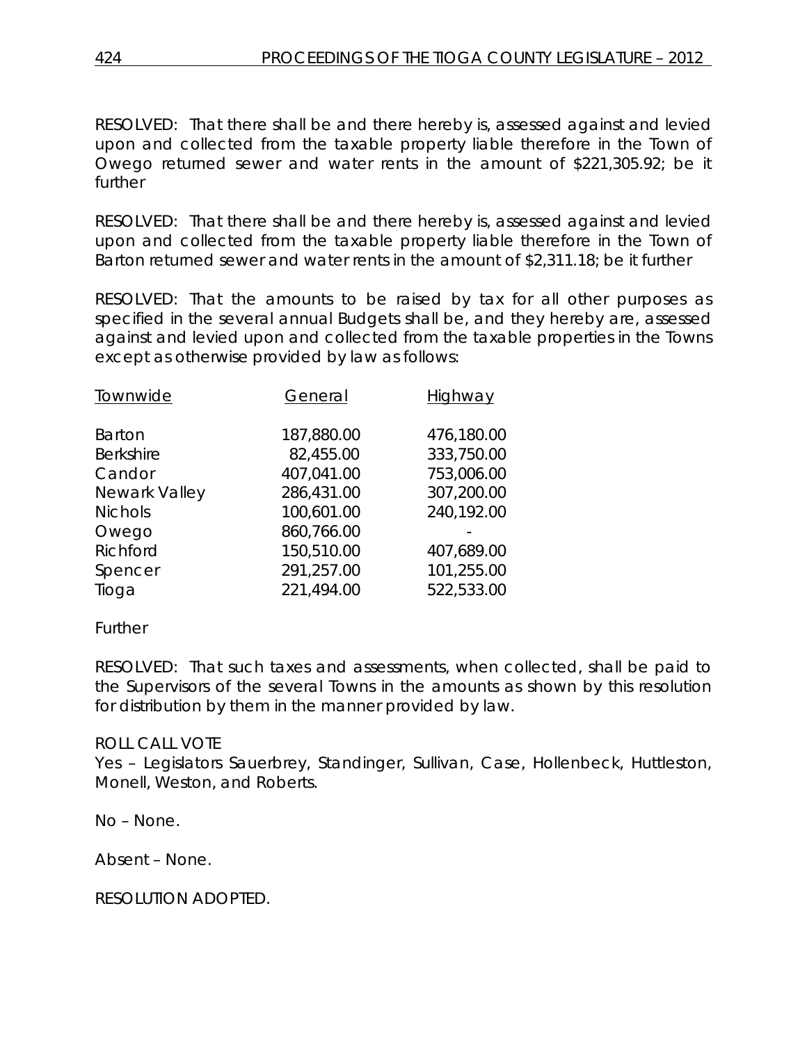RESOLVED: That there shall be and there hereby is, assessed against and levied upon and collected from the taxable property liable therefore in the Town of Owego returned sewer and water rents in the amount of $221,305.92; be it further

RESOLVED: That there shall be and there hereby is, assessed against and levied upon and collected from the taxable property liable therefore in the Town of Barton returned sewer and water rents in the amount of $2,311.18; be it further

RESOLVED: That the amounts to be raised by tax for all other purposes as specified in the several annual Budgets shall be, and they hereby are, assessed against and levied upon and collected from the taxable properties in the Towns except as otherwise provided by law as follows:

| Townwide | General | Highway |
|---|---|---|
| Barton | 187,880.00 | 476,180.00 |
| Berkshire | 82,455.00 | 333,750.00 |
| Candor | 407,041.00 | 753,006.00 |
| Newark Valley | 286,431.00 | 307,200.00 |
| Nichols | 100,601.00 | 240,192.00 |
| Owego | 860,766.00 | - |
| Richford | 150,510.00 | 407,689.00 |
| Spencer | 291,257.00 | 101,255.00 |
| Tioga | 221,494.00 | 522,533.00 |

Further

RESOLVED: That such taxes and assessments, when collected, shall be paid to the Supervisors of the several Towns in the amounts as shown by this resolution for distribution by them in the manner provided by law.

ROLL CALL VOTE
Yes – Legislators Sauerbrey, Standinger, Sullivan, Case, Hollenbeck, Huttleston, Monell, Weston, and Roberts.

No – None.

Absent – None.

RESOLUTION ADOPTED.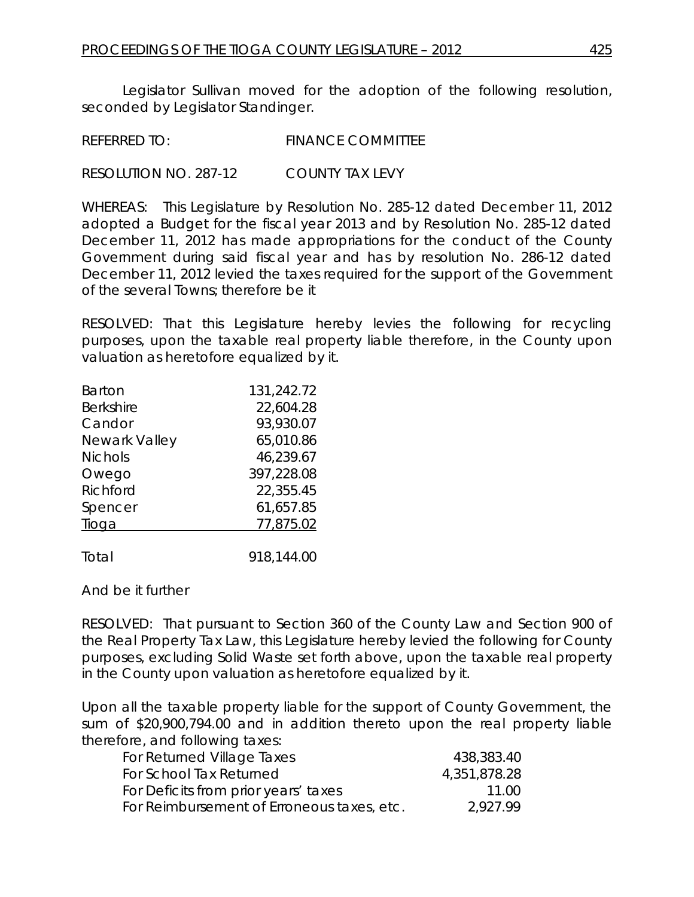Legislator Sullivan moved for the adoption of the following resolution, seconded by Legislator Standinger.

REFERRED TO: FINANCE COMMITTEE

RESOLUTION NO. 287-12 COUNTY TAX LEVY

WHEREAS: This Legislature by Resolution No. 285-12 dated December 11, 2012 adopted a Budget for the fiscal year 2013 and by Resolution No. 285-12 dated December 11, 2012 has made appropriations for the conduct of the County Government during said fiscal year and has by resolution No. 286-12 dated December 11, 2012 levied the taxes required for the support of the Government of the several Towns; therefore be it

RESOLVED: That this Legislature hereby levies the following for recycling purposes, upon the taxable real property liable therefore, in the County upon valuation as heretofore equalized by it.

| | |
|---|---|
| Barton | 131,242.72 |
| Berkshire | 22,604.28 |
| Candor | 93,930.07 |
| Newark Valley | 65,010.86 |
| Nichols | 46,239.67 |
| Owego | 397,228.08 |
| Richford | 22,355.45 |
| Spencer | 61,657.85 |
| Tioga | 77,875.02 |
| Total | 918,144.00 |

And be it further

RESOLVED: That pursuant to Section 360 of the County Law and Section 900 of the Real Property Tax Law, this Legislature hereby levied the following for County purposes, excluding Solid Waste set forth above, upon the taxable real property in the County upon valuation as heretofore equalized by it.

Upon all the taxable property liable for the support of County Government, the sum of $20,900,794.00 and in addition thereto upon the real property liable therefore, and following taxes:

| | |
|---|---|
| For Returned Village Taxes | 438,383.40 |
| For School Tax Returned | 4,351,878.28 |
| For Deficits from prior years' taxes | 11.00 |
| For Reimbursement of Erroneous taxes, etc. | 2,927.99 |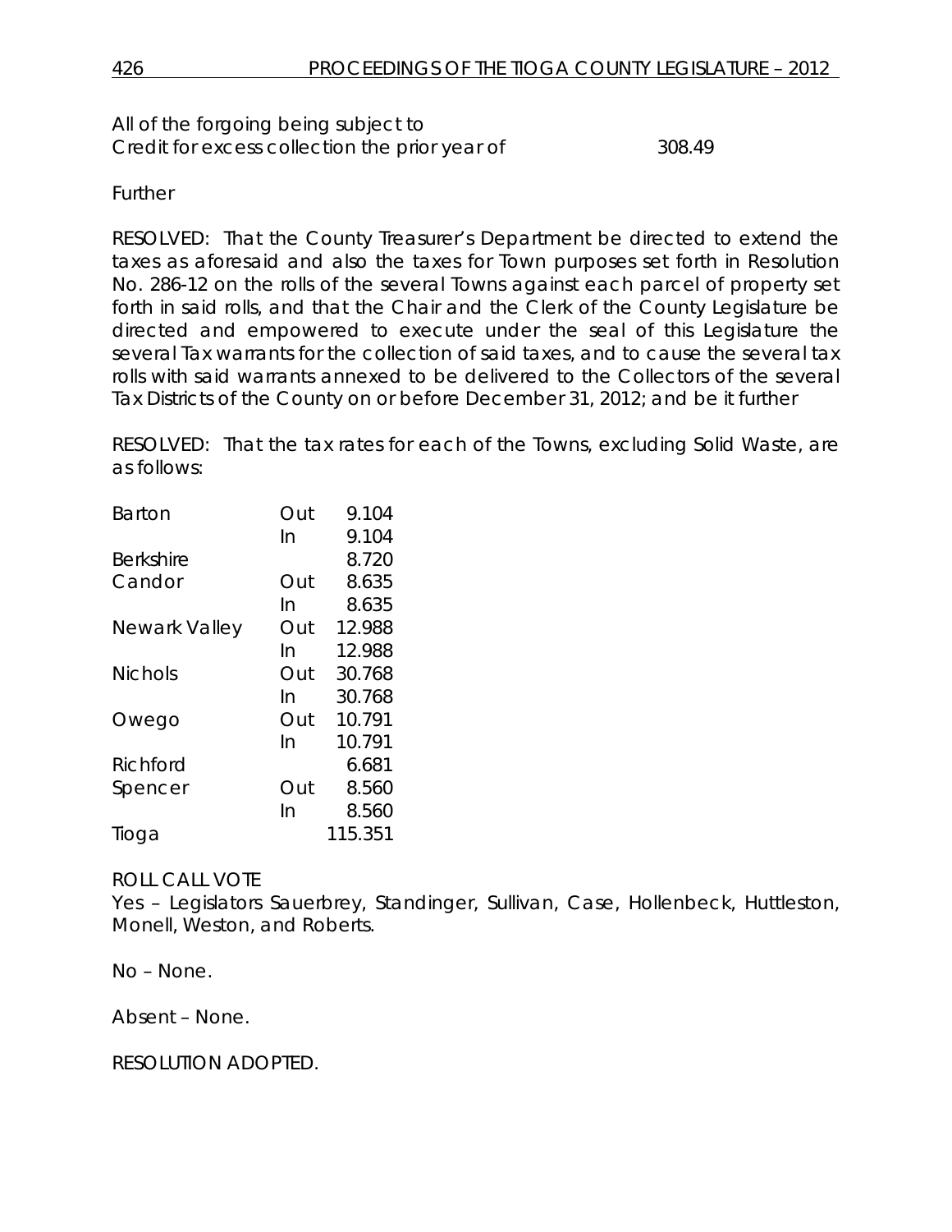All of the forgoing being subject to
Credit for excess collection the prior year of 308.49

Further

RESOLVED: That the County Treasurer's Department be directed to extend the taxes as aforesaid and also the taxes for Town purposes set forth in Resolution No. 286-12 on the rolls of the several Towns against each parcel of property set forth in said rolls, and that the Chair and the Clerk of the County Legislature be directed and empowered to execute under the seal of this Legislature the several Tax warrants for the collection of said taxes, and to cause the several tax rolls with said warrants annexed to be delivered to the Collectors of the several Tax Districts of the County on or before December 31, 2012; and be it further

RESOLVED: That the tax rates for each of the Towns, excluding Solid Waste, are as follows:

| | | |
|---|---|---|
| Barton | Out | 9.104 |
| | In | 9.104 |
| Berkshire | | 8.720 |
| Candor | Out | 8.635 |
| | In | 8.635 |
| Newark Valley | Out | 12.988 |
| | In | 12.988 |
| Nichols | Out | 30.768 |
| | In | 30.768 |
| Owego | Out | 10.791 |
| | In | 10.791 |
| Richford | | 6.681 |
| Spencer | Out | 8.560 |
| | In | 8.560 |
| Tioga | | 115.351 |

ROLL CALL VOTE
Yes – Legislators Sauerbrey, Standinger, Sullivan, Case, Hollenbeck, Huttleston, Monell, Weston, and Roberts.

No – None.

Absent – None.

RESOLUTION ADOPTED.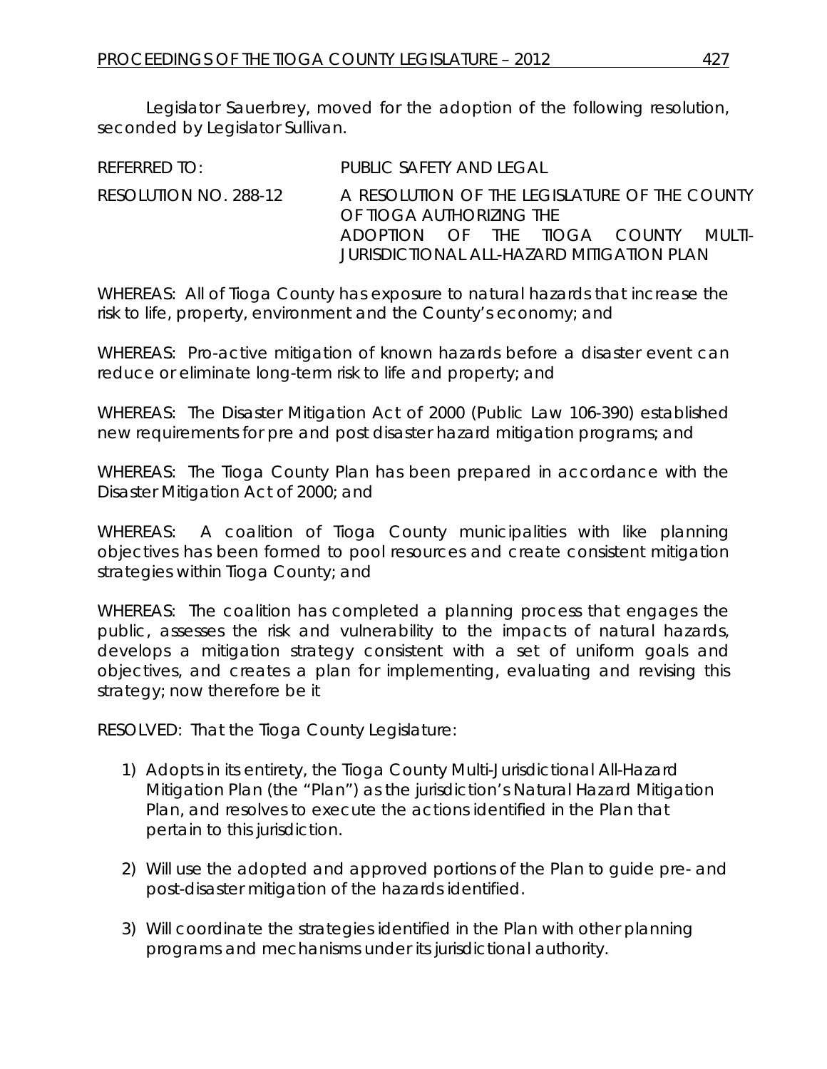Legislator Sauerbrey, moved for the adoption of the following resolution, seconded by Legislator Sullivan.

REFERRED TO: PUBLIC SAFETY AND LEGAL

RESOLUTION NO. 288-12 A RESOLUTION OF THE LEGISLATURE OF THE COUNTY OF TIOGA AUTHORIZING THE ADOPTION OF THE TIOGA COUNTY MULTI-JURISDICTIONAL ALL-HAZARD MITIGATION PLAN

WHEREAS: All of Tioga County has exposure to natural hazards that increase the risk to life, property, environment and the County's economy; and

WHEREAS: Pro-active mitigation of known hazards before a disaster event can reduce or eliminate long-term risk to life and property; and

WHEREAS: The Disaster Mitigation Act of 2000 (Public Law 106-390) established new requirements for pre and post disaster hazard mitigation programs; and

WHEREAS: The Tioga County Plan has been prepared in accordance with the Disaster Mitigation Act of 2000; and

WHEREAS: A coalition of Tioga County municipalities with like planning objectives has been formed to pool resources and create consistent mitigation strategies within Tioga County; and

WHEREAS: The coalition has completed a planning process that engages the public, assesses the risk and vulnerability to the impacts of natural hazards, develops a mitigation strategy consistent with a set of uniform goals and objectives, and creates a plan for implementing, evaluating and revising this strategy; now therefore be it

RESOLVED: That the Tioga County Legislature:

1) Adopts in its entirety, the Tioga County Multi-Jurisdictional All-Hazard Mitigation Plan (the "Plan") as the jurisdiction's Natural Hazard Mitigation Plan, and resolves to execute the actions identified in the Plan that pertain to this jurisdiction.

2) Will use the adopted and approved portions of the Plan to guide pre- and post-disaster mitigation of the hazards identified.

3) Will coordinate the strategies identified in the Plan with other planning programs and mechanisms under its jurisdictional authority.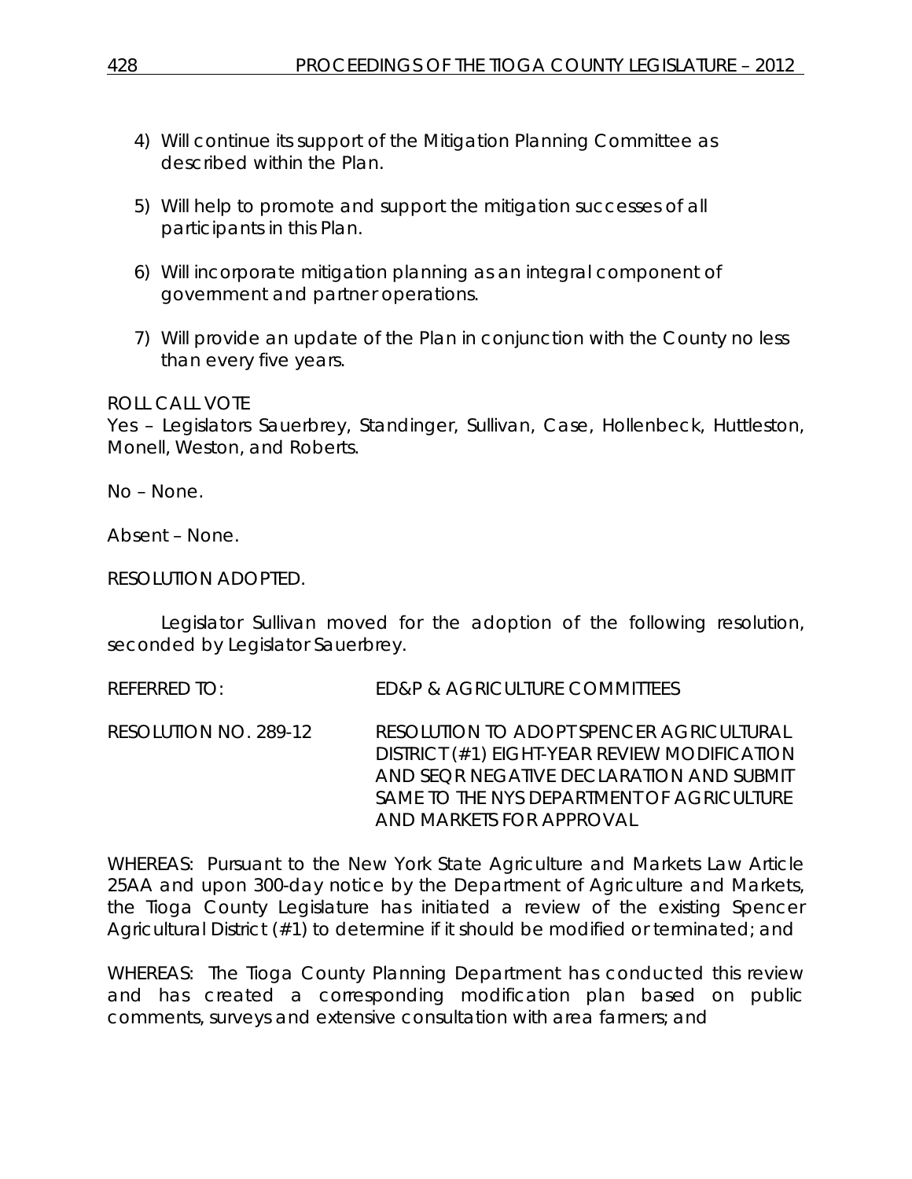4) Will continue its support of the Mitigation Planning Committee as described within the Plan.

5) Will help to promote and support the mitigation successes of all participants in this Plan.

6) Will incorporate mitigation planning as an integral component of government and partner operations.

7) Will provide an update of the Plan in conjunction with the County no less than every five years.

ROLL CALL VOTE
Yes – Legislators Sauerbrey, Standinger, Sullivan, Case, Hollenbeck, Huttleston, Monell, Weston, and Roberts.

No – None.

Absent – None.

RESOLUTION ADOPTED.

Legislator Sullivan moved for the adoption of the following resolution, seconded by Legislator Sauerbrey.

REFERRED TO: ED&P & AGRICULTURE COMMITTEES

RESOLUTION NO. 289-12 RESOLUTION TO ADOPT SPENCER AGRICULTURAL DISTRICT (#1) EIGHT-YEAR REVIEW MODIFICATION AND SEQR NEGATIVE DECLARATION AND SUBMIT SAME TO THE NYS DEPARTMENT OF AGRICULTURE AND MARKETS FOR APPROVAL

WHEREAS: Pursuant to the New York State Agriculture and Markets Law Article 25AA and upon 300-day notice by the Department of Agriculture and Markets, the Tioga County Legislature has initiated a review of the existing Spencer Agricultural District (#1) to determine if it should be modified or terminated; and

WHEREAS: The Tioga County Planning Department has conducted this review and has created a corresponding modification plan based on public comments, surveys and extensive consultation with area farmers; and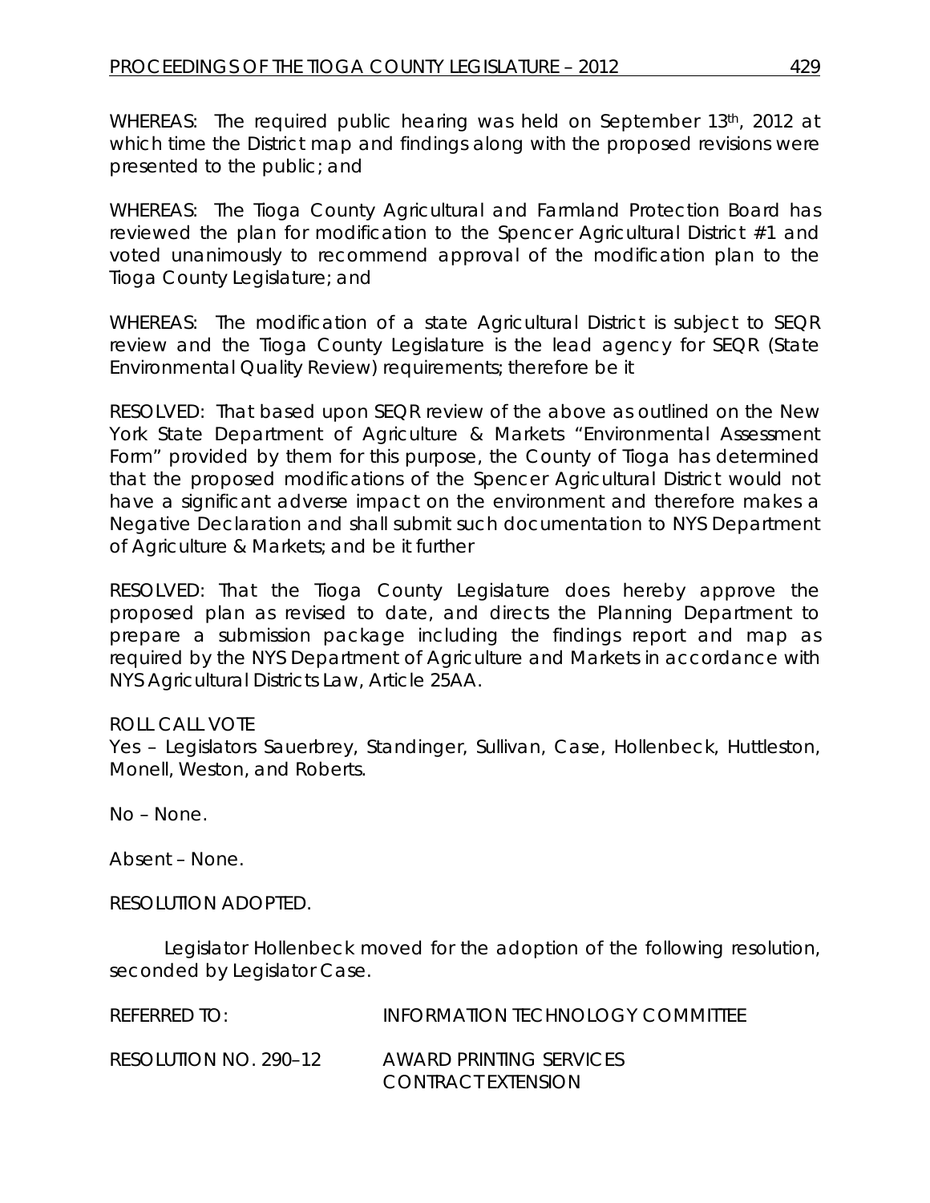WHEREAS: The required public hearing was held on September 13th, 2012 at which time the District map and findings along with the proposed revisions were presented to the public; and

WHEREAS: The Tioga County Agricultural and Farmland Protection Board has reviewed the plan for modification to the Spencer Agricultural District #1 and voted unanimously to recommend approval of the modification plan to the Tioga County Legislature; and

WHEREAS: The modification of a state Agricultural District is subject to SEQR review and the Tioga County Legislature is the lead agency for SEQR (State Environmental Quality Review) requirements; therefore be it

RESOLVED: That based upon SEQR review of the above as outlined on the New York State Department of Agriculture & Markets "Environmental Assessment Form" provided by them for this purpose, the County of Tioga has determined that the proposed modifications of the Spencer Agricultural District would not have a significant adverse impact on the environment and therefore makes a Negative Declaration and shall submit such documentation to NYS Department of Agriculture & Markets; and be it further

RESOLVED: That the Tioga County Legislature does hereby approve the proposed plan as revised to date, and directs the Planning Department to prepare a submission package including the findings report and map as required by the NYS Department of Agriculture and Markets in accordance with NYS Agricultural Districts Law, Article 25AA.

ROLL CALL VOTE

Yes – Legislators Sauerbrey, Standinger, Sullivan, Case, Hollenbeck, Huttleston, Monell, Weston, and Roberts.

No – None.

Absent – None.

RESOLUTION ADOPTED.

Legislator Hollenbeck moved for the adoption of the following resolution, seconded by Legislator Case.

REFERRED TO: INFORMATION TECHNOLOGY COMMITTEE

RESOLUTION NO. 290–12 AWARD PRINTING SERVICES CONTRACT EXTENSION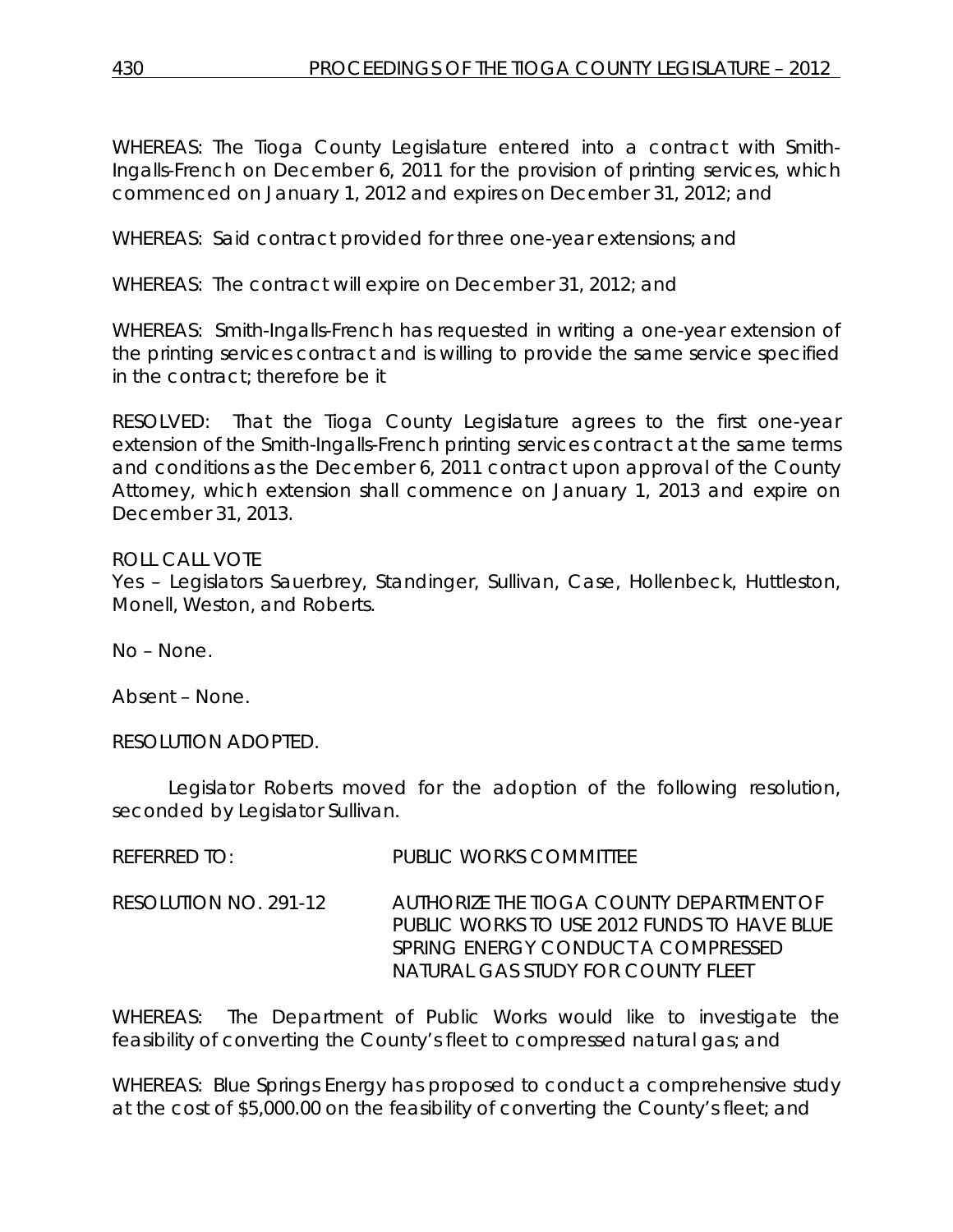WHEREAS: The Tioga County Legislature entered into a contract with Smith-Ingalls-French on December 6, 2011 for the provision of printing services, which commenced on January 1, 2012 and expires on December 31, 2012; and

WHEREAS: Said contract provided for three one-year extensions; and

WHEREAS: The contract will expire on December 31, 2012; and

WHEREAS: Smith-Ingalls-French has requested in writing a one-year extension of the printing services contract and is willing to provide the same service specified in the contract; therefore be it

RESOLVED: That the Tioga County Legislature agrees to the first one-year extension of the Smith-Ingalls-French printing services contract at the same terms and conditions as the December 6, 2011 contract upon approval of the County Attorney, which extension shall commence on January 1, 2013 and expire on December 31, 2013.

ROLL CALL VOTE
Yes – Legislators Sauerbrey, Standinger, Sullivan, Case, Hollenbeck, Huttleston, Monell, Weston, and Roberts.

No – None.

Absent – None.

RESOLUTION ADOPTED.

Legislator Roberts moved for the adoption of the following resolution, seconded by Legislator Sullivan.

REFERRED TO: PUBLIC WORKS COMMITTEE

RESOLUTION NO. 291-12 AUTHORIZE THE TIOGA COUNTY DEPARTMENT OF PUBLIC WORKS TO USE 2012 FUNDS TO HAVE BLUE SPRING ENERGY CONDUCT A COMPRESSED NATURAL GAS STUDY FOR COUNTY FLEET

WHEREAS: The Department of Public Works would like to investigate the feasibility of converting the County's fleet to compressed natural gas; and

WHEREAS: Blue Springs Energy has proposed to conduct a comprehensive study at the cost of $5,000.00 on the feasibility of converting the County's fleet; and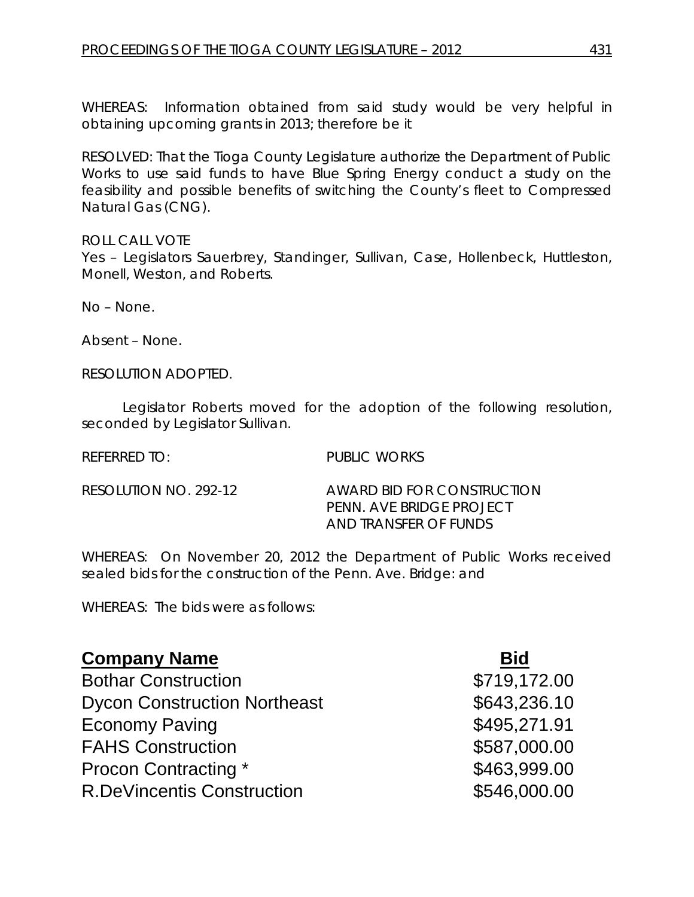WHEREAS: Information obtained from said study would be very helpful in obtaining upcoming grants in 2013; therefore be it

RESOLVED: That the Tioga County Legislature authorize the Department of Public Works to use said funds to have Blue Spring Energy conduct a study on the feasibility and possible benefits of switching the County's fleet to Compressed Natural Gas (CNG).

ROLL CALL VOTE
Yes – Legislators Sauerbrey, Standinger, Sullivan, Case, Hollenbeck, Huttleston, Monell, Weston, and Roberts.

No – None.

Absent – None.

RESOLUTION ADOPTED.

Legislator Roberts moved for the adoption of the following resolution, seconded by Legislator Sullivan.

REFERRED TO: PUBLIC WORKS

RESOLUTION NO. 292-12 AWARD BID FOR CONSTRUCTION PENN. AVE BRIDGE PROJECT AND TRANSFER OF FUNDS

WHEREAS: On November 20, 2012 the Department of Public Works received sealed bids for the construction of the Penn. Ave. Bridge: and

WHEREAS: The bids were as follows:

| **Company Name** | **Bid** |
| --- | --- |
| Bothar Construction | $719,172.00 |
| Dycon Construction Northeast | $643,236.10 |
| Economy Paving | $495,271.91 |
| FAHS Construction | $587,000.00 |
| Procon Contracting * | $463,999.00 |
| R.DeVincentis Construction | $546,000.00 |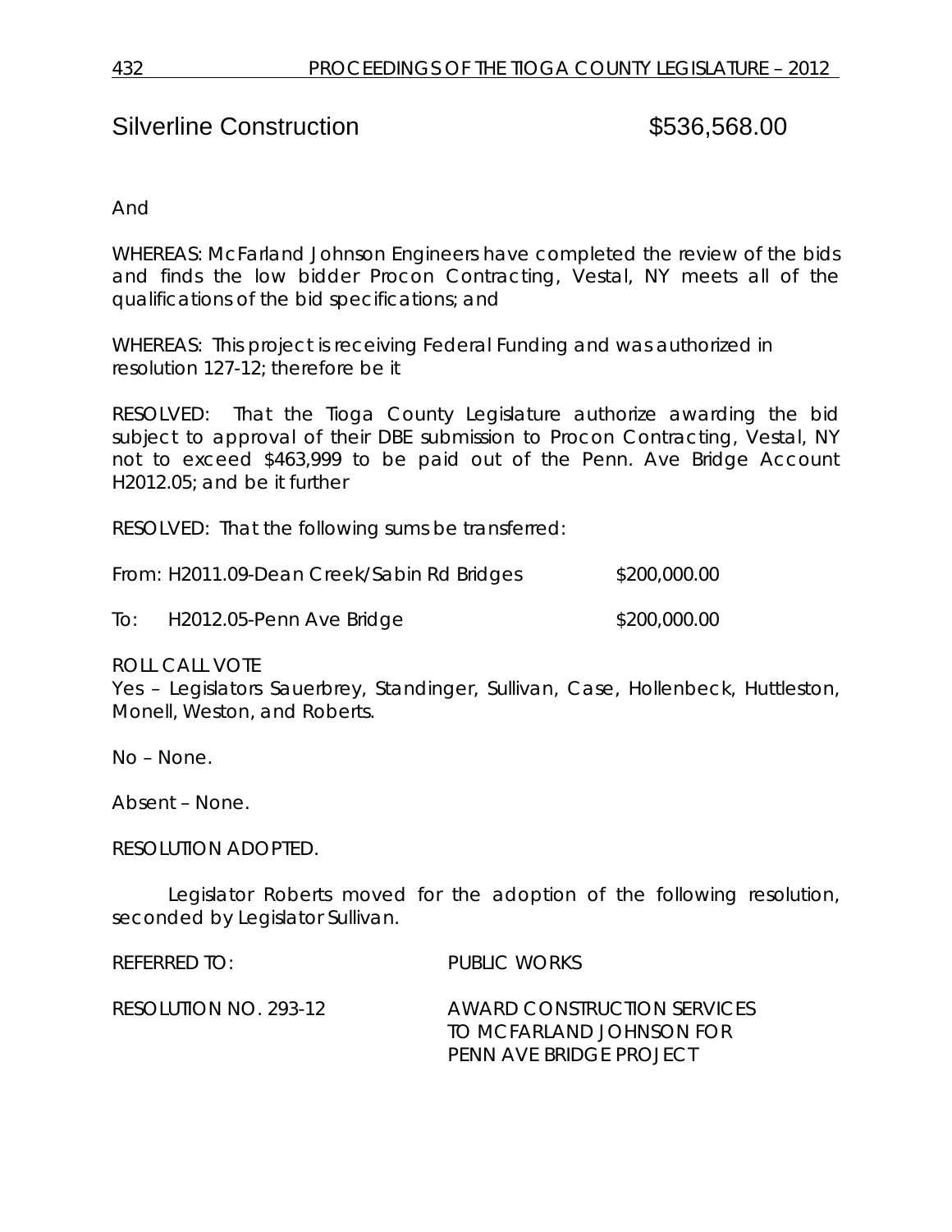Silverline Construction $536,568.00

And

WHEREAS: McFarland Johnson Engineers have completed the review of the bids and finds the low bidder Procon Contracting, Vestal, NY meets all of the qualifications of the bid specifications; and

WHEREAS: This project is receiving Federal Funding and was authorized in resolution 127-12; therefore be it

RESOLVED: That the Tioga County Legislature authorize awarding the bid subject to approval of their DBE submission to Procon Contracting, Vestal, NY not to exceed $463,999 to be paid out of the Penn. Ave Bridge Account H2012.05; and be it further

RESOLVED: That the following sums be transferred:

| | | |
|---|---|---|
| From: | H2011.09-Dean Creek/Sabin Rd Bridges | $200,000.00 |
| To: | H2012.05-Penn Ave Bridge | $200,000.00 |

ROLL CALL VOTE
Yes – Legislators Sauerbrey, Standinger, Sullivan, Case, Hollenbeck, Huttleston, Monell, Weston, and Roberts.

No – None.

Absent – None.

RESOLUTION ADOPTED.

Legislator Roberts moved for the adoption of the following resolution, seconded by Legislator Sullivan.

REFERRED TO: PUBLIC WORKS

RESOLUTION NO. 293-12 AWARD CONSTRUCTION SERVICES TO MCFARLAND JOHNSON FOR PENN AVE BRIDGE PROJECT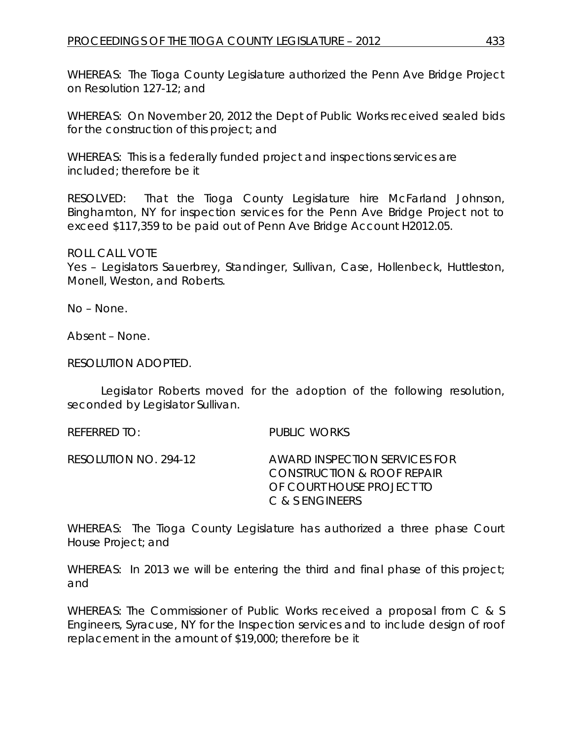WHEREAS: The Tioga County Legislature authorized the Penn Ave Bridge Project on Resolution 127-12; and

WHEREAS: On November 20, 2012 the Dept of Public Works received sealed bids for the construction of this project; and

WHEREAS: This is a federally funded project and inspections services are included; therefore be it

RESOLVED: That the Tioga County Legislature hire McFarland Johnson, Binghamton, NY for inspection services for the Penn Ave Bridge Project not to exceed $117,359 to be paid out of Penn Ave Bridge Account H2012.05.

ROLL CALL VOTE
Yes – Legislators Sauerbrey, Standinger, Sullivan, Case, Hollenbeck, Huttleston, Monell, Weston, and Roberts.

No – None.

Absent – None.

RESOLUTION ADOPTED.

Legislator Roberts moved for the adoption of the following resolution, seconded by Legislator Sullivan.

REFERRED TO: PUBLIC WORKS

RESOLUTION NO. 294-12 AWARD INSPECTION SERVICES FOR CONSTRUCTION & ROOF REPAIR OF COURT HOUSE PROJECT TO C & S ENGINEERS

WHEREAS: The Tioga County Legislature has authorized a three phase Court House Project; and

WHEREAS: In 2013 we will be entering the third and final phase of this project; and

WHEREAS: The Commissioner of Public Works received a proposal from C & S Engineers, Syracuse, NY for the Inspection services and to include design of roof replacement in the amount of $19,000; therefore be it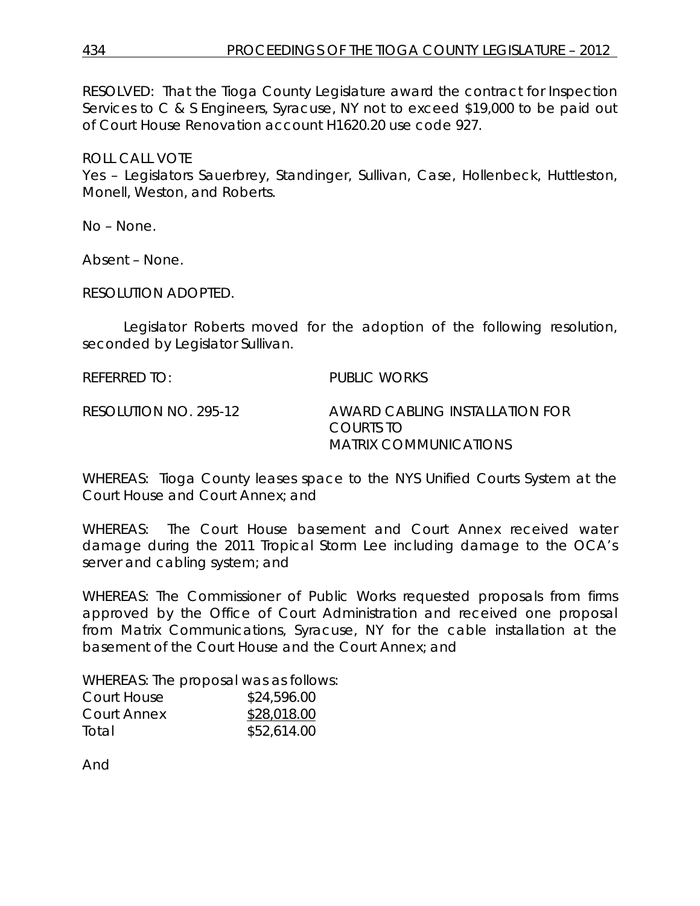RESOLVED: That the Tioga County Legislature award the contract for Inspection Services to C & S Engineers, Syracuse, NY not to exceed $19,000 to be paid out of Court House Renovation account H1620.20 use code 927.

ROLL CALL VOTE
Yes – Legislators Sauerbrey, Standinger, Sullivan, Case, Hollenbeck, Huttleston, Monell, Weston, and Roberts.

No – None.

Absent – None.

RESOLUTION ADOPTED.

Legislator Roberts moved for the adoption of the following resolution, seconded by Legislator Sullivan.

REFERRED TO: PUBLIC WORKS

RESOLUTION NO. 295-12 AWARD CABLING INSTALLATION FOR COURTS TO MATRIX COMMUNICATIONS

WHEREAS: Tioga County leases space to the NYS Unified Courts System at the Court House and Court Annex; and

WHEREAS: The Court House basement and Court Annex received water damage during the 2011 Tropical Storm Lee including damage to the OCA's server and cabling system; and

WHEREAS: The Commissioner of Public Works requested proposals from firms approved by the Office of Court Administration and received one proposal from Matrix Communications, Syracuse, NY for the cable installation at the basement of the Court House and the Court Annex; and

WHEREAS: The proposal was as follows:

| | |
|---|---|
| Court House | $24,596.00 |
| Court Annex | $28,018.00 |
| Total | $52,614.00 |

And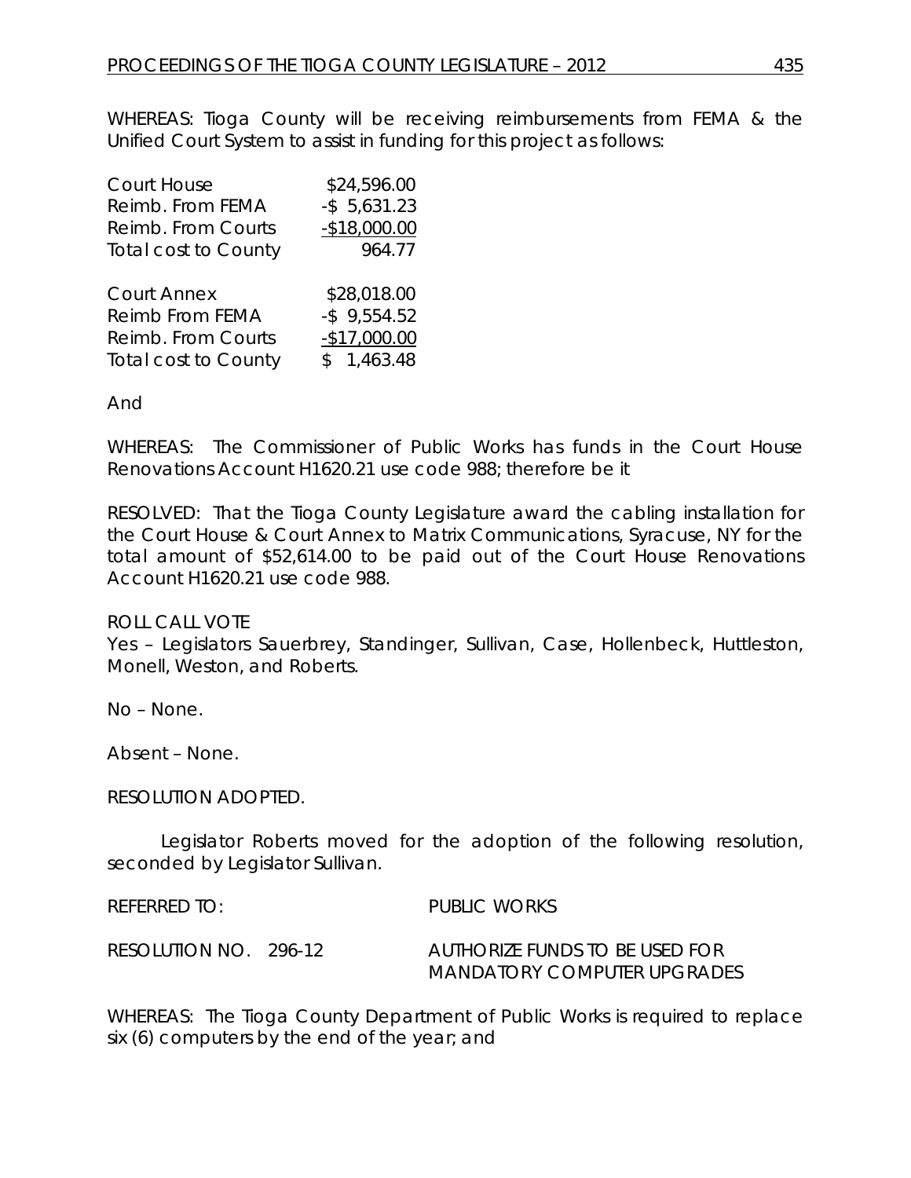WHEREAS: Tioga County will be receiving reimbursements from FEMA & the Unified Court System to assist in funding for this project as follows:

| | |
|---|---|
| Court House | $24,596.00 |
| Reimb. From FEMA | -$ 5,631.23 |
| Reimb. From Courts | -$18,000.00 |
| Total cost to County | 964.77 |
| | |
| Court Annex | $28,018.00 |
| Reimb From FEMA | -$ 9,554.52 |
| Reimb. From Courts | -$17,000.00 |
| Total cost to County | $ 1,463.48 |

And

WHEREAS: The Commissioner of Public Works has funds in the Court House Renovations Account H1620.21 use code 988; therefore be it

RESOLVED: That the Tioga County Legislature award the cabling installation for the Court House & Court Annex to Matrix Communications, Syracuse, NY for the total amount of $52,614.00 to be paid out of the Court House Renovations Account H1620.21 use code 988.

ROLL CALL VOTE
Yes – Legislators Sauerbrey, Standinger, Sullivan, Case, Hollenbeck, Huttleston, Monell, Weston, and Roberts.

No – None.

Absent – None.

RESOLUTION ADOPTED.

Legislator Roberts moved for the adoption of the following resolution, seconded by Legislator Sullivan.

REFERRED TO: PUBLIC WORKS

RESOLUTION NO. 296-12 AUTHORIZE FUNDS TO BE USED FOR MANDATORY COMPUTER UPGRADES

WHEREAS: The Tioga County Department of Public Works is required to replace six (6) computers by the end of the year; and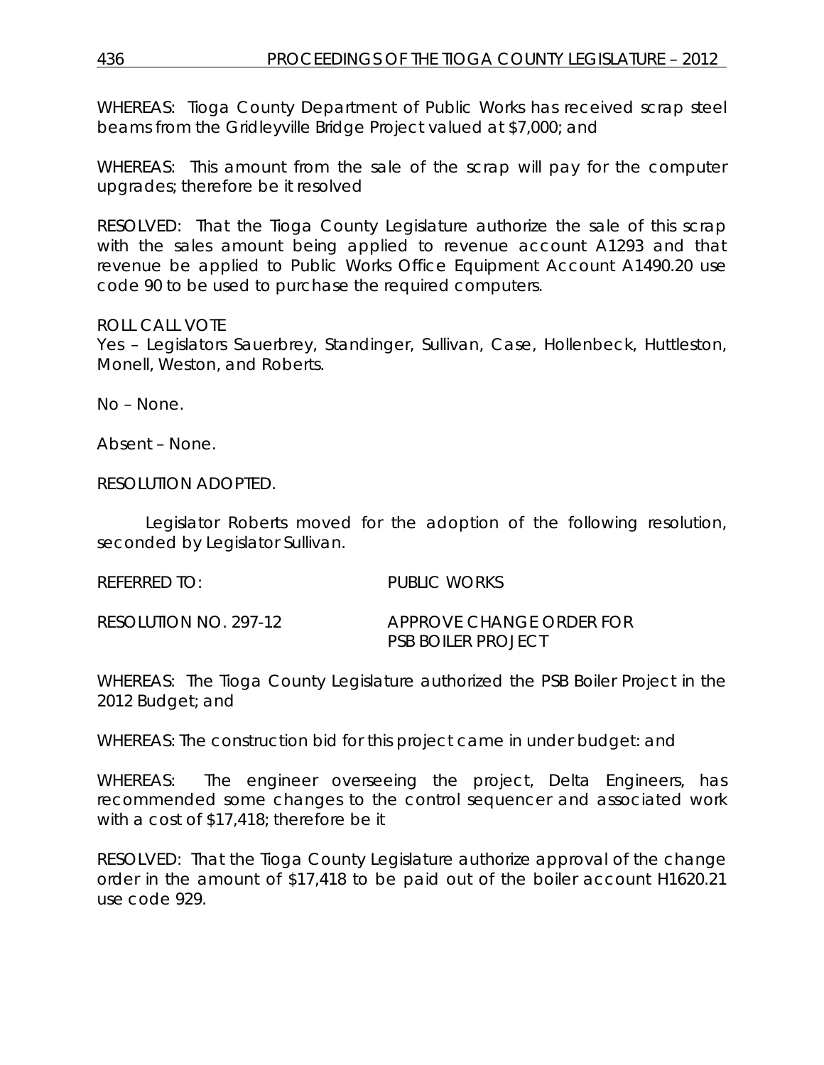WHEREAS: Tioga County Department of Public Works has received scrap steel beams from the Gridleyville Bridge Project valued at $7,000; and

WHEREAS: This amount from the sale of the scrap will pay for the computer upgrades; therefore be it resolved

RESOLVED: That the Tioga County Legislature authorize the sale of this scrap with the sales amount being applied to revenue account A1293 and that revenue be applied to Public Works Office Equipment Account A1490.20 use code 90 to be used to purchase the required computers.

ROLL CALL VOTE
Yes – Legislators Sauerbrey, Standinger, Sullivan, Case, Hollenbeck, Huttleston, Monell, Weston, and Roberts.

No – None.

Absent – None.

RESOLUTION ADOPTED.

Legislator Roberts moved for the adoption of the following resolution, seconded by Legislator Sullivan.

REFERRED TO: PUBLIC WORKS

RESOLUTION NO. 297-12 APPROVE CHANGE ORDER FOR PSB BOILER PROJECT

WHEREAS: The Tioga County Legislature authorized the PSB Boiler Project in the 2012 Budget; and

WHEREAS: The construction bid for this project came in under budget: and

WHEREAS: The engineer overseeing the project, Delta Engineers, has recommended some changes to the control sequencer and associated work with a cost of $17,418; therefore be it

RESOLVED: That the Tioga County Legislature authorize approval of the change order in the amount of $17,418 to be paid out of the boiler account H1620.21 use code 929.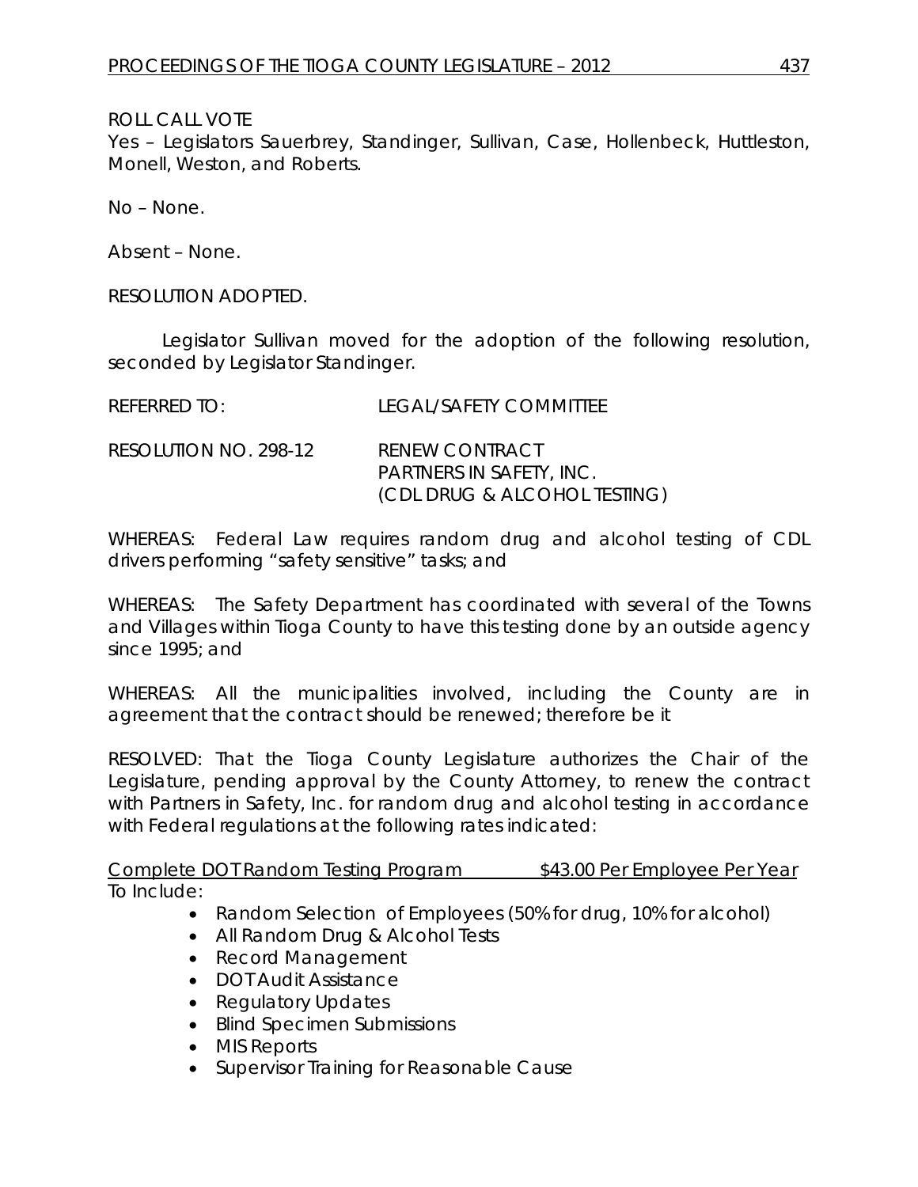ROLL CALL VOTE

Yes – Legislators Sauerbrey, Standinger, Sullivan, Case, Hollenbeck, Huttleston, Monell, Weston, and Roberts.

No – None.

Absent – None.

RESOLUTION ADOPTED.

Legislator Sullivan moved for the adoption of the following resolution, seconded by Legislator Standinger.

REFERRED TO: LEGAL/SAFETY COMMITTEE

RESOLUTION NO. 298-12 RENEW CONTRACT
PARTNERS IN SAFETY, INC.
(CDL DRUG & ALCOHOL TESTING)

WHEREAS: Federal Law requires random drug and alcohol testing of CDL drivers performing "safety sensitive" tasks; and

WHEREAS: The Safety Department has coordinated with several of the Towns and Villages within Tioga County to have this testing done by an outside agency since 1995; and

WHEREAS: All the municipalities involved, including the County are in agreement that the contract should be renewed; therefore be it

RESOLVED: That the Tioga County Legislature authorizes the Chair of the Legislature, pending approval by the County Attorney, to renew the contract with Partners in Safety, Inc. for random drug and alcohol testing in accordance with Federal regulations at the following rates indicated:

<u>Complete DOT Random Testing Program $43.00 Per Employee Per Year</u>

To Include:

- Random Selection of Employees (50% for drug, 10% for alcohol)
- All Random Drug & Alcohol Tests
- Record Management
- DOT Audit Assistance
- Regulatory Updates
- Blind Specimen Submissions
- MIS Reports
- Supervisor Training for Reasonable Cause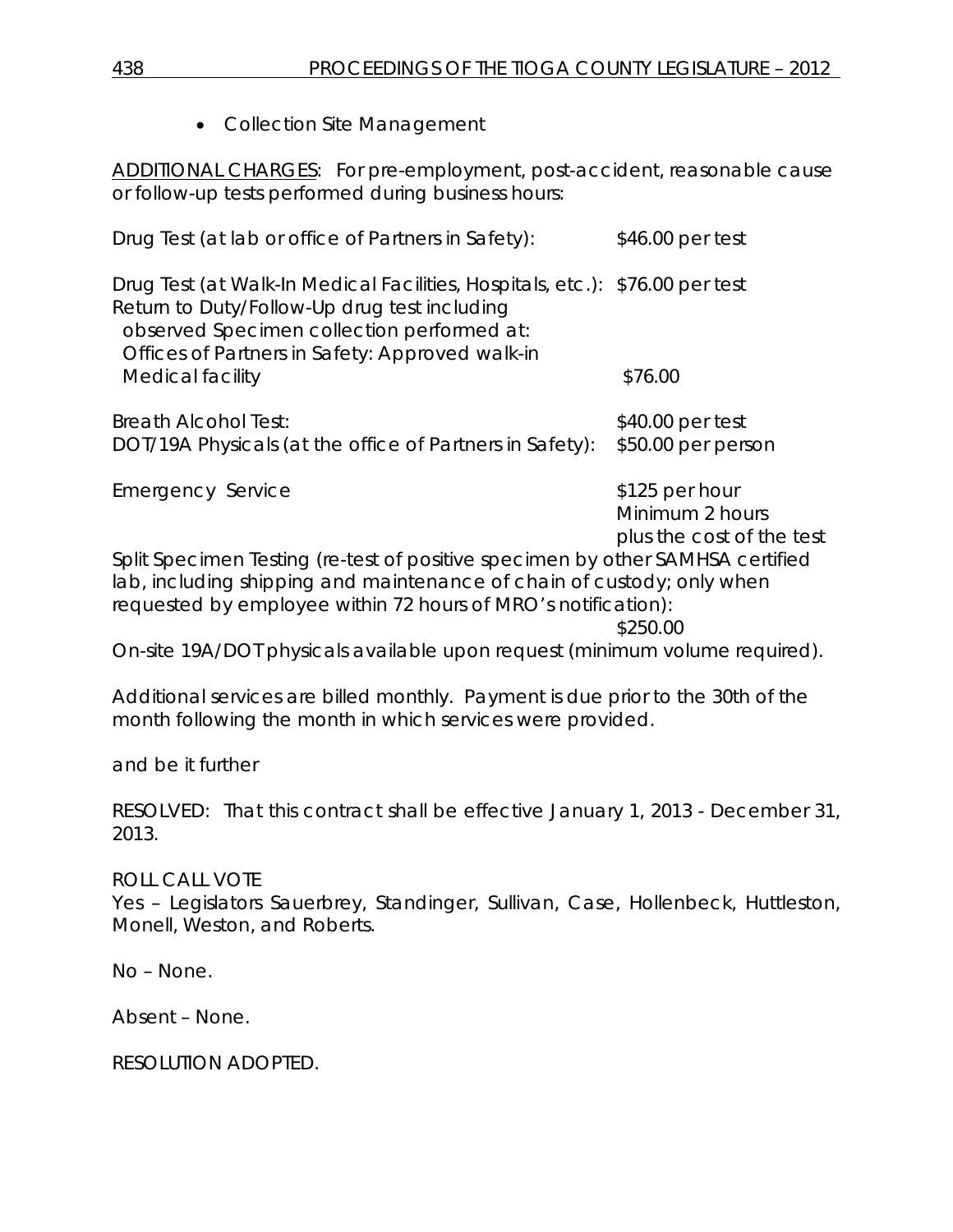- Collection Site Management

<u>ADDITIONAL CHARGES</u>: For pre-employment, post-accident, reasonable cause or follow-up tests performed during business hours:

| | |
|---|---|
| Drug Test (at lab or office of Partners in Safety): | $46.00 per test |
| Drug Test (at Walk-In Medical Facilities, Hospitals, etc.): | $76.00 per test |
| Return to Duty/Follow-Up drug test including observed Specimen collection performed at: Offices of Partners in Safety: Approved walk-in Medical facility | $76.00 |
| Breath Alcohol Test: | $40.00 per test |
| DOT/19A Physicals (at the office of Partners in Safety): | $50.00 per person |
| Emergency Service | $125 per hour Minimum 2 hours plus the cost of the test |
| Split Specimen Testing (re-test of positive specimen by other SAMHSA certified lab, including shipping and maintenance of chain of custody; only when requested by employee within 72 hours of MRO's notification): | $250.00 |

On-site 19A/DOT physicals available upon request (minimum volume required).

Additional services are billed monthly. Payment is due prior to the 30th of the month following the month in which services were provided.

and be it further

RESOLVED: That this contract shall be effective January 1, 2013 - December 31, 2013.

ROLL CALL VOTE
Yes – Legislators Sauerbrey, Standinger, Sullivan, Case, Hollenbeck, Huttleston, Monell, Weston, and Roberts.

No – None.

Absent – None.

RESOLUTION ADOPTED.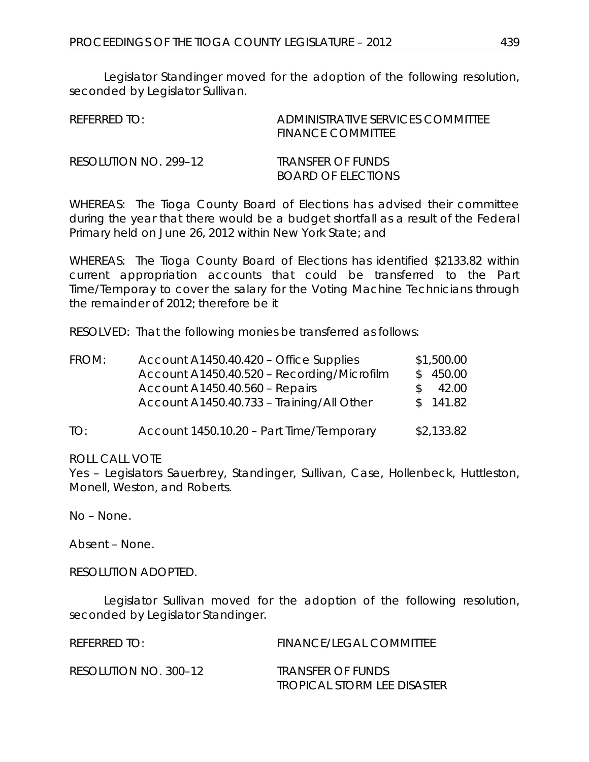Legislator Standinger moved for the adoption of the following resolution, seconded by Legislator Sullivan.

| | |
|---|---|
| REFERRED TO: | ADMINISTRATIVE SERVICES COMMITTEE<br>FINANCE COMMITTEE |
| RESOLUTION NO. 299–12 | TRANSFER OF FUNDS<br>BOARD OF ELECTIONS |

WHEREAS: The Tioga County Board of Elections has advised their committee during the year that there would be a budget shortfall as a result of the Federal Primary held on June 26, 2012 within New York State; and

WHEREAS: The Tioga County Board of Elections has identified $2133.82 within current appropriation accounts that could be transferred to the Part Time/Temporay to cover the salary for the Voting Machine Technicians through the remainder of 2012; therefore be it

RESOLVED: That the following monies be transferred as follows:

| | | |
|---|---|---|
| FROM: | Account A1450.40.420 – Office Supplies | $1,500.00 |
| | Account A1450.40.520 – Recording/Microfilm | $ 450.00 |
| | Account A1450.40.560 – Repairs | $ 42.00 |
| | Account A1450.40.733 – Training/All Other | $ 141.82 |
| TO: | Account 1450.10.20 – Part Time/Temporary | $2,133.82 |

ROLL CALL VOTE

Yes – Legislators Sauerbrey, Standinger, Sullivan, Case, Hollenbeck, Huttleston, Monell, Weston, and Roberts.

No – None.

Absent – None.

RESOLUTION ADOPTED.

Legislator Sullivan moved for the adoption of the following resolution, seconded by Legislator Standinger.

| | |
|---|---|
| REFERRED TO: | FINANCE/LEGAL COMMITTEE |
| RESOLUTION NO. 300–12 | TRANSFER OF FUNDS<br>TROPICAL STORM LEE DISASTER |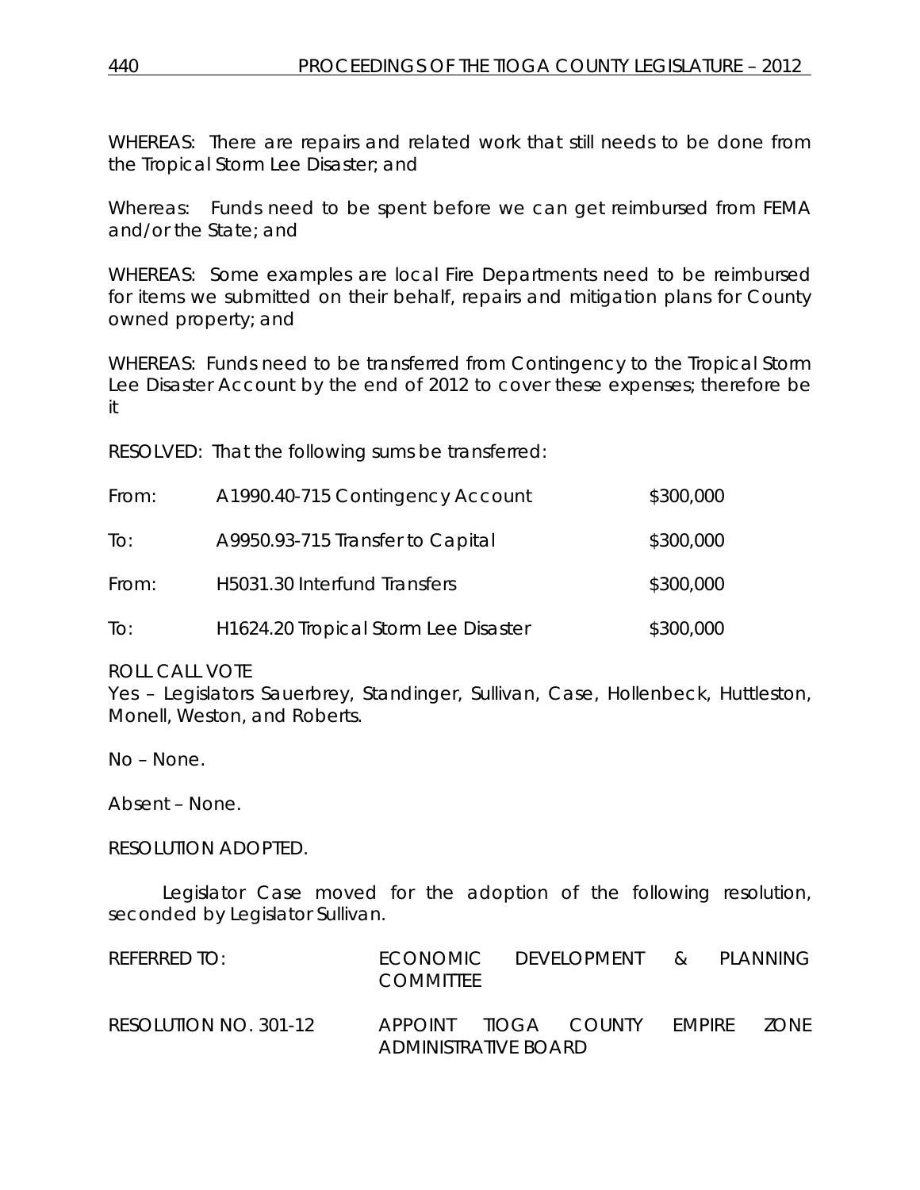WHEREAS: There are repairs and related work that still needs to be done from the Tropical Storm Lee Disaster; and

Whereas: Funds need to be spent before we can get reimbursed from FEMA and/or the State; and

WHEREAS: Some examples are local Fire Departments need to be reimbursed for items we submitted on their behalf, repairs and mitigation plans for County owned property; and

WHEREAS: Funds need to be transferred from Contingency to the Tropical Storm Lee Disaster Account by the end of 2012 to cover these expenses; therefore be it

RESOLVED: That the following sums be transferred:

| | | |
|---|---|---|
| From: | A1990.40-715 Contingency Account | \$300,000 |
| To: | A9950.93-715 Transfer to Capital | \$300,000 |
| From: | H5031.30 Interfund Transfers | \$300,000 |
| To: | H1624.20 Tropical Storm Lee Disaster | \$300,000 |

ROLL CALL VOTE
Yes – Legislators Sauerbrey, Standinger, Sullivan, Case, Hollenbeck, Huttleston, Monell, Weston, and Roberts.

No – None.

Absent – None.

RESOLUTION ADOPTED.

Legislator Case moved for the adoption of the following resolution, seconded by Legislator Sullivan.

| | |
|---|---|
| REFERRED TO: | ECONOMIC DEVELOPMENT & PLANNING COMMITTEE |
| RESOLUTION NO. 301-12 | APPOINT TIOGA COUNTY EMPIRE ZONE ADMINISTRATIVE BOARD |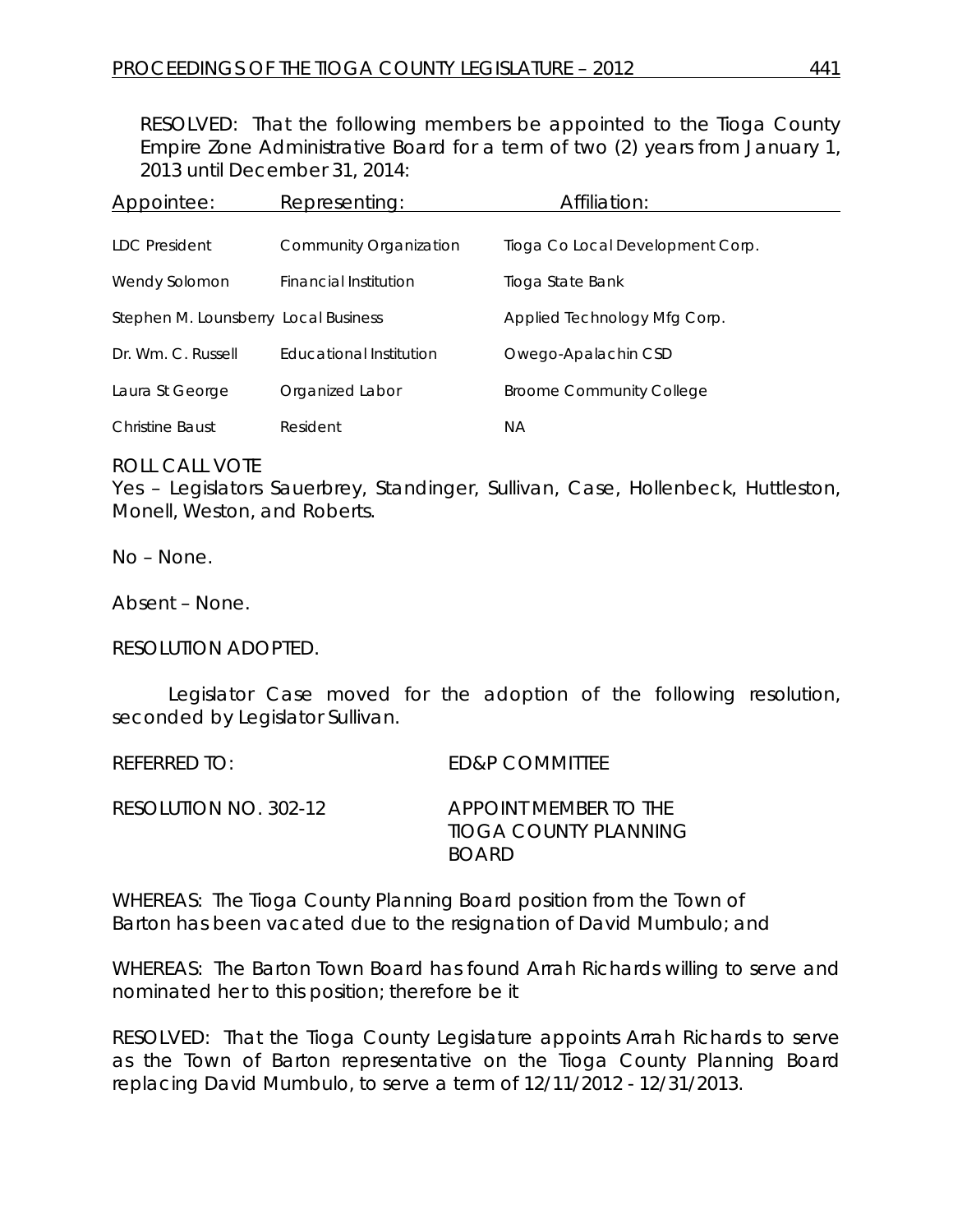RESOLVED: That the following members be appointed to the Tioga County Empire Zone Administrative Board for a term of two (2) years from January 1, 2013 until December 31, 2014:

| Appointee: | Representing: | Affiliation: |
|---|---|---|
| LDC President | Community Organization | Tioga Co Local Development Corp. |
| Wendy Solomon | Financial Institution | Tioga State Bank |
| Stephen M. Lounsberry | Local Business | Applied Technology Mfg Corp. |
| Dr. Wm. C. Russell | Educational Institution | Owego-Apalachin CSD |
| Laura St George | Organized Labor | Broome Community College |
| Christine Baust | Resident | NA |

ROLL CALL VOTE
Yes – Legislators Sauerbrey, Standinger, Sullivan, Case, Hollenbeck, Huttleston, Monell, Weston, and Roberts.

No – None.

Absent – None.

RESOLUTION ADOPTED.

Legislator Case moved for the adoption of the following resolution, seconded by Legislator Sullivan.

REFERRED TO: ED&P COMMITTEE

RESOLUTION NO. 302-12 APPOINT MEMBER TO THE TIOGA COUNTY PLANNING BOARD

WHEREAS: The Tioga County Planning Board position from the Town of Barton has been vacated due to the resignation of David Mumbulo; and

WHEREAS: The Barton Town Board has found Arrah Richards willing to serve and nominated her to this position; therefore be it

RESOLVED: That the Tioga County Legislature appoints Arrah Richards to serve as the Town of Barton representative on the Tioga County Planning Board replacing David Mumbulo, to serve a term of 12/11/2012 - 12/31/2013.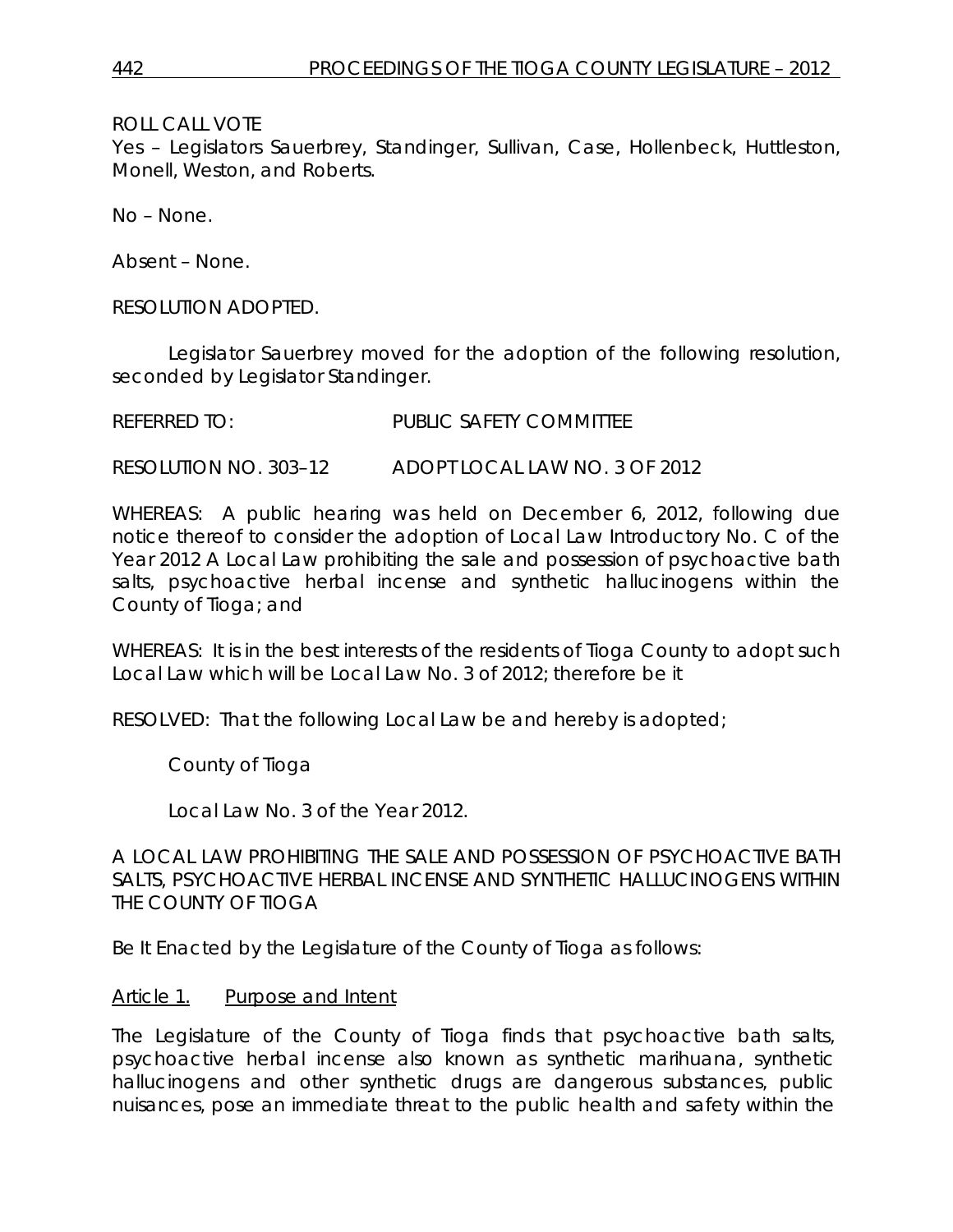ROLL CALL VOTE
Yes – Legislators Sauerbrey, Standinger, Sullivan, Case, Hollenbeck, Huttleston, Monell, Weston, and Roberts.

No – None.

Absent – None.

RESOLUTION ADOPTED.

Legislator Sauerbrey moved for the adoption of the following resolution, seconded by Legislator Standinger.

REFERRED TO: PUBLIC SAFETY COMMITTEE

RESOLUTION NO. 303–12 ADOPT LOCAL LAW NO. 3 OF 2012

WHEREAS: A public hearing was held on December 6, 2012, following due notice thereof to consider the adoption of Local Law Introductory No. C of the Year 2012 A Local Law prohibiting the sale and possession of psychoactive bath salts, psychoactive herbal incense and synthetic hallucinogens within the County of Tioga; and

WHEREAS: It is in the best interests of the residents of Tioga County to adopt such Local Law which will be Local Law No. 3 of 2012; therefore be it

RESOLVED: That the following Local Law be and hereby is adopted;

County of Tioga

Local Law No. 3 of the Year 2012.

A LOCAL LAW PROHIBITING THE SALE AND POSSESSION OF PSYCHOACTIVE BATH SALTS, PSYCHOACTIVE HERBAL INCENSE AND SYNTHETIC HALLUCINOGENS WITHIN THE COUNTY OF TIOGA

Be It Enacted by the Legislature of the County of Tioga as follows:

Article 1. Purpose and Intent

The Legislature of the County of Tioga finds that psychoactive bath salts, psychoactive herbal incense also known as synthetic marihuana, synthetic hallucinogens and other synthetic drugs are dangerous substances, public nuisances, pose an immediate threat to the public health and safety within the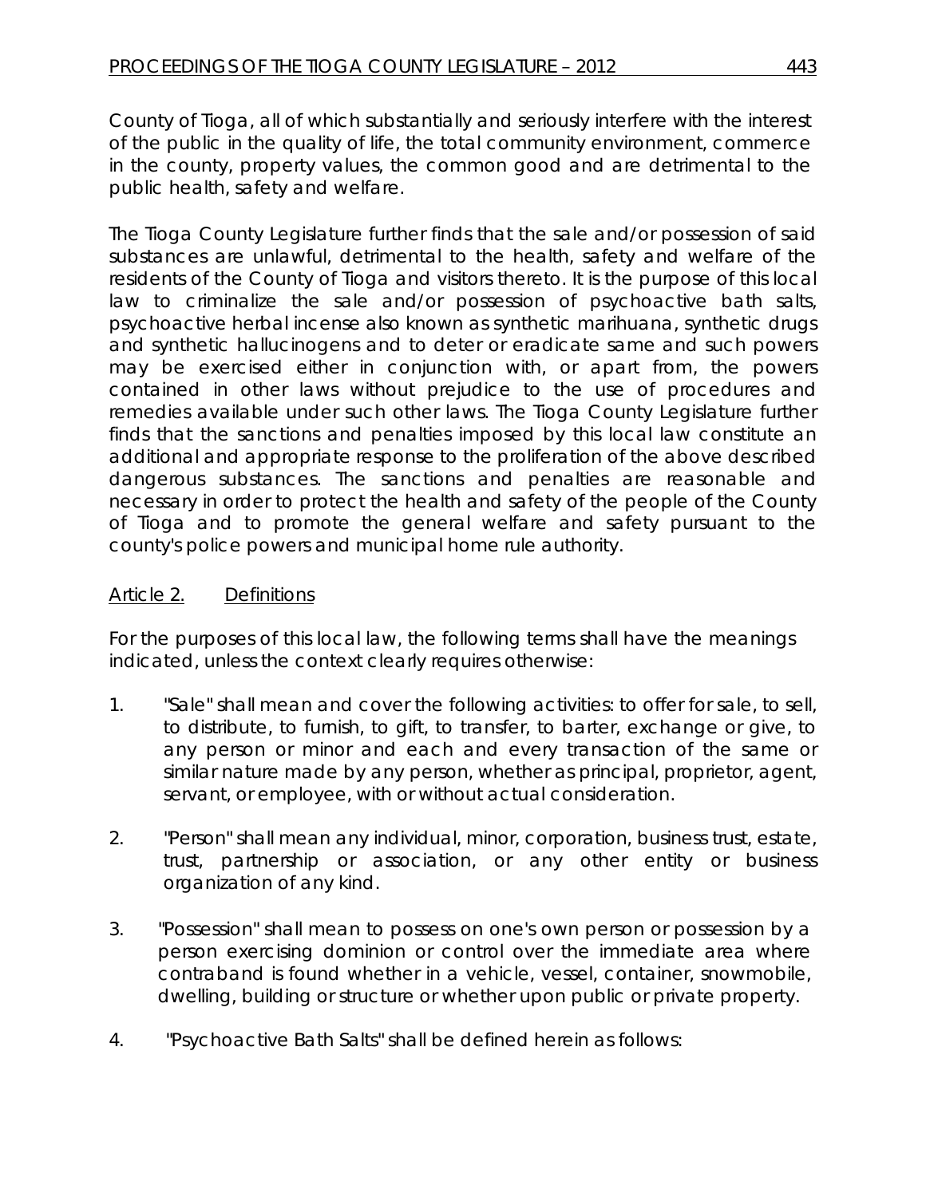County of Tioga, all of which substantially and seriously interfere with the interest of the public in the quality of life, the total community environment, commerce in the county, property values, the common good and are detrimental to the public health, safety and welfare.

The Tioga County Legislature further finds that the sale and/or possession of said substances are unlawful, detrimental to the health, safety and welfare of the residents of the County of Tioga and visitors thereto. It is the purpose of this local law to criminalize the sale and/or possession of psychoactive bath salts, psychoactive herbal incense also known as synthetic marihuana, synthetic drugs and synthetic hallucinogens and to deter or eradicate same and such powers may be exercised either in conjunction with, or apart from, the powers contained in other laws without prejudice to the use of procedures and remedies available under such other laws. The Tioga County Legislature further finds that the sanctions and penalties imposed by this local law constitute an additional and appropriate response to the proliferation of the above described dangerous substances. The sanctions and penalties are reasonable and necessary in order to protect the health and safety of the people of the County of Tioga and to promote the general welfare and safety pursuant to the county's police powers and municipal home rule authority.

## Article 2. Definitions

For the purposes of this local law, the following terms shall have the meanings indicated, unless the context clearly requires otherwise:

1. "Sale" shall mean and cover the following activities: to offer for sale, to sell, to distribute, to furnish, to gift, to transfer, to barter, exchange or give, to any person or minor and each and every transaction of the same or similar nature made by any person, whether as principal, proprietor, agent, servant, or employee, with or without actual consideration.

2. "Person" shall mean any individual, minor, corporation, business trust, estate, trust, partnership or association, or any other entity or business organization of any kind.

3. "Possession" shall mean to possess on one's own person or possession by a person exercising dominion or control over the immediate area where contraband is found whether in a vehicle, vessel, container, snowmobile, dwelling, building or structure or whether upon public or private property.

4. "Psychoactive Bath Salts" shall be defined herein as follows: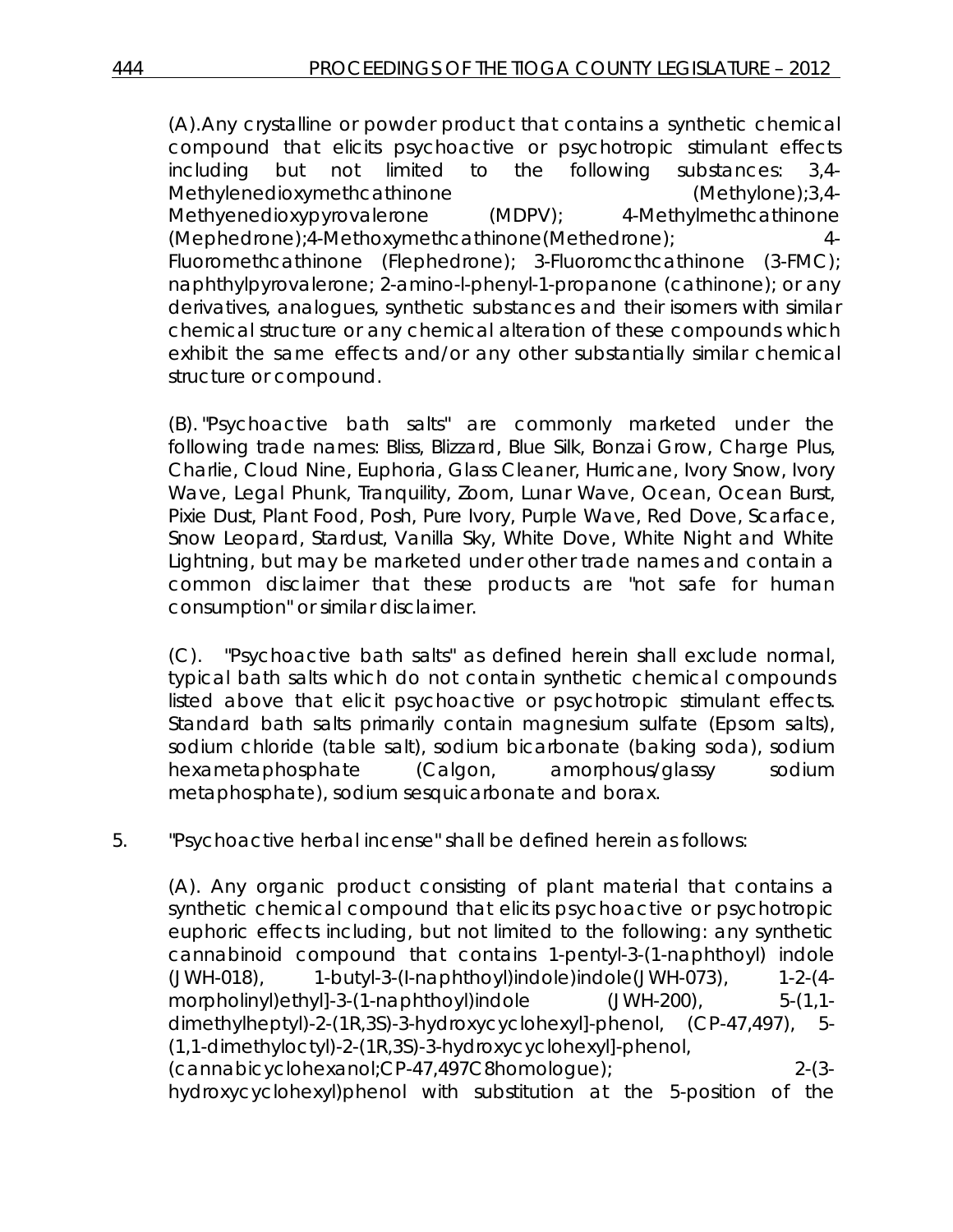(A).Any crystalline or powder product that contains a synthetic chemical compound that elicits psychoactive or psychotropic stimulant effects including but not limited to the following substances: 3,4-Methylenedioxymethcathinone (Methylone);3,4-Methyenedioxypyrovalerone (MDPV); 4-Methylmethcathinone (Mephedrone);4-Methoxymethcathinone(Methedrone); 4-Fluoromethcathinone (Flephedrone); 3-Fluoromcthcathinone (3-FMC); naphthylpyrovalerone; 2-amino-l-phenyl-1-propanone (cathinone); or any derivatives, analogues, synthetic substances and their isomers with similar chemical structure or any chemical alteration of these compounds which exhibit the same effects and/or any other substantially similar chemical structure or compound.

(B). "Psychoactive bath salts" are commonly marketed under the following trade names: Bliss, Blizzard, Blue Silk, Bonzai Grow, Charge Plus, Charlie, Cloud Nine, Euphoria, Glass Cleaner, Hurricane, Ivory Snow, Ivory Wave, Legal Phunk, Tranquility, Zoom, Lunar Wave, Ocean, Ocean Burst, Pixie Dust, Plant Food, Posh, Pure Ivory, Purple Wave, Red Dove, Scarface, Snow Leopard, Stardust, Vanilla Sky, White Dove, White Night and White Lightning, but may be marketed under other trade names and contain a common disclaimer that these products are "not safe for human consumption" or similar disclaimer.

(C). "Psychoactive bath salts" as defined herein shall exclude normal, typical bath salts which do not contain synthetic chemical compounds listed above that elicit psychoactive or psychotropic stimulant effects. Standard bath salts primarily contain magnesium sulfate (Epsom salts), sodium chloride (table salt), sodium bicarbonate (baking soda), sodium hexametaphosphate (Calgon, amorphous/glassy sodium metaphosphate), sodium sesquicarbonate and borax.

5. "Psychoactive herbal incense" shall be defined herein as follows:

(A). Any organic product consisting of plant material that contains a synthetic chemical compound that elicits psychoactive or psychotropic euphoric effects including, but not limited to the following: any synthetic cannabinoid compound that contains 1-pentyl-3-(1-naphthoyl) indole (JWH-018), 1-butyl-3-(I-naphthoyl)indole)indole(JWH-073), 1-2-(4-morpholinyl)ethyl]-3-(1-naphthoyl)indole (JWH-200), 5-(1,1-dimethylheptyl)-2-(1R,3S)-3-hydroxycyclohexyl]-phenol, (CP-47,497), 5-(1,1-dimethyloctyl)-2-(1R,3S)-3-hydroxycyclohexyl]-phenol, (cannabicyclohexanol;CP-47,497C8homologue); 2-(3-hydroxycyclohexyl)phenol with substitution at the 5-position of the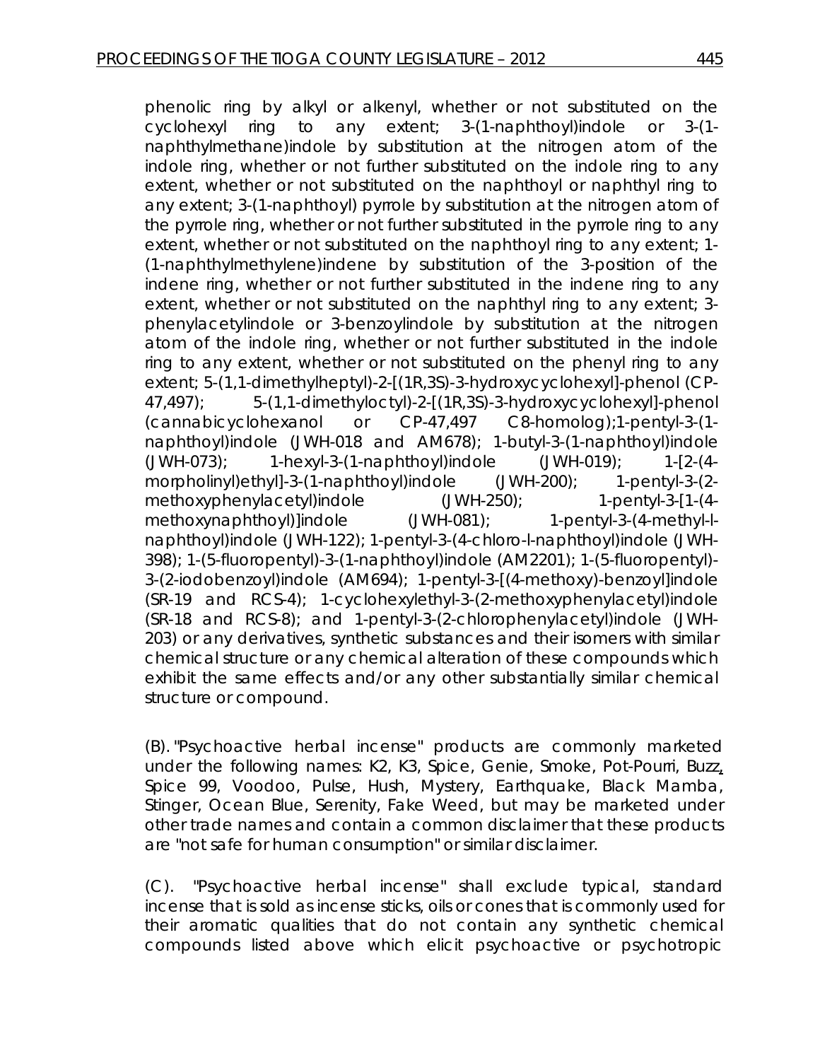phenolic ring by alkyl or alkenyl, whether or not substituted on the cyclohexyl ring to any extent; 3-(1-naphthoyl)indole or 3-(1-naphthylmethane)indole by substitution at the nitrogen atom of the indole ring, whether or not further substituted on the indole ring to any extent, whether or not substituted on the naphthoyl or naphthyl ring to any extent; 3-(1-naphthoyl) pyrrole by substitution at the nitrogen atom of the pyrrole ring, whether or not further substituted in the pyrrole ring to any extent, whether or not substituted on the naphthoyl ring to any extent; 1-(1-naphthylmethylene)indene by substitution of the 3-position of the indene ring, whether or not further substituted in the indene ring to any extent, whether or not substituted on the naphthyl ring to any extent; 3-phenylacetylindole or 3-benzoylindole by substitution at the nitrogen atom of the indole ring, whether or not further substituted in the indole ring to any extent, whether or not substituted on the phenyl ring to any extent; 5-(1,1-dimethylheptyl)-2-[(1R,3S)-3-hydroxycyclohexyl]-phenol (CP-47,497); 5-(1,1-dimethyloctyl)-2-[(1R,3S)-3-hydroxycyclohexyl]-phenol (cannabicyclohexanol or CP-47,497 C8-homolog);1-pentyl-3-(1-naphthoyl)indole (JWH-018 and AM678); 1-butyl-3-(1-naphthoyl)indole (JWH-073); 1-hexyl-3-(1-naphthoyl)indole (JWH-019); 1-[2-(4-morpholinyl)ethyl]-3-(1-naphthoyl)indole (JWH-200); 1-pentyl-3-(2-methoxyphenylacetyl)indole (JWH-250); 1-pentyl-3-[1-(4-methoxynaphthoyl)]indole (JWH-081); 1-pentyl-3-(4-methyl-l-naphthoyl)indole (JWH-122); 1-pentyl-3-(4-chloro-l-naphthoyl)indole (JWH-398); 1-(5-fluoropentyl)-3-(1-naphthoyl)indole (AM2201); 1-(5-fluoropentyl)-3-(2-iodobenzoyl)indole (AM694); 1-pentyl-3-[(4-methoxy)-benzoyl]indole (SR-19 and RCS-4); 1-cyclohexylethyl-3-(2-methoxyphenylacetyl)indole (SR-18 and RCS-8); and 1-pentyl-3-(2-chlorophenylacetyl)indole (JWH-203) or any derivatives, synthetic substances and their isomers with similar chemical structure or any chemical alteration of these compounds which exhibit the same effects and/or any other substantially similar chemical structure or compound.

(B). "Psychoactive herbal incense" products are commonly marketed under the following names: K2, K3, Spice, Genie, Smoke, Pot-Pourri, Buzz, Spice 99, Voodoo, Pulse, Hush, Mystery, Earthquake, Black Mamba, Stinger, Ocean Blue, Serenity, Fake Weed, but may be marketed under other trade names and contain a common disclaimer that these products are "not safe for human consumption" or similar disclaimer.

(C). "Psychoactive herbal incense" shall exclude typical, standard incense that is sold as incense sticks, oils or cones that is commonly used for their aromatic qualities that do not contain any synthetic chemical compounds listed above which elicit psychoactive or psychotropic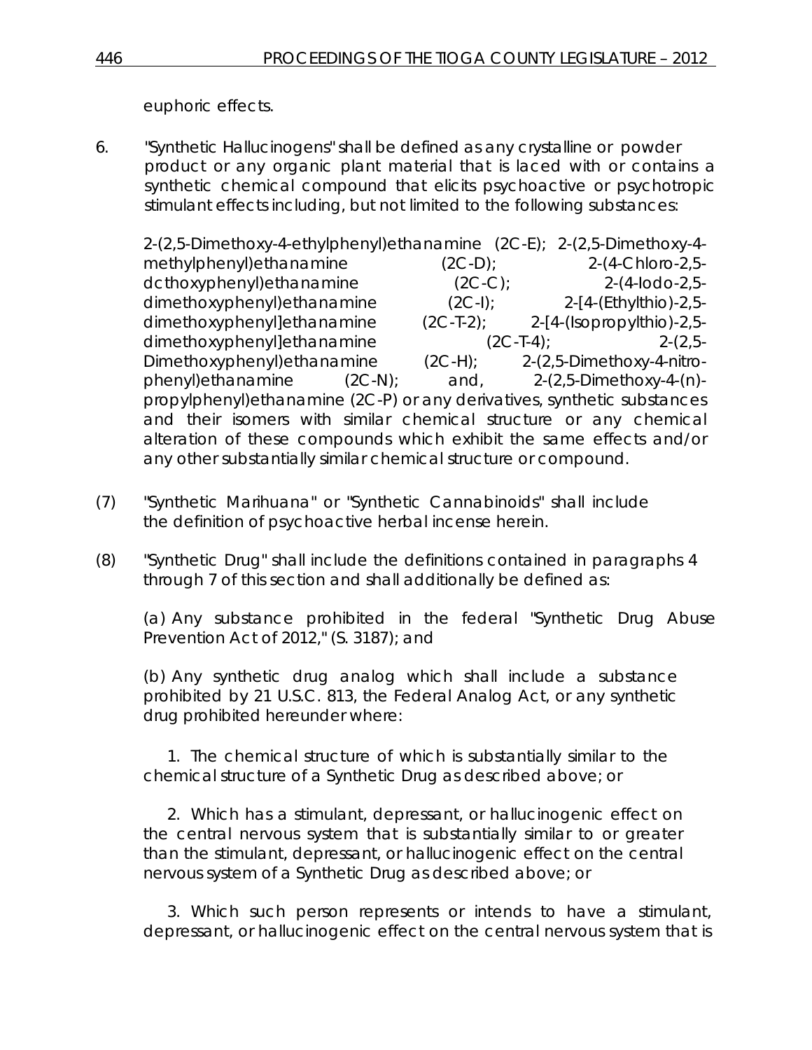euphoric effects.

6. "Synthetic Hallucinogens" shall be defined as any crystalline or powder product or any organic plant material that is laced with or contains a synthetic chemical compound that elicits psychoactive or psychotropic stimulant effects including, but not limited to the following substances:

   2-(2,5-Dimethoxy-4-ethylphenyl)ethanamine (2C-E); 2-(2,5-Dimethoxy-4-methylphenyl)ethanamine (2C-D); 2-(4-Chloro-2,5-dcthoxyphenyl)ethanamine (2C-C); 2-(4-Iodo-2,5-dimethoxyphenyl)ethanamine (2C-I); 2-[4-(Ethylthio)-2,5-dimethoxyphenyl]ethanamine (2C-T-2); 2-[4-(Isopropylthio)-2,5-dimethoxyphenyl]ethanamine (2C-T-4); 2-(2,5-Dimethoxyphenyl)ethanamine (2C-H); 2-(2,5-Dimethoxy-4-nitro-phenyl)ethanamine (2C-N); and, 2-(2,5-Dimethoxy-4-(n)-propylphenyl)ethanamine (2C-P) or any derivatives, synthetic substances and their isomers with similar chemical structure or any chemical alteration of these compounds which exhibit the same effects and/or any other substantially similar chemical structure or compound.

(7) "Synthetic Marihuana" or "Synthetic Cannabinoids" shall include the definition of psychoactive herbal incense herein.

(8) "Synthetic Drug" shall include the definitions contained in paragraphs 4 through 7 of this section and shall additionally be defined as:

   (a) Any substance prohibited in the federal "Synthetic Drug Abuse Prevention Act of 2012," (S. 3187); and

   (b) Any synthetic drug analog which shall include a substance prohibited by 21 U.S.C. 813, the Federal Analog Act, or any synthetic drug prohibited hereunder where:

      1. The chemical structure of which is substantially similar to the chemical structure of a Synthetic Drug as described above; or

      2. Which has a stimulant, depressant, or hallucinogenic effect on the central nervous system that is substantially similar to or greater than the stimulant, depressant, or hallucinogenic effect on the central nervous system of a Synthetic Drug as described above; or

      3. Which such person represents or intends to have a stimulant, depressant, or hallucinogenic effect on the central nervous system that is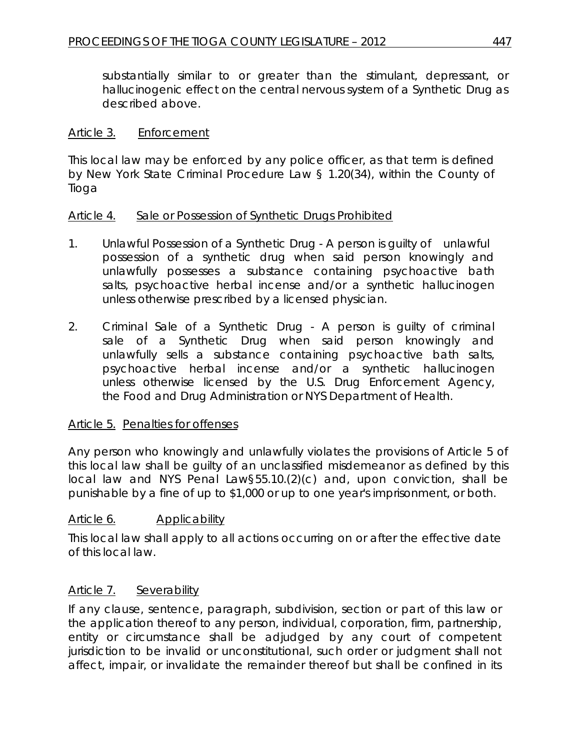substantially similar to or greater than the stimulant, depressant, or hallucinogenic effect on the central nervous system of a Synthetic Drug as described above.

Article 3. Enforcement

This local law may be enforced by any police officer, as that term is defined by New York State Criminal Procedure Law § 1.20(34), within the County of Tioga

Article 4. Sale or Possession of Synthetic Drugs Prohibited

1. Unlawful Possession of a Synthetic Drug - A person is guilty of unlawful possession of a synthetic drug when said person knowingly and unlawfully possesses a substance containing psychoactive bath salts, psychoactive herbal incense and/or a synthetic hallucinogen unless otherwise prescribed by a licensed physician.

2. Criminal Sale of a Synthetic Drug - A person is guilty of criminal sale of a Synthetic Drug when said person knowingly and unlawfully sells a substance containing psychoactive bath salts, psychoactive herbal incense and/or a synthetic hallucinogen unless otherwise licensed by the U.S. Drug Enforcement Agency, the Food and Drug Administration or NYS Department of Health.

Article 5. Penalties for offenses

Any person who knowingly and unlawfully violates the provisions of Article 5 of this local law shall be guilty of an unclassified misdemeanor as defined by this local law and NYS Penal Law§55.10.(2)(c) and, upon conviction, shall be punishable by a fine of up to $1,000 or up to one year's imprisonment, or both.

Article 6. Applicability

This local law shall apply to all actions occurring on or after the effective date of this local law.

Article 7. Severability

If any clause, sentence, paragraph, subdivision, section or part of this law or the application thereof to any person, individual, corporation, firm, partnership, entity or circumstance shall be adjudged by any court of competent jurisdiction to be invalid or unconstitutional, such order or judgment shall not affect, impair, or invalidate the remainder thereof but shall be confined in its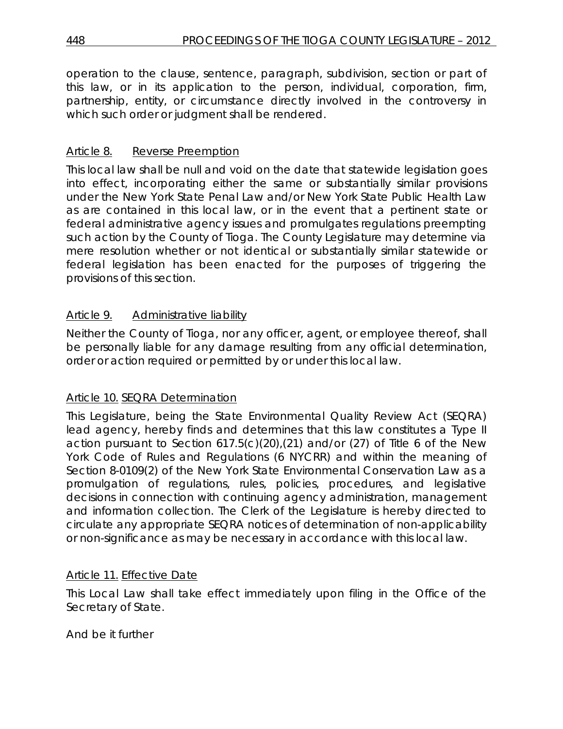operation to the clause, sentence, paragraph, subdivision, section or part of this law, or in its application to the person, individual, corporation, firm, partnership, entity, or circumstance directly involved in the controversy in which such order or judgment shall be rendered.

Article 8. Reverse Preemption

This local law shall be null and void on the date that statewide legislation goes into effect, incorporating either the same or substantially similar provisions under the New York State Penal Law and/or New York State Public Health Law as are contained in this local law, or in the event that a pertinent state or federal administrative agency issues and promulgates regulations preempting such action by the County of Tioga. The County Legislature may determine via mere resolution whether or not identical or substantially similar statewide or federal legislation has been enacted for the purposes of triggering the provisions of this section.

Article 9. Administrative liability

Neither the County of Tioga, nor any officer, agent, or employee thereof, shall be personally liable for any damage resulting from any official determination, order or action required or permitted by or under this local law.

Article 10. SEQRA Determination

This Legislature, being the State Environmental Quality Review Act (SEQRA) lead agency, hereby finds and determines that this law constitutes a Type II action pursuant to Section 617.5(c)(20),(21) and/or (27) of Title 6 of the New York Code of Rules and Regulations (6 NYCRR) and within the meaning of Section 8-0109(2) of the New York State Environmental Conservation Law as a promulgation of regulations, rules, policies, procedures, and legislative decisions in connection with continuing agency administration, management and information collection. The Clerk of the Legislature is hereby directed to circulate any appropriate SEQRA notices of determination of non-applicability or non-significance as may be necessary in accordance with this local law.

Article 11. Effective Date

This Local Law shall take effect immediately upon filing in the Office of the Secretary of State.

And be it further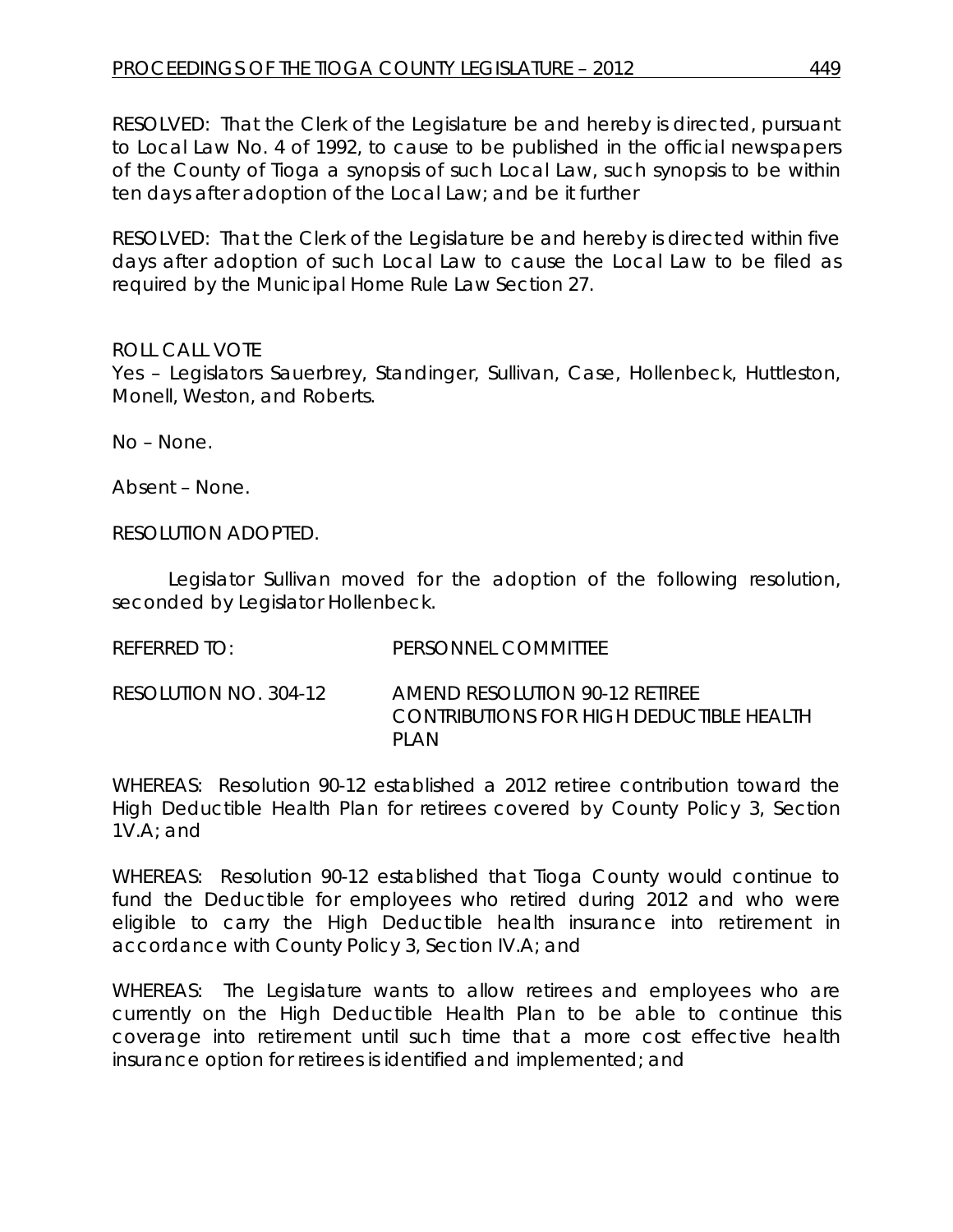RESOLVED: That the Clerk of the Legislature be and hereby is directed, pursuant to Local Law No. 4 of 1992, to cause to be published in the official newspapers of the County of Tioga a synopsis of such Local Law, such synopsis to be within ten days after adoption of the Local Law; and be it further

RESOLVED: That the Clerk of the Legislature be and hereby is directed within five days after adoption of such Local Law to cause the Local Law to be filed as required by the Municipal Home Rule Law Section 27.

ROLL CALL VOTE
Yes – Legislators Sauerbrey, Standinger, Sullivan, Case, Hollenbeck, Huttleston, Monell, Weston, and Roberts.

No – None.

Absent – None.

RESOLUTION ADOPTED.

Legislator Sullivan moved for the adoption of the following resolution, seconded by Legislator Hollenbeck.

REFERRED TO: PERSONNEL COMMITTEE

RESOLUTION NO. 304-12 AMEND RESOLUTION 90-12 RETIREE CONTRIBUTIONS FOR HIGH DEDUCTIBLE HEALTH PLAN

WHEREAS: Resolution 90-12 established a 2012 retiree contribution toward the High Deductible Health Plan for retirees covered by County Policy 3, Section 1V.A; and

WHEREAS: Resolution 90-12 established that Tioga County would continue to fund the Deductible for employees who retired during 2012 and who were eligible to carry the High Deductible health insurance into retirement in accordance with County Policy 3, Section IV.A; and

WHEREAS: The Legislature wants to allow retirees and employees who are currently on the High Deductible Health Plan to be able to continue this coverage into retirement until such time that a more cost effective health insurance option for retirees is identified and implemented; and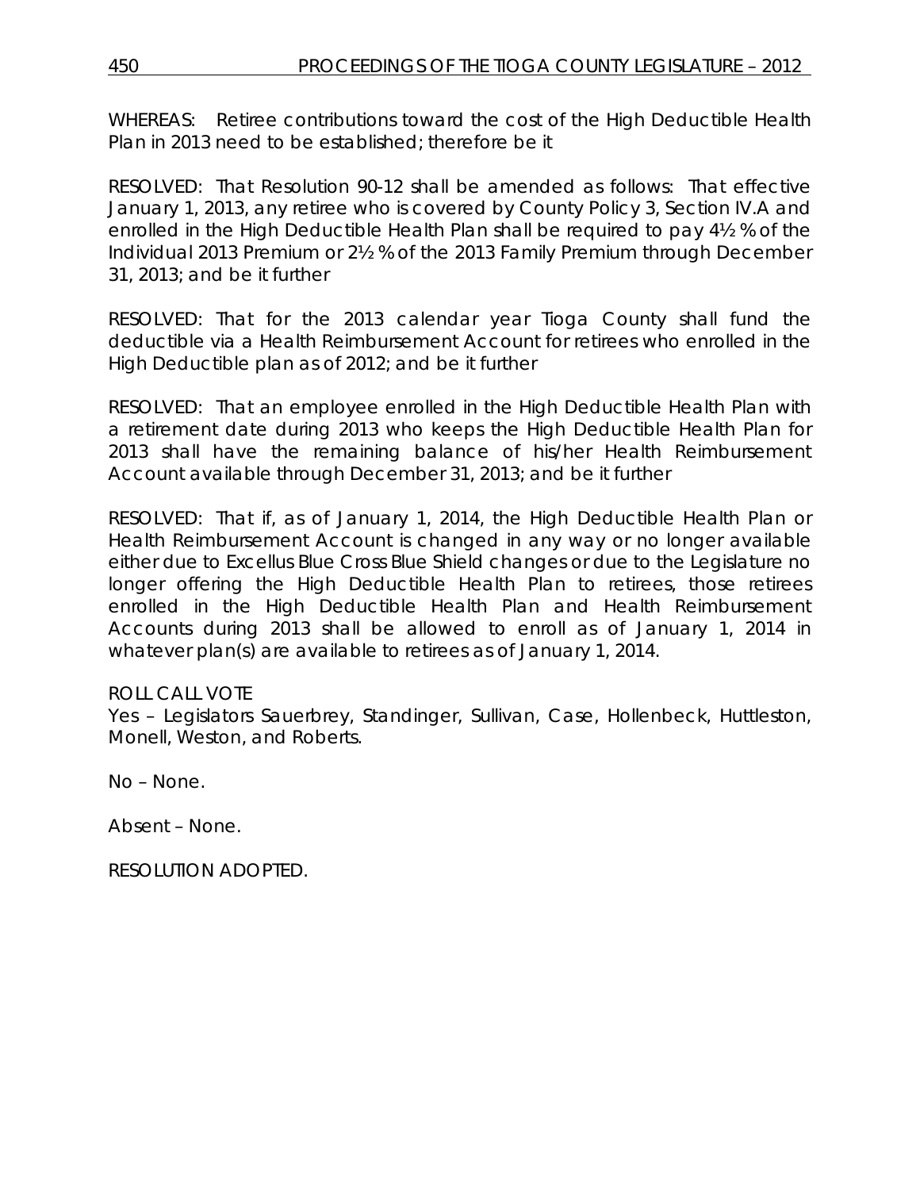WHEREAS: Retiree contributions toward the cost of the High Deductible Health Plan in 2013 need to be established; therefore be it

RESOLVED: That Resolution 90-12 shall be amended as follows: That effective January 1, 2013, any retiree who is covered by County Policy 3, Section IV.A and enrolled in the High Deductible Health Plan shall be required to pay 4½ % of the Individual 2013 Premium or 2½ % of the 2013 Family Premium through December 31, 2013; and be it further

RESOLVED: That for the 2013 calendar year Tioga County shall fund the deductible via a Health Reimbursement Account for retirees who enrolled in the High Deductible plan as of 2012; and be it further

RESOLVED: That an employee enrolled in the High Deductible Health Plan with a retirement date during 2013 who keeps the High Deductible Health Plan for 2013 shall have the remaining balance of his/her Health Reimbursement Account available through December 31, 2013; and be it further

RESOLVED: That if, as of January 1, 2014, the High Deductible Health Plan or Health Reimbursement Account is changed in any way or no longer available either due to Excellus Blue Cross Blue Shield changes or due to the Legislature no longer offering the High Deductible Health Plan to retirees, those retirees enrolled in the High Deductible Health Plan and Health Reimbursement Accounts during 2013 shall be allowed to enroll as of January 1, 2014 in whatever plan(s) are available to retirees as of January 1, 2014.

ROLL CALL VOTE
Yes – Legislators Sauerbrey, Standinger, Sullivan, Case, Hollenbeck, Huttleston, Monell, Weston, and Roberts.

No – None.

Absent – None.

RESOLUTION ADOPTED.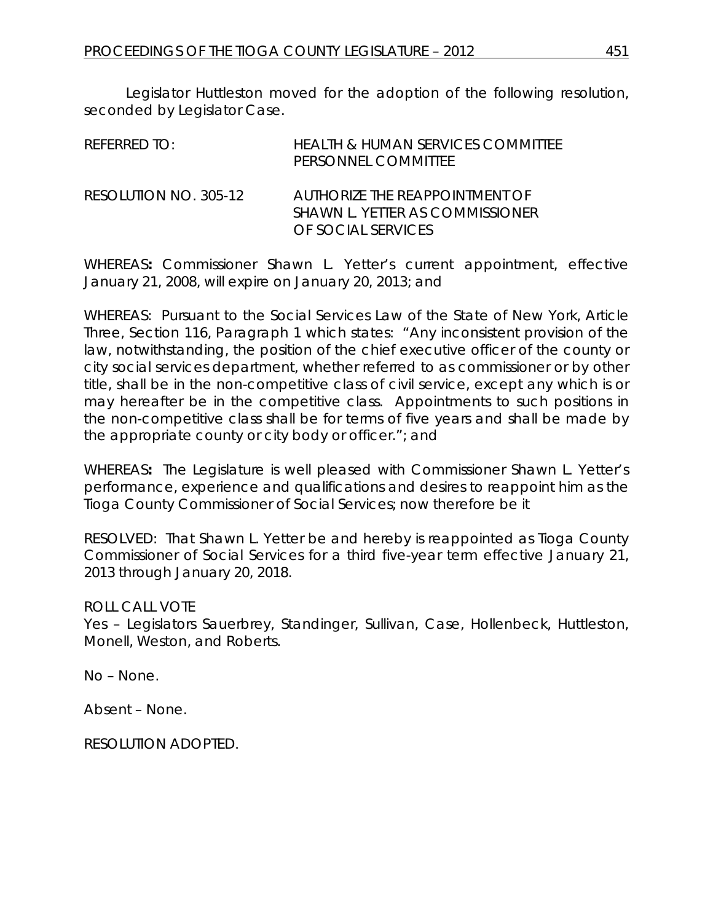Legislator Huttleston moved for the adoption of the following resolution, seconded by Legislator Case.

| | |
|---|---|
| REFERRED TO: | HEALTH & HUMAN SERVICES COMMITTEE<br>PERSONNEL COMMITTEE |
| RESOLUTION NO. 305-12 | AUTHORIZE THE REAPPOINTMENT OF SHAWN L. YETTER AS COMMISSIONER OF SOCIAL SERVICES |

WHEREAS**:** Commissioner Shawn L. Yetter's current appointment, effective January 21, 2008, will expire on January 20, 2013; and

WHEREAS: Pursuant to the Social Services Law of the State of New York, Article Three, Section 116, Paragraph 1 which states: "Any inconsistent provision of the law, notwithstanding, the position of the chief executive officer of the county or city social services department, whether referred to as commissioner or by other title, shall be in the non-competitive class of civil service, except any which is or may hereafter be in the competitive class. Appointments to such positions in the non-competitive class shall be for terms of five years and shall be made by the appropriate county or city body or officer."; and

WHEREAS**:** The Legislature is well pleased with Commissioner Shawn L. Yetter's performance, experience and qualifications and desires to reappoint him as the Tioga County Commissioner of Social Services; now therefore be it

RESOLVED: That Shawn L. Yetter be and hereby is reappointed as Tioga County Commissioner of Social Services for a third five-year term effective January 21, 2013 through January 20, 2018.

ROLL CALL VOTE
Yes – Legislators Sauerbrey, Standinger, Sullivan, Case, Hollenbeck, Huttleston, Monell, Weston, and Roberts.

No – None.

Absent – None.

RESOLUTION ADOPTED.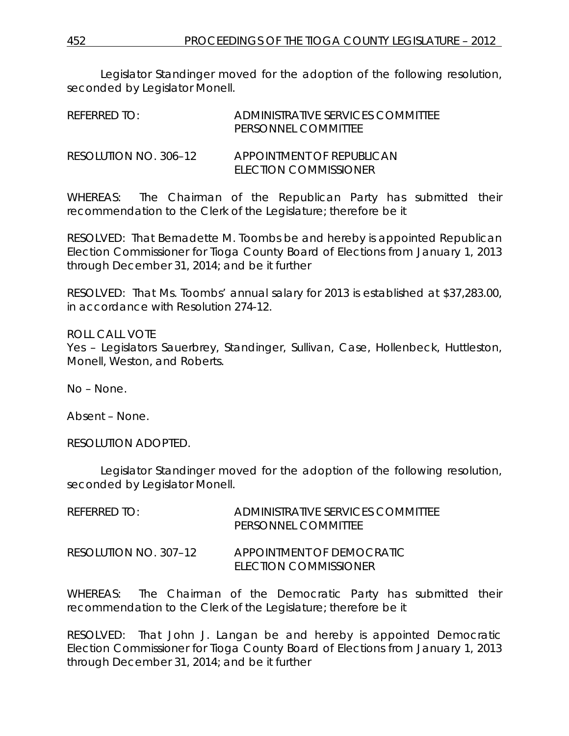Legislator Standinger moved for the adoption of the following resolution, seconded by Legislator Monell.

REFERRED TO: ADMINISTRATIVE SERVICES COMMITTEE
PERSONNEL COMMITTEE

RESOLUTION NO. 306–12 APPOINTMENT OF REPUBLICAN ELECTION COMMISSIONER

WHEREAS: The Chairman of the Republican Party has submitted their recommendation to the Clerk of the Legislature; therefore be it

RESOLVED: That Bernadette M. Toombs be and hereby is appointed Republican Election Commissioner for Tioga County Board of Elections from January 1, 2013 through December 31, 2014; and be it further

RESOLVED: That Ms. Toombs' annual salary for 2013 is established at $37,283.00, in accordance with Resolution 274-12.

ROLL CALL VOTE
Yes – Legislators Sauerbrey, Standinger, Sullivan, Case, Hollenbeck, Huttleston, Monell, Weston, and Roberts.

No – None.

Absent – None.

RESOLUTION ADOPTED.

Legislator Standinger moved for the adoption of the following resolution, seconded by Legislator Monell.

REFERRED TO: ADMINISTRATIVE SERVICES COMMITTEE
PERSONNEL COMMITTEE

RESOLUTION NO. 307–12 APPOINTMENT OF DEMOCRATIC ELECTION COMMISSIONER

WHEREAS: The Chairman of the Democratic Party has submitted their recommendation to the Clerk of the Legislature; therefore be it

RESOLVED: That John J. Langan be and hereby is appointed Democratic Election Commissioner for Tioga County Board of Elections from January 1, 2013 through December 31, 2014; and be it further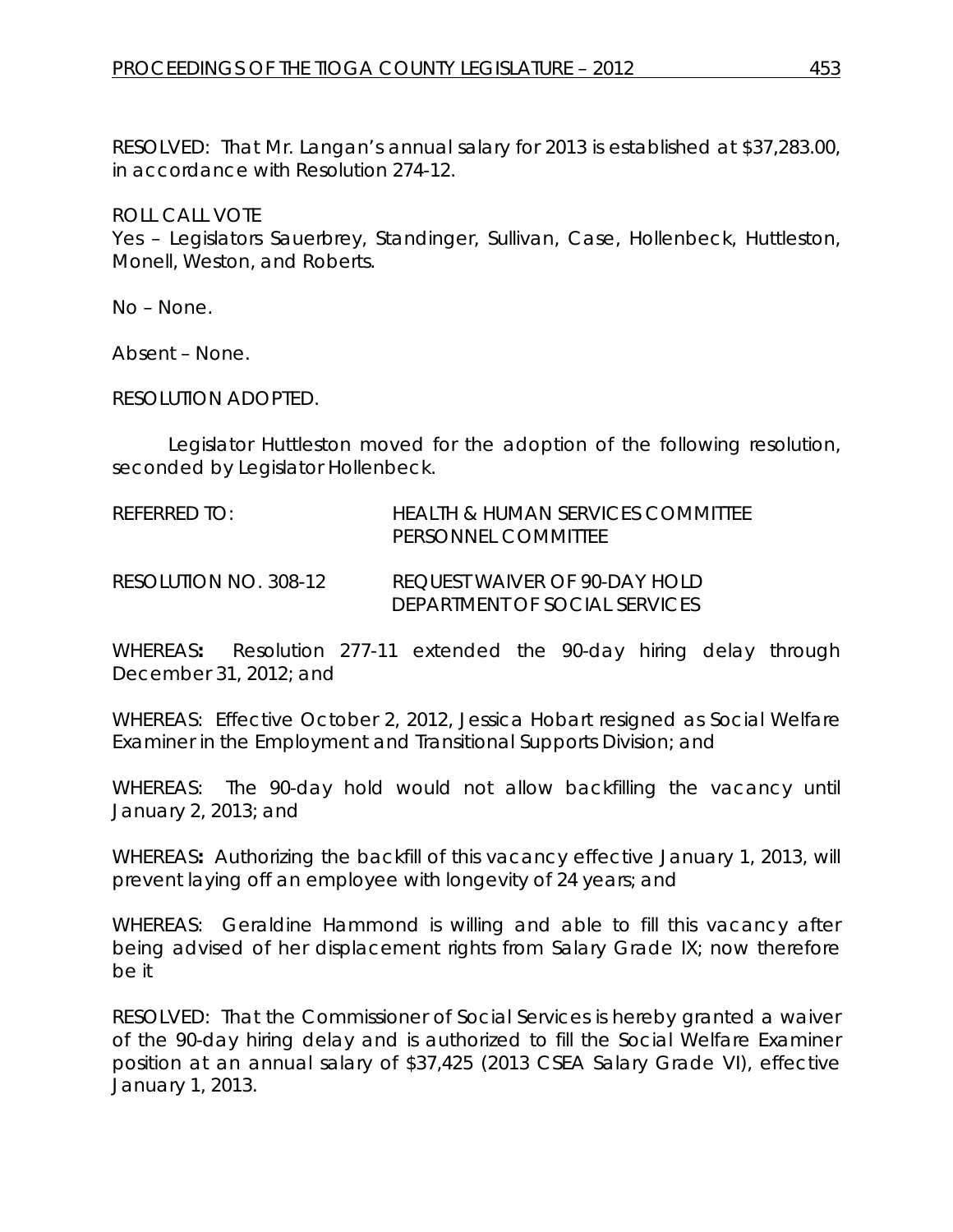RESOLVED: That Mr. Langan's annual salary for 2013 is established at $37,283.00, in accordance with Resolution 274-12.

ROLL CALL VOTE
Yes – Legislators Sauerbrey, Standinger, Sullivan, Case, Hollenbeck, Huttleston, Monell, Weston, and Roberts.

No – None.

Absent – None.

RESOLUTION ADOPTED.

Legislator Huttleston moved for the adoption of the following resolution, seconded by Legislator Hollenbeck.

REFERRED TO: HEALTH & HUMAN SERVICES COMMITTEE
PERSONNEL COMMITTEE

RESOLUTION NO. 308-12 REQUEST WAIVER OF 90-DAY HOLD
DEPARTMENT OF SOCIAL SERVICES

WHEREAS**:** Resolution 277-11 extended the 90-day hiring delay through December 31, 2012; and

WHEREAS: Effective October 2, 2012, Jessica Hobart resigned as Social Welfare Examiner in the Employment and Transitional Supports Division; and

WHEREAS: The 90-day hold would not allow backfilling the vacancy until January 2, 2013; and

WHEREAS**:** Authorizing the backfill of this vacancy effective January 1, 2013, will prevent laying off an employee with longevity of 24 years; and

WHEREAS: Geraldine Hammond is willing and able to fill this vacancy after being advised of her displacement rights from Salary Grade IX; now therefore be it

RESOLVED: That the Commissioner of Social Services is hereby granted a waiver of the 90-day hiring delay and is authorized to fill the Social Welfare Examiner position at an annual salary of $37,425 (2013 CSEA Salary Grade VI), effective January 1, 2013.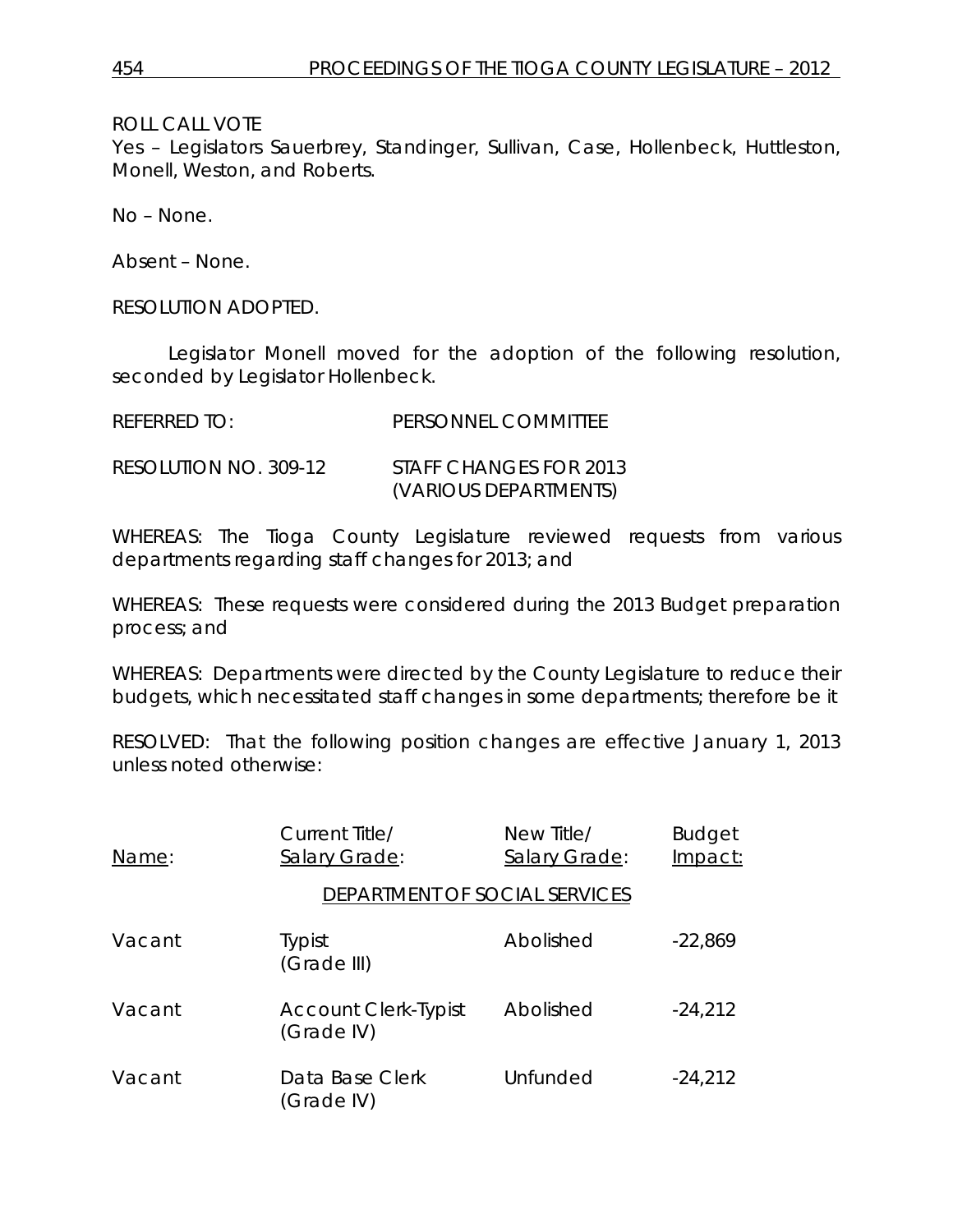ROLL CALL VOTE
Yes – Legislators Sauerbrey, Standinger, Sullivan, Case, Hollenbeck, Huttleston, Monell, Weston, and Roberts.

No – None.

Absent – None.

RESOLUTION ADOPTED.

Legislator Monell moved for the adoption of the following resolution, seconded by Legislator Hollenbeck.

REFERRED TO: PERSONNEL COMMITTEE

RESOLUTION NO. 309-12 STAFF CHANGES FOR 2013 (VARIOUS DEPARTMENTS)

WHEREAS: The Tioga County Legislature reviewed requests from various departments regarding staff changes for 2013; and

WHEREAS: These requests were considered during the 2013 Budget preparation process; and

WHEREAS: Departments were directed by the County Legislature to reduce their budgets, which necessitated staff changes in some departments; therefore be it

RESOLVED: That the following position changes are effective January 1, 2013 unless noted otherwise:

| Name: | Current Title/ Salary Grade: | New Title/ Salary Grade: | Budget Impact: |
|---|---|---|---|
| | DEPARTMENT OF SOCIAL SERVICES | | |
| Vacant | Typist (Grade III) | Abolished | -22,869 |
| Vacant | Account Clerk-Typist (Grade IV) | Abolished | -24,212 |
| Vacant | Data Base Clerk (Grade IV) | Unfunded | -24,212 |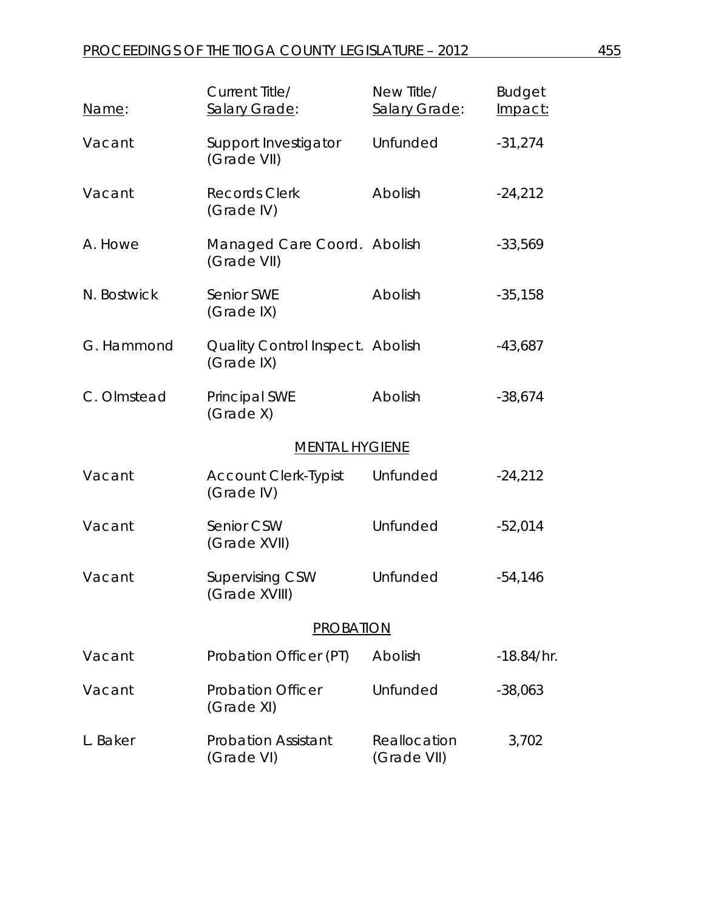| Name: | Current Title/ Salary Grade: | New Title/ Salary Grade: | Budget Impact: |
|---|---|---|---|
| Vacant | Support Investigator (Grade VII) | Unfunded | -31,274 |
| Vacant | Records Clerk (Grade IV) | Abolish | -24,212 |
| A. Howe | Managed Care Coord. (Grade VII) | Abolish | -33,569 |
| N. Bostwick | Senior SWE (Grade IX) | Abolish | -35,158 |
| G. Hammond | Quality Control Inspect. (Grade IX) | Abolish | -43,687 |
| C. Olmstead | Principal SWE (Grade X) | Abolish | -38,674 |
| | MENTAL HYGIENE | | |
| Vacant | Account Clerk-Typist (Grade IV) | Unfunded | -24,212 |
| Vacant | Senior CSW (Grade XVII) | Unfunded | -52,014 |
| Vacant | Supervising CSW (Grade XVIII) | Unfunded | -54,146 |
| | PROBATION | | |
| Vacant | Probation Officer (PT) | Abolish | -18.84/hr. |
| Vacant | Probation Officer (Grade XI) | Unfunded | -38,063 |
| L. Baker | Probation Assistant (Grade VI) | Reallocation (Grade VII) | 3,702 |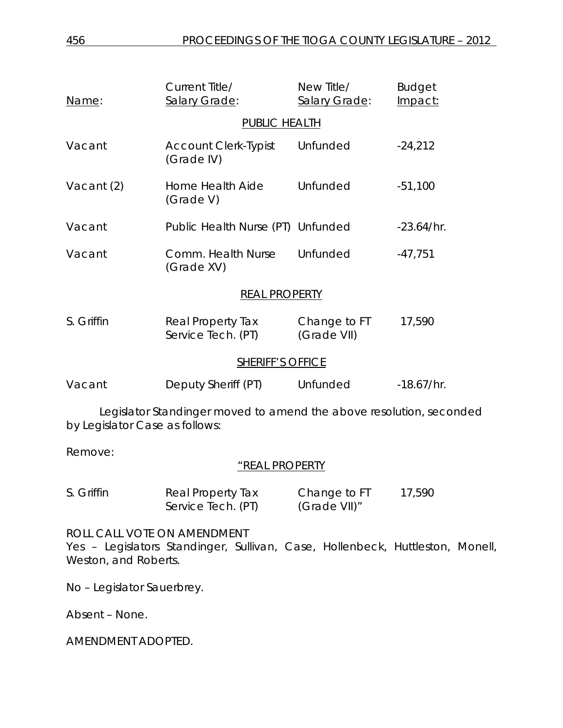| Name: | Current Title/ Salary Grade: | New Title/ Salary Grade: | Budget Impact: |
|---|---|---|---|
| | PUBLIC HEALTH | | |
| Vacant | Account Clerk-Typist (Grade IV) | Unfunded | -24,212 |
| Vacant (2) | Home Health Aide (Grade V) | Unfunded | -51,100 |
| Vacant | Public Health Nurse (PT) | Unfunded | -23.64/hr. |
| Vacant | Comm. Health Nurse (Grade XV) | Unfunded | -47,751 |
| | REAL PROPERTY | | |
| S. Griffin | Real Property Tax Service Tech. (PT) | Change to FT (Grade VII) | 17,590 |
| | SHERIFF'S OFFICE | | |
| Vacant | Deputy Sheriff (PT) | Unfunded | -18.67/hr. |

Legislator Standinger moved to amend the above resolution, seconded by Legislator Case as follows:

Remove:

"REAL PROPERTY

| | | | |
|---|---|---|---|
| S. Griffin | Real Property Tax Service Tech. (PT) | Change to FT (Grade VII)" | 17,590 |

ROLL CALL VOTE ON AMENDMENT
Yes – Legislators Standinger, Sullivan, Case, Hollenbeck, Huttleston, Monell, Weston, and Roberts.

No – Legislator Sauerbrey.

Absent – None.

AMENDMENT ADOPTED.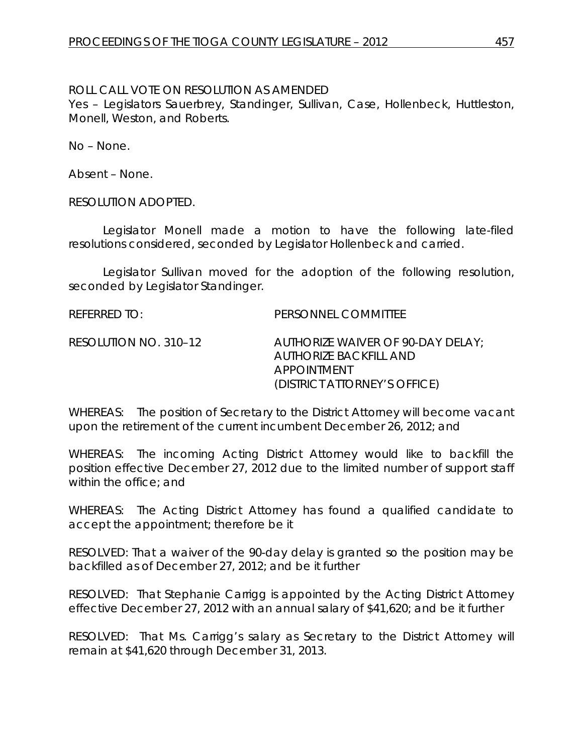ROLL CALL VOTE ON RESOLUTION AS AMENDED
Yes – Legislators Sauerbrey, Standinger, Sullivan, Case, Hollenbeck, Huttleston, Monell, Weston, and Roberts.

No – None.

Absent – None.

RESOLUTION ADOPTED.

Legislator Monell made a motion to have the following late-filed resolutions considered, seconded by Legislator Hollenbeck and carried.

Legislator Sullivan moved for the adoption of the following resolution, seconded by Legislator Standinger.

REFERRED TO: PERSONNEL COMMITTEE

RESOLUTION NO. 310–12 AUTHORIZE WAIVER OF 90-DAY DELAY; AUTHORIZE BACKFILL AND APPOINTMENT (DISTRICT ATTORNEY'S OFFICE)

WHEREAS: The position of Secretary to the District Attorney will become vacant upon the retirement of the current incumbent December 26, 2012; and

WHEREAS: The incoming Acting District Attorney would like to backfill the position effective December 27, 2012 due to the limited number of support staff within the office; and

WHEREAS: The Acting District Attorney has found a qualified candidate to accept the appointment; therefore be it

RESOLVED: That a waiver of the 90-day delay is granted so the position may be backfilled as of December 27, 2012; and be it further

RESOLVED: That Stephanie Carrigg is appointed by the Acting District Attorney effective December 27, 2012 with an annual salary of $41,620; and be it further

RESOLVED: That Ms. Carrigg's salary as Secretary to the District Attorney will remain at $41,620 through December 31, 2013.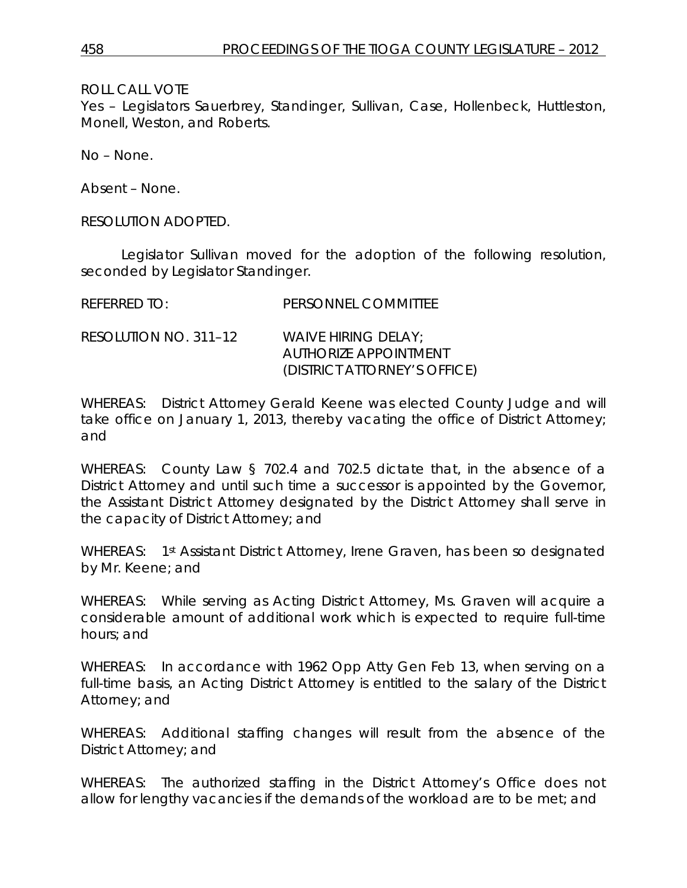ROLL CALL VOTE
Yes – Legislators Sauerbrey, Standinger, Sullivan, Case, Hollenbeck, Huttleston, Monell, Weston, and Roberts.

No – None.

Absent – None.

RESOLUTION ADOPTED.

Legislator Sullivan moved for the adoption of the following resolution, seconded by Legislator Standinger.

REFERRED TO: PERSONNEL COMMITTEE

RESOLUTION NO. 311–12 WAIVE HIRING DELAY; AUTHORIZE APPOINTMENT (DISTRICT ATTORNEY'S OFFICE)

WHEREAS: District Attorney Gerald Keene was elected County Judge and will take office on January 1, 2013, thereby vacating the office of District Attorney; and

WHEREAS: County Law § 702.4 and 702.5 dictate that, in the absence of a District Attorney and until such time a successor is appointed by the Governor, the Assistant District Attorney designated by the District Attorney shall serve in the capacity of District Attorney; and

WHEREAS: 1st Assistant District Attorney, Irene Graven, has been so designated by Mr. Keene; and

WHEREAS: While serving as Acting District Attorney, Ms. Graven will acquire a considerable amount of additional work which is expected to require full-time hours; and

WHEREAS: In accordance with 1962 Opp Atty Gen Feb 13, when serving on a full-time basis, an Acting District Attorney is entitled to the salary of the District Attorney; and

WHEREAS: Additional staffing changes will result from the absence of the District Attorney; and

WHEREAS: The authorized staffing in the District Attorney's Office does not allow for lengthy vacancies if the demands of the workload are to be met; and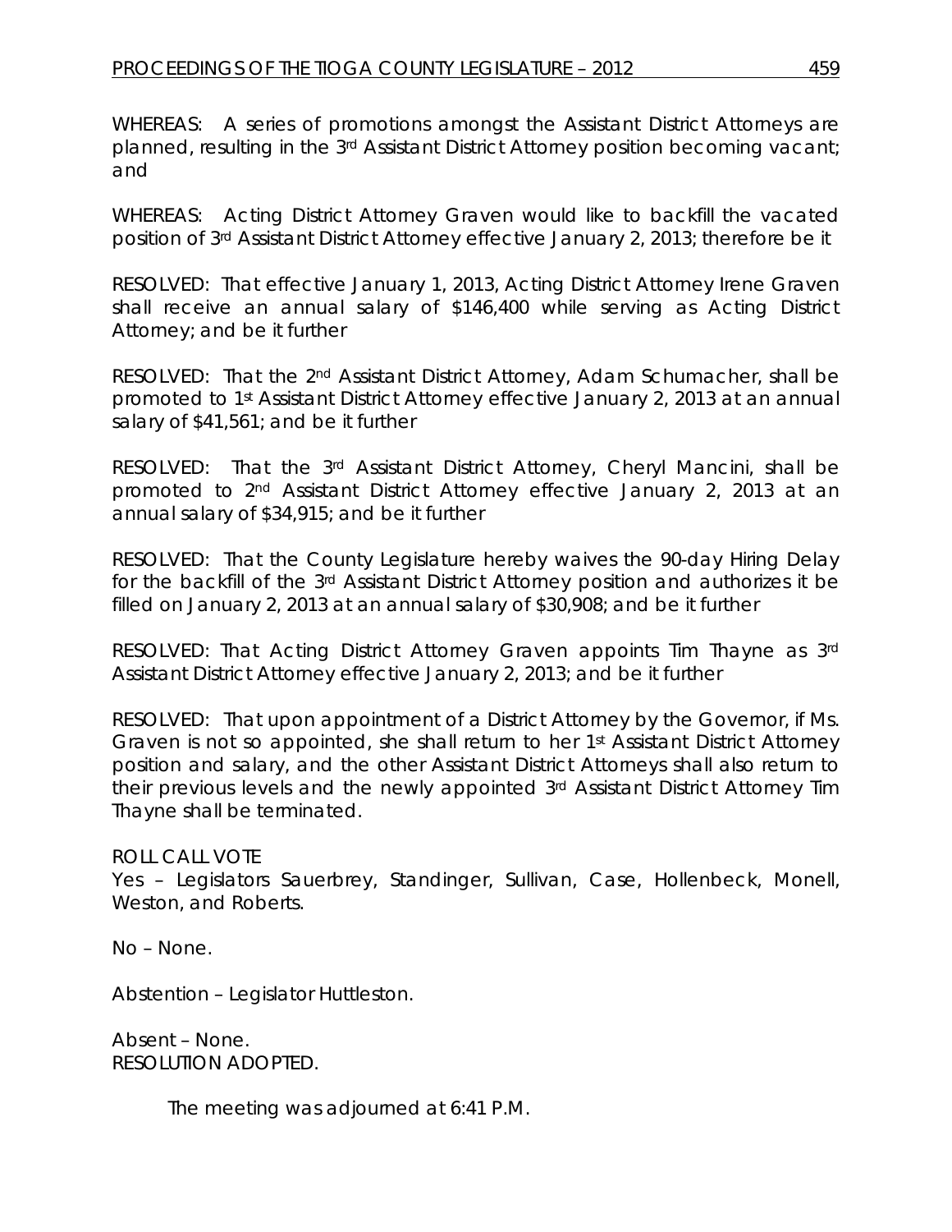WHEREAS: A series of promotions amongst the Assistant District Attorneys are planned, resulting in the 3rd Assistant District Attorney position becoming vacant; and

WHEREAS: Acting District Attorney Graven would like to backfill the vacated position of 3rd Assistant District Attorney effective January 2, 2013; therefore be it

RESOLVED: That effective January 1, 2013, Acting District Attorney Irene Graven shall receive an annual salary of $146,400 while serving as Acting District Attorney; and be it further

RESOLVED: That the 2nd Assistant District Attorney, Adam Schumacher, shall be promoted to 1st Assistant District Attorney effective January 2, 2013 at an annual salary of $41,561; and be it further

RESOLVED: That the 3rd Assistant District Attorney, Cheryl Mancini, shall be promoted to 2nd Assistant District Attorney effective January 2, 2013 at an annual salary of $34,915; and be it further

RESOLVED: That the County Legislature hereby waives the 90-day Hiring Delay for the backfill of the 3rd Assistant District Attorney position and authorizes it be filled on January 2, 2013 at an annual salary of $30,908; and be it further

RESOLVED: That Acting District Attorney Graven appoints Tim Thayne as 3rd Assistant District Attorney effective January 2, 2013; and be it further

RESOLVED: That upon appointment of a District Attorney by the Governor, if Ms. Graven is not so appointed, she shall return to her 1st Assistant District Attorney position and salary, and the other Assistant District Attorneys shall also return to their previous levels and the newly appointed 3rd Assistant District Attorney Tim Thayne shall be terminated.

ROLL CALL VOTE
Yes – Legislators Sauerbrey, Standinger, Sullivan, Case, Hollenbeck, Monell, Weston, and Roberts.

No – None.

Abstention – Legislator Huttleston.

Absent – None.
RESOLUTION ADOPTED.

The meeting was adjourned at 6:41 P.M.